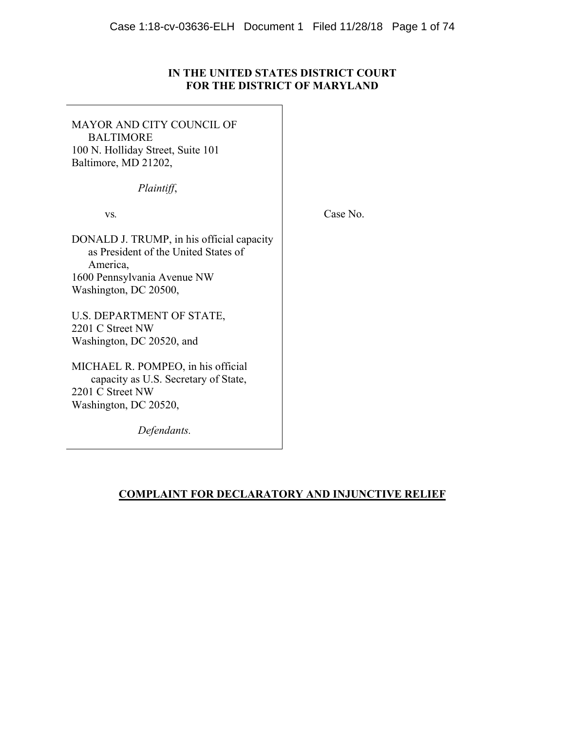**IN THE UNITED STATES DISTRICT COURT**
**FOR THE DISTRICT OF MARYLAND**

MAYOR AND CITY COUNCIL OF BALTIMORE
100 N. Holliday Street, Suite 101
Baltimore, MD 21202,

*Plaintiff*,

vs.

DONALD J. TRUMP, in his official capacity as President of the United States of America,
1600 Pennsylvania Avenue NW
Washington, DC 20500,

U.S. DEPARTMENT OF STATE,
2201 C Street NW
Washington, DC 20520, and

MICHAEL R. POMPEO, in his official capacity as U.S. Secretary of State,
2201 C Street NW
Washington, DC 20520,

*Defendants.*

Case No.

**COMPLAINT FOR DECLARATORY AND INJUNCTIVE RELIEF**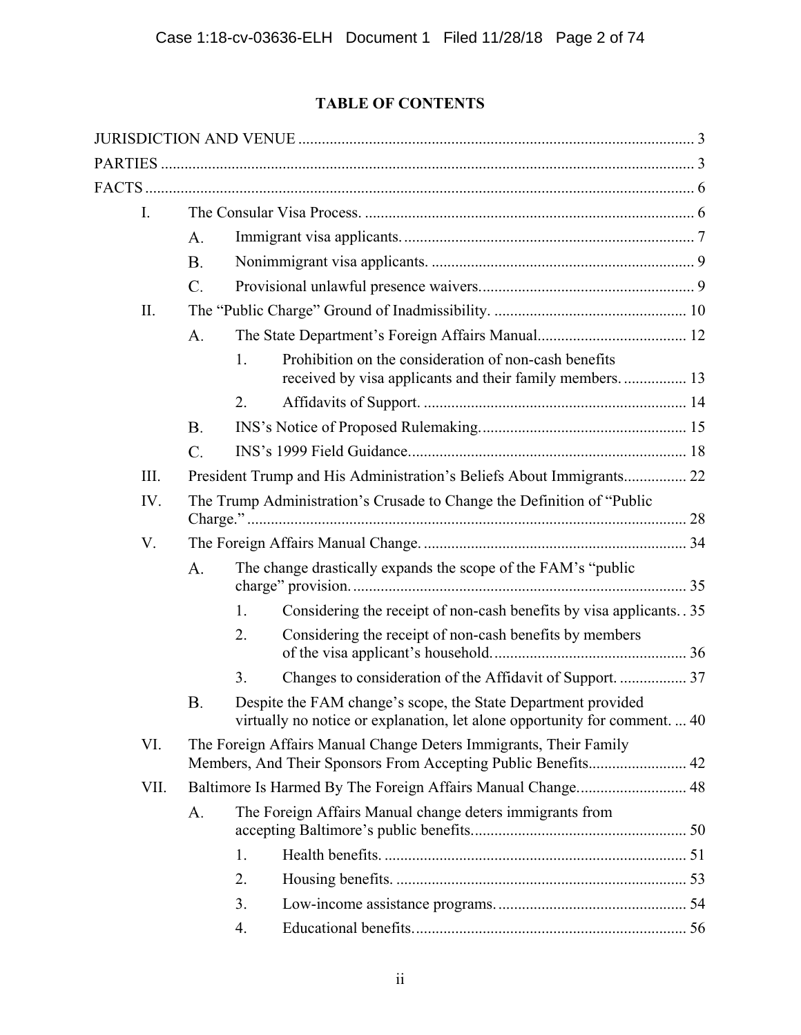# TABLE OF CONTENTS

JURISDICTION AND VENUE .................................................................................................. 3

PARTIES ................................................................................................................................. 3

FACTS ..................................................................................................................................... 6

- I. The Consular Visa Process. ........................................................................................ 6
  - A. Immigrant visa applicants. ................................................................................. 7
  - B. Nonimmigrant visa applicants. ........................................................................... 9
  - C. Provisional unlawful presence waivers. .............................................................. 9
- II. The "Public Charge" Ground of Inadmissibility. ..................................................... 10
  - A. The State Department's Foreign Affairs Manual. .............................................. 12
    - 1. Prohibition on the consideration of non-cash benefits received by visa applicants and their family members. ................ 13
    - 2. Affidavits of Support. ................................................................................. 14
  - B. INS's Notice of Proposed Rulemaking. .............................................................. 15
  - C. INS's 1999 Field Guidance. ................................................................................ 18
- III. President Trump and His Administration's Beliefs About Immigrants. ................ 22
- IV. The Trump Administration's Crusade to Change the Definition of "Public Charge." ...................................................................................................................... 28
- V. The Foreign Affairs Manual Change. ........................................................................ 34
  - A. The change drastically expands the scope of the FAM's "public charge" provision. ..................................................................................... 35
    - 1. Considering the receipt of non-cash benefits by visa applicants. . 35
    - 2. Considering the receipt of non-cash benefits by members of the visa applicant's household. ................................................ 36
    - 3. Changes to consideration of the Affidavit of Support. ................. 37
  - B. Despite the FAM change's scope, the State Department provided virtually no notice or explanation, let alone opportunity for comment. ... 40
- VI. The Foreign Affairs Manual Change Deters Immigrants, Their Family Members, And Their Sponsors From Accepting Public Benefits. ........................ 42
- VII. Baltimore Is Harmed By The Foreign Affairs Manual Change. ........................... 48
  - A. The Foreign Affairs Manual change deters immigrants from accepting Baltimore's public benefits. ..................................................... 50
    - 1. Health benefits. ........................................................................... 51
    - 2. Housing benefits. ......................................................................... 53
    - 3. Low-income assistance programs. ............................................... 54
    - 4. Educational benefits. .................................................................... 56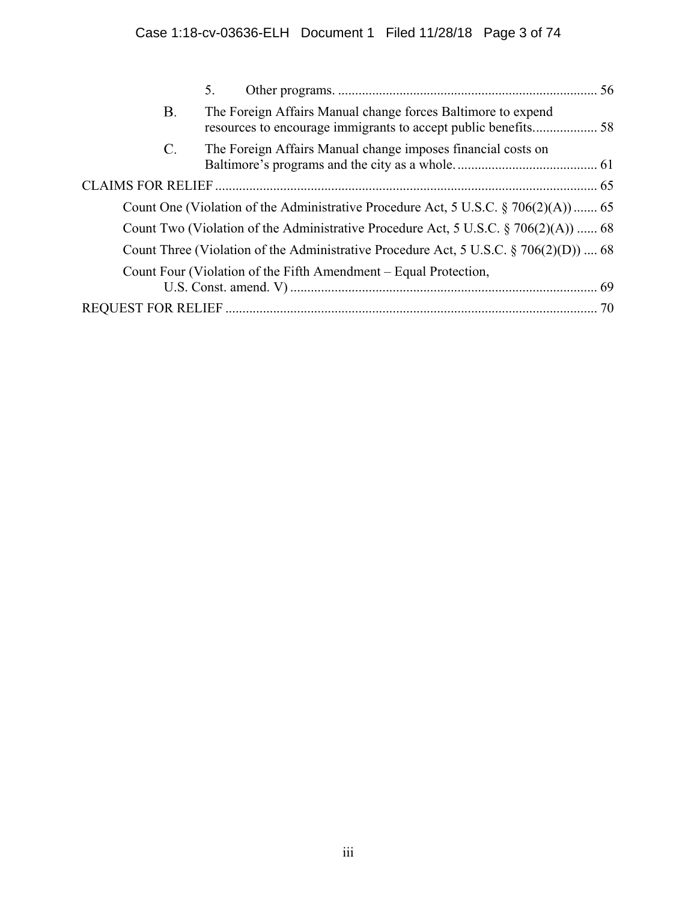5. Other programs. ........................................................................... 56

B. The Foreign Affairs Manual change forces Baltimore to expend resources to encourage immigrants to accept public benefits.................. 58

C. The Foreign Affairs Manual change imposes financial costs on Baltimore's programs and the city as a whole. ......................................... 61

CLAIMS FOR RELIEF ............................................................................................................... 65

Count One (Violation of the Administrative Procedure Act, 5 U.S.C. § 706(2)(A)) ....... 65

Count Two (Violation of the Administrative Procedure Act, 5 U.S.C. § 706(2)(A)) ...... 68

Count Three (Violation of the Administrative Procedure Act, 5 U.S.C. § 706(2)(D)) .... 68

Count Four (Violation of the Fifth Amendment – Equal Protection, U.S. Const. amend. V) .......................................................................................... 69

REQUEST FOR RELIEF ............................................................................................................ 70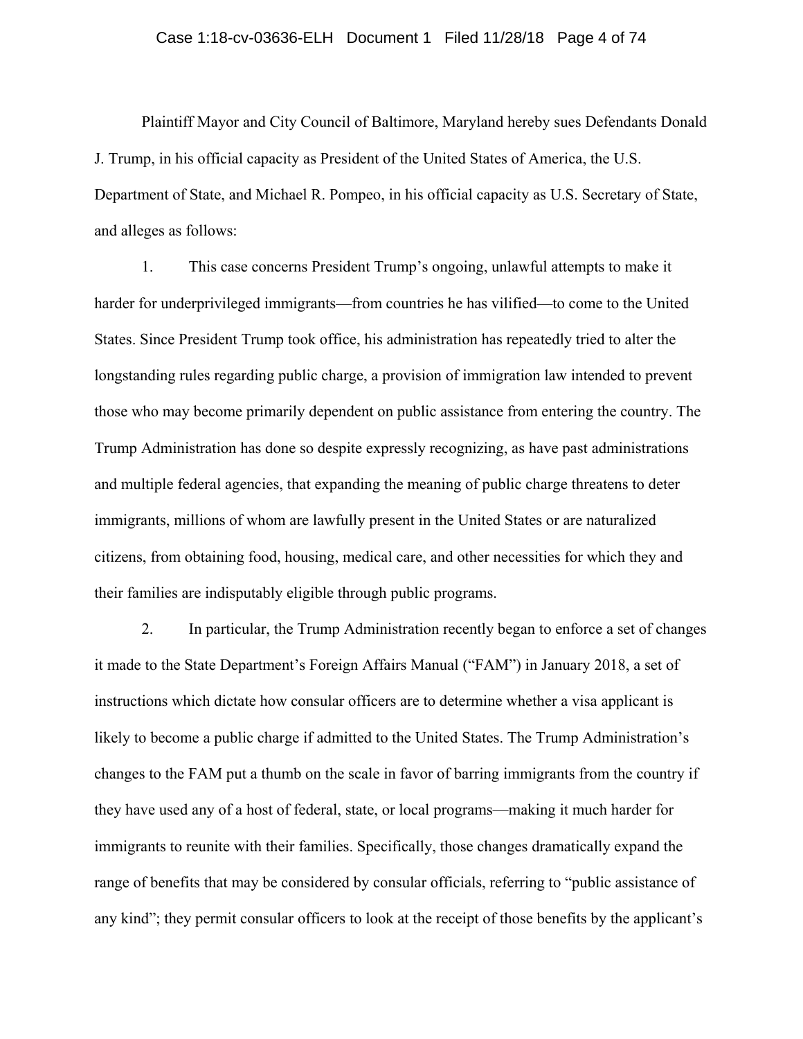Plaintiff Mayor and City Council of Baltimore, Maryland hereby sues Defendants Donald J. Trump, in his official capacity as President of the United States of America, the U.S. Department of State, and Michael R. Pompeo, in his official capacity as U.S. Secretary of State, and alleges as follows:

1. This case concerns President Trump's ongoing, unlawful attempts to make it harder for underprivileged immigrants—from countries he has vilified—to come to the United States. Since President Trump took office, his administration has repeatedly tried to alter the longstanding rules regarding public charge, a provision of immigration law intended to prevent those who may become primarily dependent on public assistance from entering the country. The Trump Administration has done so despite expressly recognizing, as have past administrations and multiple federal agencies, that expanding the meaning of public charge threatens to deter immigrants, millions of whom are lawfully present in the United States or are naturalized citizens, from obtaining food, housing, medical care, and other necessities for which they and their families are indisputably eligible through public programs.

2. In particular, the Trump Administration recently began to enforce a set of changes it made to the State Department's Foreign Affairs Manual ("FAM") in January 2018, a set of instructions which dictate how consular officers are to determine whether a visa applicant is likely to become a public charge if admitted to the United States. The Trump Administration's changes to the FAM put a thumb on the scale in favor of barring immigrants from the country if they have used any of a host of federal, state, or local programs—making it much harder for immigrants to reunite with their families. Specifically, those changes dramatically expand the range of benefits that may be considered by consular officials, referring to "public assistance of any kind"; they permit consular officers to look at the receipt of those benefits by the applicant's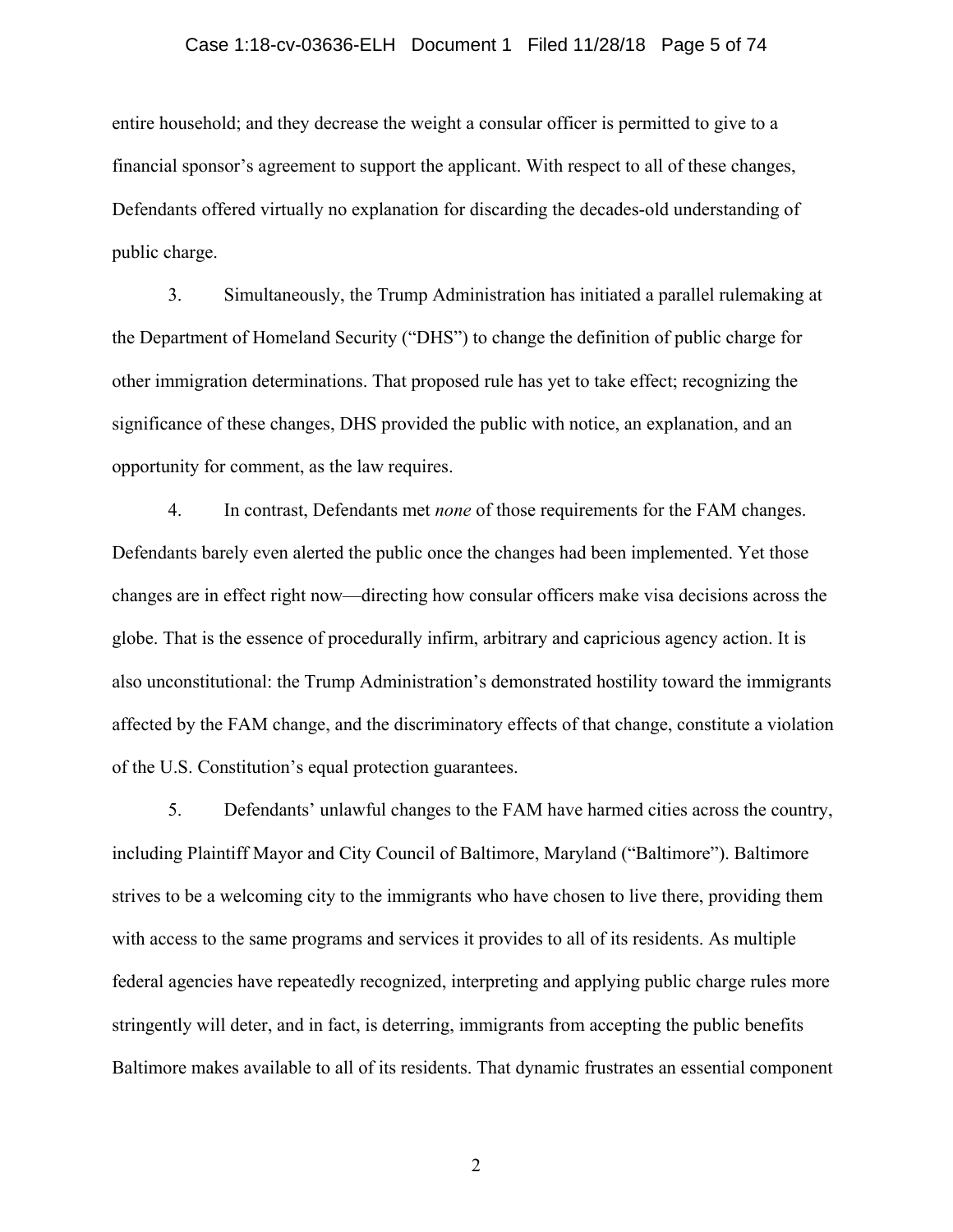entire household; and they decrease the weight a consular officer is permitted to give to a financial sponsor's agreement to support the applicant. With respect to all of these changes, Defendants offered virtually no explanation for discarding the decades-old understanding of public charge.

3. Simultaneously, the Trump Administration has initiated a parallel rulemaking at the Department of Homeland Security ("DHS") to change the definition of public charge for other immigration determinations. That proposed rule has yet to take effect; recognizing the significance of these changes, DHS provided the public with notice, an explanation, and an opportunity for comment, as the law requires.

4. In contrast, Defendants met *none* of those requirements for the FAM changes. Defendants barely even alerted the public once the changes had been implemented. Yet those changes are in effect right now—directing how consular officers make visa decisions across the globe. That is the essence of procedurally infirm, arbitrary and capricious agency action. It is also unconstitutional: the Trump Administration's demonstrated hostility toward the immigrants affected by the FAM change, and the discriminatory effects of that change, constitute a violation of the U.S. Constitution's equal protection guarantees.

5. Defendants' unlawful changes to the FAM have harmed cities across the country, including Plaintiff Mayor and City Council of Baltimore, Maryland ("Baltimore"). Baltimore strives to be a welcoming city to the immigrants who have chosen to live there, providing them with access to the same programs and services it provides to all of its residents. As multiple federal agencies have repeatedly recognized, interpreting and applying public charge rules more stringently will deter, and in fact, is deterring, immigrants from accepting the public benefits Baltimore makes available to all of its residents. That dynamic frustrates an essential component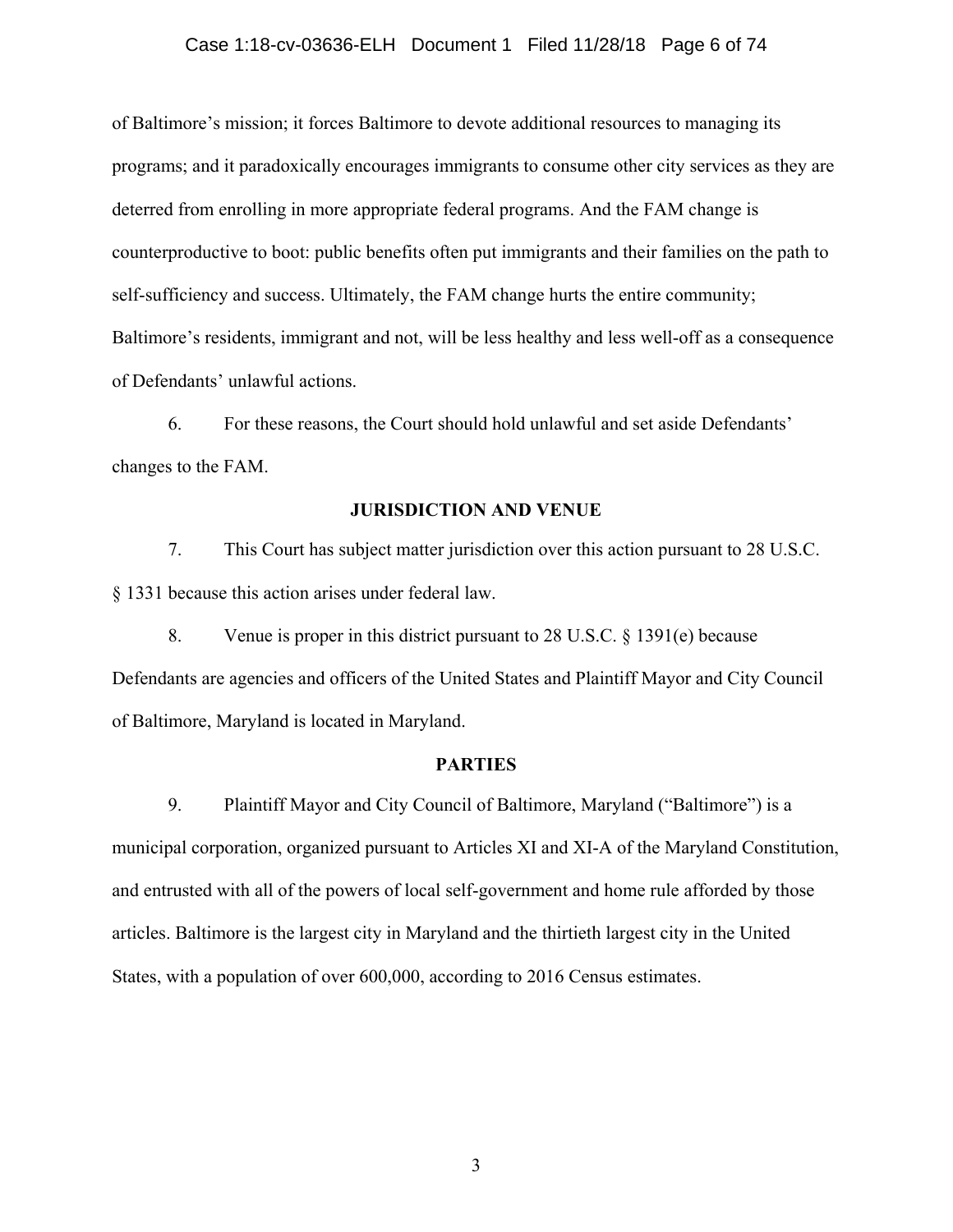of Baltimore's mission; it forces Baltimore to devote additional resources to managing its programs; and it paradoxically encourages immigrants to consume other city services as they are deterred from enrolling in more appropriate federal programs. And the FAM change is counterproductive to boot: public benefits often put immigrants and their families on the path to self-sufficiency and success. Ultimately, the FAM change hurts the entire community; Baltimore's residents, immigrant and not, will be less healthy and less well-off as a consequence of Defendants' unlawful actions.

6. For these reasons, the Court should hold unlawful and set aside Defendants' changes to the FAM.

## JURISDICTION AND VENUE

7. This Court has subject matter jurisdiction over this action pursuant to 28 U.S.C. § 1331 because this action arises under federal law.

8. Venue is proper in this district pursuant to 28 U.S.C. § 1391(e) because Defendants are agencies and officers of the United States and Plaintiff Mayor and City Council of Baltimore, Maryland is located in Maryland.

## PARTIES

9. Plaintiff Mayor and City Council of Baltimore, Maryland ("Baltimore") is a municipal corporation, organized pursuant to Articles XI and XI-A of the Maryland Constitution, and entrusted with all of the powers of local self-government and home rule afforded by those articles. Baltimore is the largest city in Maryland and the thirtieth largest city in the United States, with a population of over 600,000, according to 2016 Census estimates.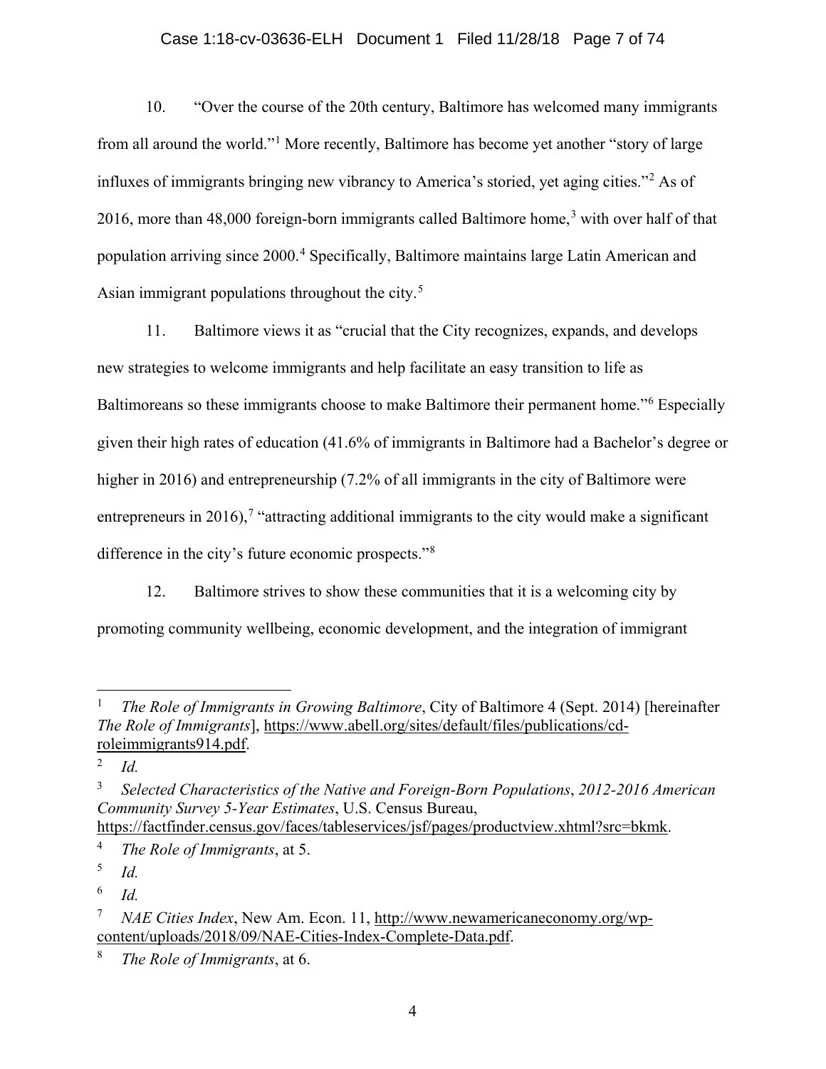10. "Over the course of the 20th century, Baltimore has welcomed many immigrants from all around the world."[1] More recently, Baltimore has become yet another "story of large influxes of immigrants bringing new vibrancy to America's storied, yet aging cities."[2] As of 2016, more than 48,000 foreign-born immigrants called Baltimore home,[3] with over half of that population arriving since 2000.[4] Specifically, Baltimore maintains large Latin American and Asian immigrant populations throughout the city.[5]

11. Baltimore views it as "crucial that the City recognizes, expands, and develops new strategies to welcome immigrants and help facilitate an easy transition to life as Baltimoreans so these immigrants choose to make Baltimore their permanent home."[6] Especially given their high rates of education (41.6% of immigrants in Baltimore had a Bachelor's degree or higher in 2016) and entrepreneurship (7.2% of all immigrants in the city of Baltimore were entrepreneurs in 2016),[7] "attracting additional immigrants to the city would make a significant difference in the city's future economic prospects."[8]

12. Baltimore strives to show these communities that it is a welcoming city by promoting community wellbeing, economic development, and the integration of immigrant

---

[1] *The Role of Immigrants in Growing Baltimore*, City of Baltimore 4 (Sept. 2014) [hereinafter *The Role of Immigrants*], https://www.abell.org/sites/default/files/publications/cd-roleimmigrants914.pdf.

[2] *Id.*

[3] *Selected Characteristics of the Native and Foreign-Born Populations*, *2012-2016 American Community Survey 5-Year Estimates*, U.S. Census Bureau, https://factfinder.census.gov/faces/tableservices/jsf/pages/productview.xhtml?src=bkmk.

[4] *The Role of Immigrants*, at 5.

[5] *Id.*

[6] *Id.*

[7] *NAE Cities Index*, New Am. Econ. 11, http://www.newamericaneconomy.org/wp-content/uploads/2018/09/NAE-Cities-Index-Complete-Data.pdf.

[8] *The Role of Immigrants*, at 6.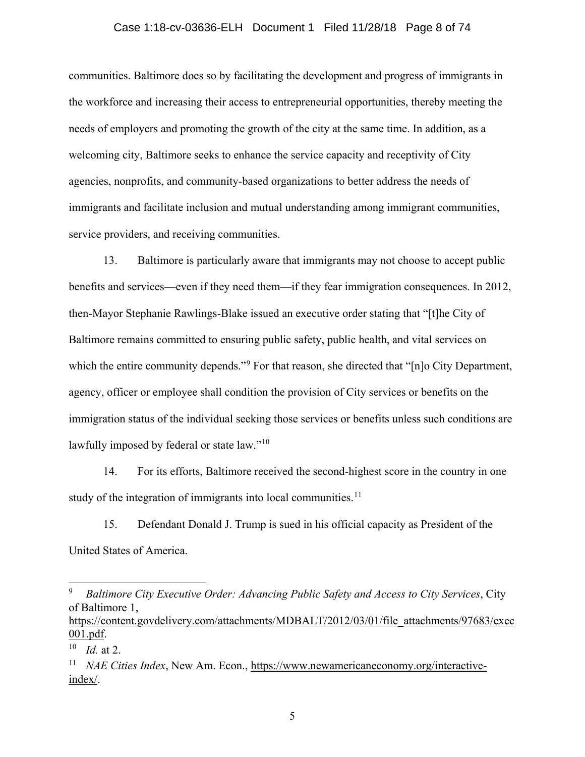communities. Baltimore does so by facilitating the development and progress of immigrants in the workforce and increasing their access to entrepreneurial opportunities, thereby meeting the needs of employers and promoting the growth of the city at the same time. In addition, as a welcoming city, Baltimore seeks to enhance the service capacity and receptivity of City agencies, nonprofits, and community-based organizations to better address the needs of immigrants and facilitate inclusion and mutual understanding among immigrant communities, service providers, and receiving communities.

13. Baltimore is particularly aware that immigrants may not choose to accept public benefits and services—even if they need them—if they fear immigration consequences. In 2012, then-Mayor Stephanie Rawlings-Blake issued an executive order stating that "[t]he City of Baltimore remains committed to ensuring public safety, public health, and vital services on which the entire community depends."[9] For that reason, she directed that "[n]o City Department, agency, officer or employee shall condition the provision of City services or benefits on the immigration status of the individual seeking those services or benefits unless such conditions are lawfully imposed by federal or state law."[10]

14. For its efforts, Baltimore received the second-highest score in the country in one study of the integration of immigrants into local communities.[11]

15. Defendant Donald J. Trump is sued in his official capacity as President of the United States of America.

---

[9] *Baltimore City Executive Order: Advancing Public Safety and Access to City Services*, City of Baltimore 1, https://content.govdelivery.com/attachments/MDBALT/2012/03/01/file_attachments/97683/exec001.pdf.

[10] *Id.* at 2.

[11] *NAE Cities Index*, New Am. Econ., https://www.newamericaneconomy.org/interactive-index/.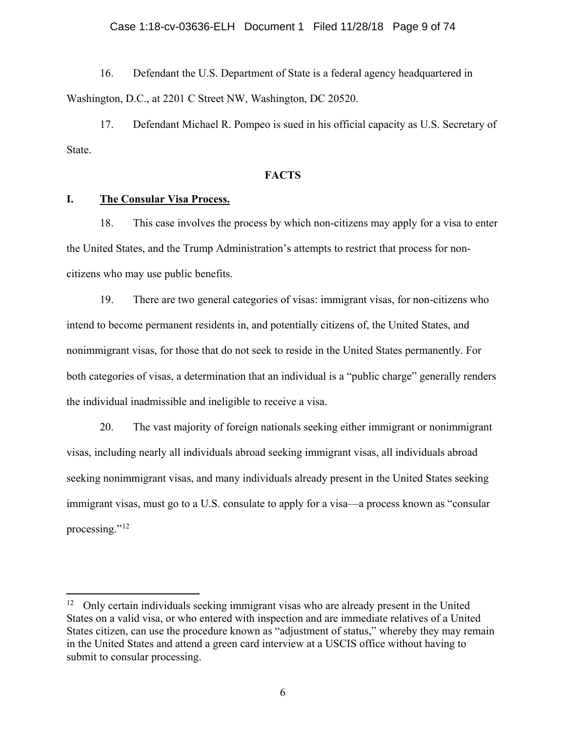16. Defendant the U.S. Department of State is a federal agency headquartered in Washington, D.C., at 2201 C Street NW, Washington, DC 20520.

17. Defendant Michael R. Pompeo is sued in his official capacity as U.S. Secretary of State.

## FACTS

### I. The Consular Visa Process.

18. This case involves the process by which non-citizens may apply for a visa to enter the United States, and the Trump Administration's attempts to restrict that process for non-citizens who may use public benefits.

19. There are two general categories of visas: immigrant visas, for non-citizens who intend to become permanent residents in, and potentially citizens of, the United States, and nonimmigrant visas, for those that do not seek to reside in the United States permanently. For both categories of visas, a determination that an individual is a "public charge" generally renders the individual inadmissible and ineligible to receive a visa.

20. The vast majority of foreign nationals seeking either immigrant or nonimmigrant visas, including nearly all individuals abroad seeking immigrant visas, all individuals abroad seeking nonimmigrant visas, and many individuals already present in the United States seeking immigrant visas, must go to a U.S. consulate to apply for a visa—a process known as "consular processing."[12]

---

[12] Only certain individuals seeking immigrant visas who are already present in the United States on a valid visa, or who entered with inspection and are immediate relatives of a United States citizen, can use the procedure known as "adjustment of status," whereby they may remain in the United States and attend a green card interview at a USCIS office without having to submit to consular processing.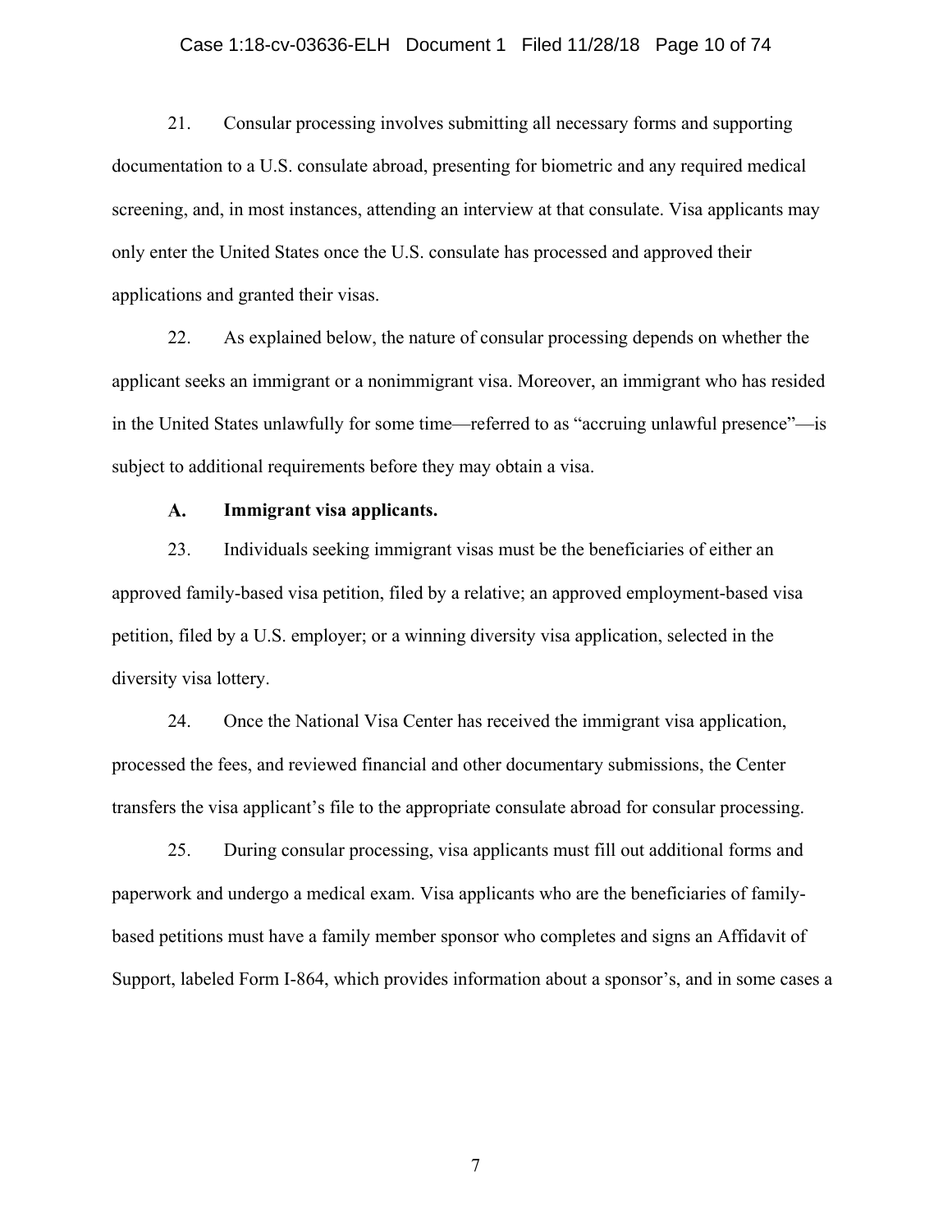21. Consular processing involves submitting all necessary forms and supporting documentation to a U.S. consulate abroad, presenting for biometric and any required medical screening, and, in most instances, attending an interview at that consulate. Visa applicants may only enter the United States once the U.S. consulate has processed and approved their applications and granted their visas.

22. As explained below, the nature of consular processing depends on whether the applicant seeks an immigrant or a nonimmigrant visa. Moreover, an immigrant who has resided in the United States unlawfully for some time—referred to as "accruing unlawful presence"—is subject to additional requirements before they may obtain a visa.

### A. Immigrant visa applicants.

23. Individuals seeking immigrant visas must be the beneficiaries of either an approved family-based visa petition, filed by a relative; an approved employment-based visa petition, filed by a U.S. employer; or a winning diversity visa application, selected in the diversity visa lottery.

24. Once the National Visa Center has received the immigrant visa application, processed the fees, and reviewed financial and other documentary submissions, the Center transfers the visa applicant's file to the appropriate consulate abroad for consular processing.

25. During consular processing, visa applicants must fill out additional forms and paperwork and undergo a medical exam. Visa applicants who are the beneficiaries of family-based petitions must have a family member sponsor who completes and signs an Affidavit of Support, labeled Form I-864, which provides information about a sponsor's, and in some cases a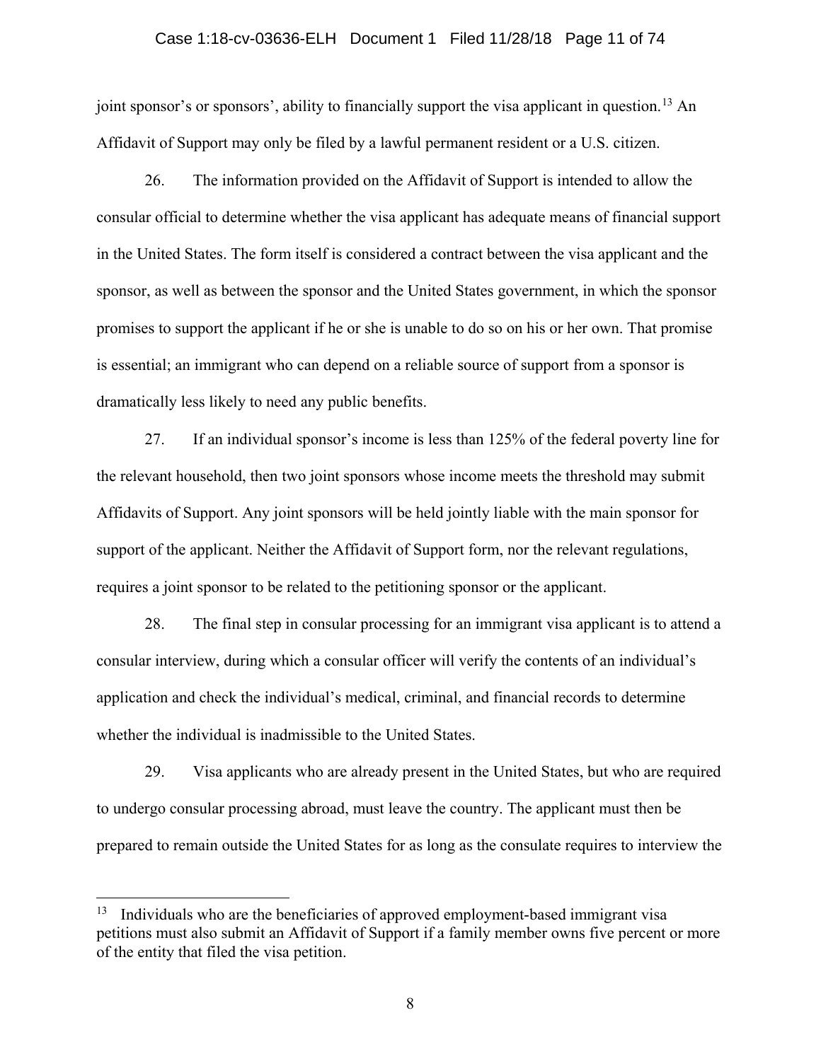joint sponsor's or sponsors', ability to financially support the visa applicant in question.[13] An Affidavit of Support may only be filed by a lawful permanent resident or a U.S. citizen.

26. The information provided on the Affidavit of Support is intended to allow the consular official to determine whether the visa applicant has adequate means of financial support in the United States. The form itself is considered a contract between the visa applicant and the sponsor, as well as between the sponsor and the United States government, in which the sponsor promises to support the applicant if he or she is unable to do so on his or her own. That promise is essential; an immigrant who can depend on a reliable source of support from a sponsor is dramatically less likely to need any public benefits.

27. If an individual sponsor's income is less than 125% of the federal poverty line for the relevant household, then two joint sponsors whose income meets the threshold may submit Affidavits of Support. Any joint sponsors will be held jointly liable with the main sponsor for support of the applicant. Neither the Affidavit of Support form, nor the relevant regulations, requires a joint sponsor to be related to the petitioning sponsor or the applicant.

28. The final step in consular processing for an immigrant visa applicant is to attend a consular interview, during which a consular officer will verify the contents of an individual's application and check the individual's medical, criminal, and financial records to determine whether the individual is inadmissible to the United States.

29. Visa applicants who are already present in the United States, but who are required to undergo consular processing abroad, must leave the country. The applicant must then be prepared to remain outside the United States for as long as the consulate requires to interview the

---

[13] Individuals who are the beneficiaries of approved employment-based immigrant visa petitions must also submit an Affidavit of Support if a family member owns five percent or more of the entity that filed the visa petition.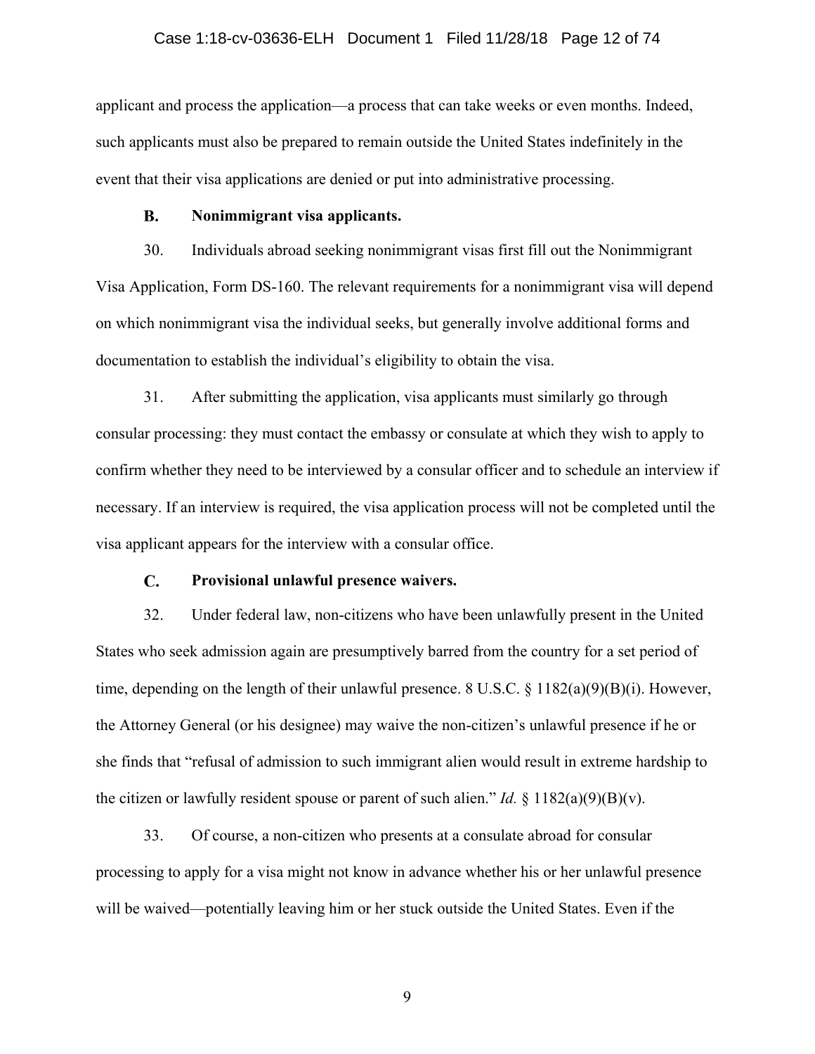applicant and process the application—a process that can take weeks or even months. Indeed, such applicants must also be prepared to remain outside the United States indefinitely in the event that their visa applications are denied or put into administrative processing.

### B. Nonimmigrant visa applicants.

30. Individuals abroad seeking nonimmigrant visas first fill out the Nonimmigrant Visa Application, Form DS-160. The relevant requirements for a nonimmigrant visa will depend on which nonimmigrant visa the individual seeks, but generally involve additional forms and documentation to establish the individual's eligibility to obtain the visa.

31. After submitting the application, visa applicants must similarly go through consular processing: they must contact the embassy or consulate at which they wish to apply to confirm whether they need to be interviewed by a consular officer and to schedule an interview if necessary. If an interview is required, the visa application process will not be completed until the visa applicant appears for the interview with a consular office.

### C. Provisional unlawful presence waivers.

32. Under federal law, non-citizens who have been unlawfully present in the United States who seek admission again are presumptively barred from the country for a set period of time, depending on the length of their unlawful presence. 8 U.S.C. § 1182(a)(9)(B)(i). However, the Attorney General (or his designee) may waive the non-citizen's unlawful presence if he or she finds that "refusal of admission to such immigrant alien would result in extreme hardship to the citizen or lawfully resident spouse or parent of such alien." *Id.* § 1182(a)(9)(B)(v).

33. Of course, a non-citizen who presents at a consulate abroad for consular processing to apply for a visa might not know in advance whether his or her unlawful presence will be waived—potentially leaving him or her stuck outside the United States. Even if the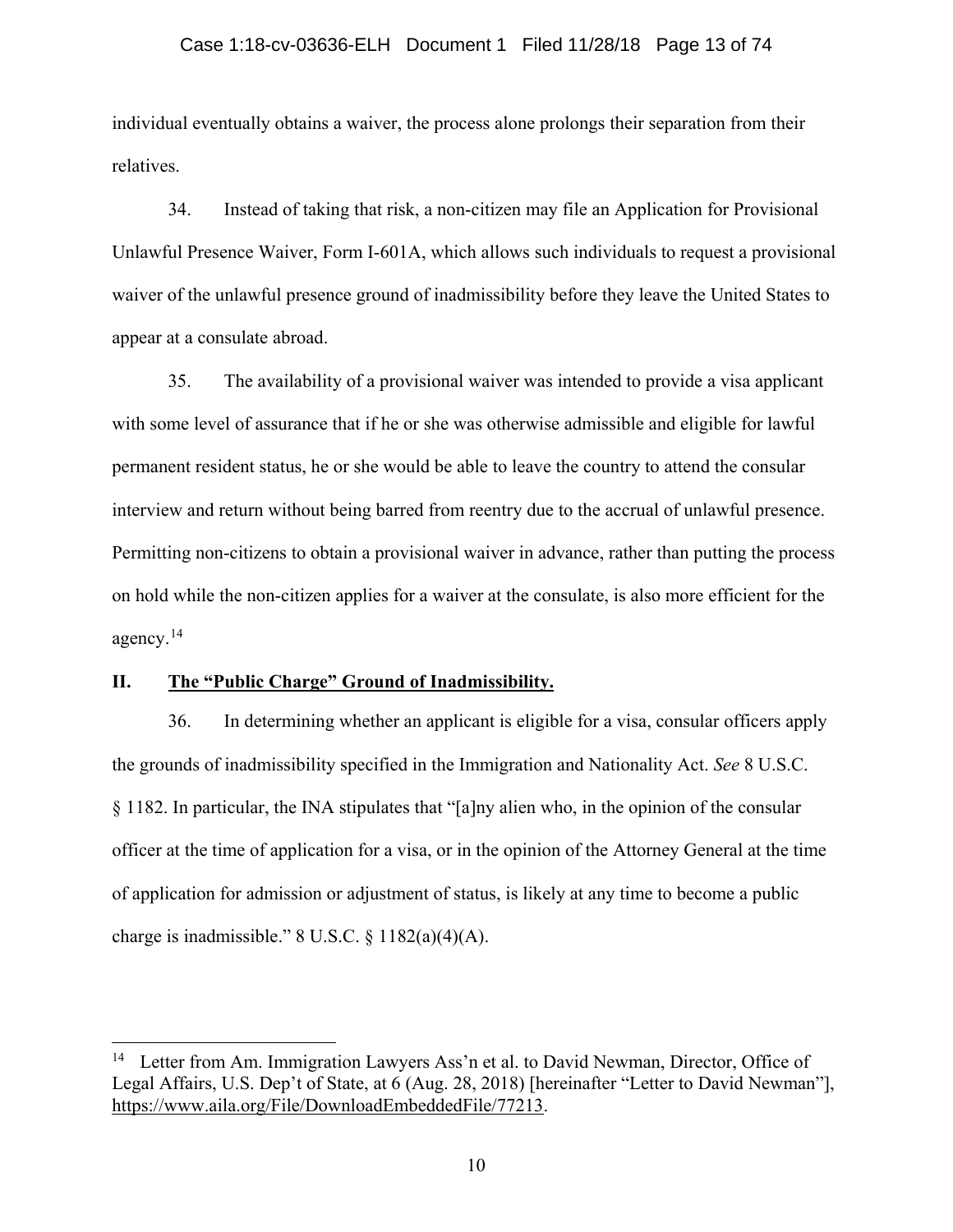individual eventually obtains a waiver, the process alone prolongs their separation from their relatives.

34. Instead of taking that risk, a non-citizen may file an Application for Provisional Unlawful Presence Waiver, Form I-601A, which allows such individuals to request a provisional waiver of the unlawful presence ground of inadmissibility before they leave the United States to appear at a consulate abroad.

35. The availability of a provisional waiver was intended to provide a visa applicant with some level of assurance that if he or she was otherwise admissible and eligible for lawful permanent resident status, he or she would be able to leave the country to attend the consular interview and return without being barred from reentry due to the accrual of unlawful presence. Permitting non-citizens to obtain a provisional waiver in advance, rather than putting the process on hold while the non-citizen applies for a waiver at the consulate, is also more efficient for the agency.[14]

## II. The "Public Charge" Ground of Inadmissibility.

36. In determining whether an applicant is eligible for a visa, consular officers apply the grounds of inadmissibility specified in the Immigration and Nationality Act. *See* 8 U.S.C. § 1182. In particular, the INA stipulates that "[a]ny alien who, in the opinion of the consular officer at the time of application for a visa, or in the opinion of the Attorney General at the time of application for admission or adjustment of status, is likely at any time to become a public charge is inadmissible." 8 U.S.C. § 1182(a)(4)(A).

---

[14] Letter from Am. Immigration Lawyers Ass'n et al. to David Newman, Director, Office of Legal Affairs, U.S. Dep't of State, at 6 (Aug. 28, 2018) [hereinafter "Letter to David Newman"], https://www.aila.org/File/DownloadEmbeddedFile/77213.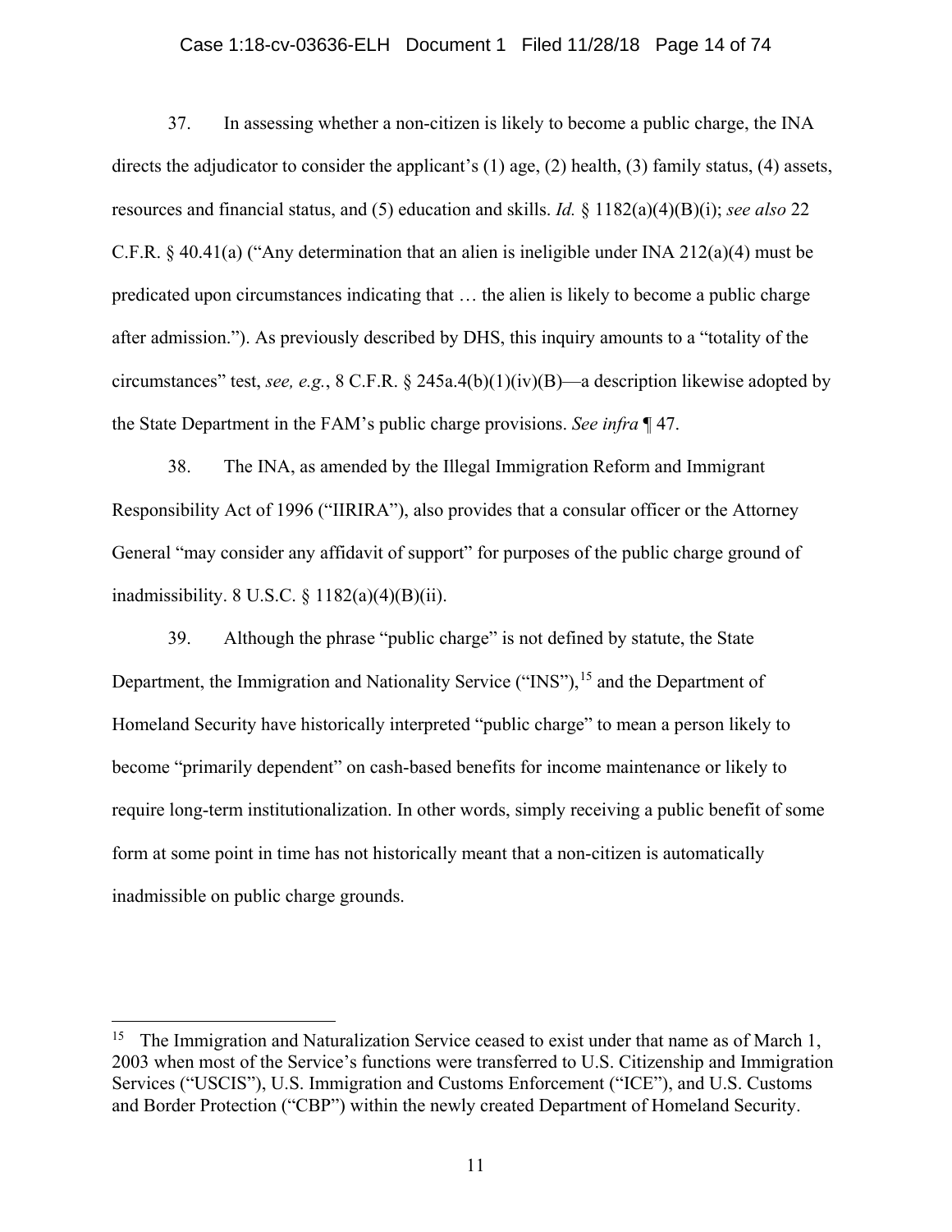37. In assessing whether a non-citizen is likely to become a public charge, the INA directs the adjudicator to consider the applicant's (1) age, (2) health, (3) family status, (4) assets, resources and financial status, and (5) education and skills. *Id.* § 1182(a)(4)(B)(i); *see also* 22 C.F.R. § 40.41(a) ("Any determination that an alien is ineligible under INA 212(a)(4) must be predicated upon circumstances indicating that … the alien is likely to become a public charge after admission."). As previously described by DHS, this inquiry amounts to a "totality of the circumstances" test, *see, e.g.*, 8 C.F.R. § 245a.4(b)(1)(iv)(B)—a description likewise adopted by the State Department in the FAM's public charge provisions. *See infra* ¶ 47.

38. The INA, as amended by the Illegal Immigration Reform and Immigrant Responsibility Act of 1996 ("IIRIRA"), also provides that a consular officer or the Attorney General "may consider any affidavit of support" for purposes of the public charge ground of inadmissibility. 8 U.S.C. § 1182(a)(4)(B)(ii).

39. Although the phrase "public charge" is not defined by statute, the State Department, the Immigration and Nationality Service ("INS"),[15] and the Department of Homeland Security have historically interpreted "public charge" to mean a person likely to become "primarily dependent" on cash-based benefits for income maintenance or likely to require long-term institutionalization. In other words, simply receiving a public benefit of some form at some point in time has not historically meant that a non-citizen is automatically inadmissible on public charge grounds.

---

[15] The Immigration and Naturalization Service ceased to exist under that name as of March 1, 2003 when most of the Service's functions were transferred to U.S. Citizenship and Immigration Services ("USCIS"), U.S. Immigration and Customs Enforcement ("ICE"), and U.S. Customs and Border Protection ("CBP") within the newly created Department of Homeland Security.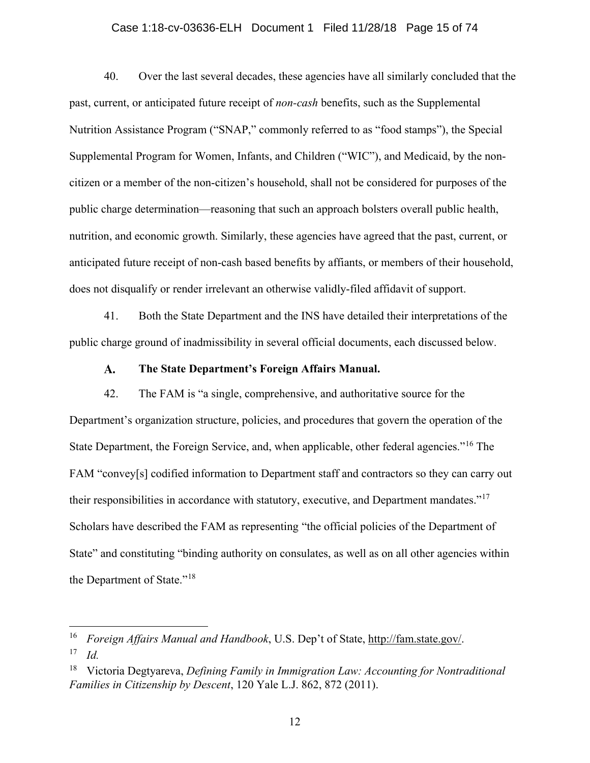40. Over the last several decades, these agencies have all similarly concluded that the past, current, or anticipated future receipt of *non-cash* benefits, such as the Supplemental Nutrition Assistance Program ("SNAP," commonly referred to as "food stamps"), the Special Supplemental Program for Women, Infants, and Children ("WIC"), and Medicaid, by the non-citizen or a member of the non-citizen's household, shall not be considered for purposes of the public charge determination—reasoning that such an approach bolsters overall public health, nutrition, and economic growth. Similarly, these agencies have agreed that the past, current, or anticipated future receipt of non-cash based benefits by affiants, or members of their household, does not disqualify or render irrelevant an otherwise validly-filed affidavit of support.

41. Both the State Department and the INS have detailed their interpretations of the public charge ground of inadmissibility in several official documents, each discussed below.

### A. The State Department's Foreign Affairs Manual.

42. The FAM is "a single, comprehensive, and authoritative source for the Department's organization structure, policies, and procedures that govern the operation of the State Department, the Foreign Service, and, when applicable, other federal agencies."[16] The FAM "convey[s] codified information to Department staff and contractors so they can carry out their responsibilities in accordance with statutory, executive, and Department mandates."[17] Scholars have described the FAM as representing "the official policies of the Department of State" and constituting "binding authority on consulates, as well as on all other agencies within the Department of State."[18]

---

[16] *Foreign Affairs Manual and Handbook*, U.S. Dep't of State, http://fam.state.gov/.

[17] *Id.*

[18] Victoria Degtyareva, *Defining Family in Immigration Law: Accounting for Nontraditional Families in Citizenship by Descent*, 120 Yale L.J. 862, 872 (2011).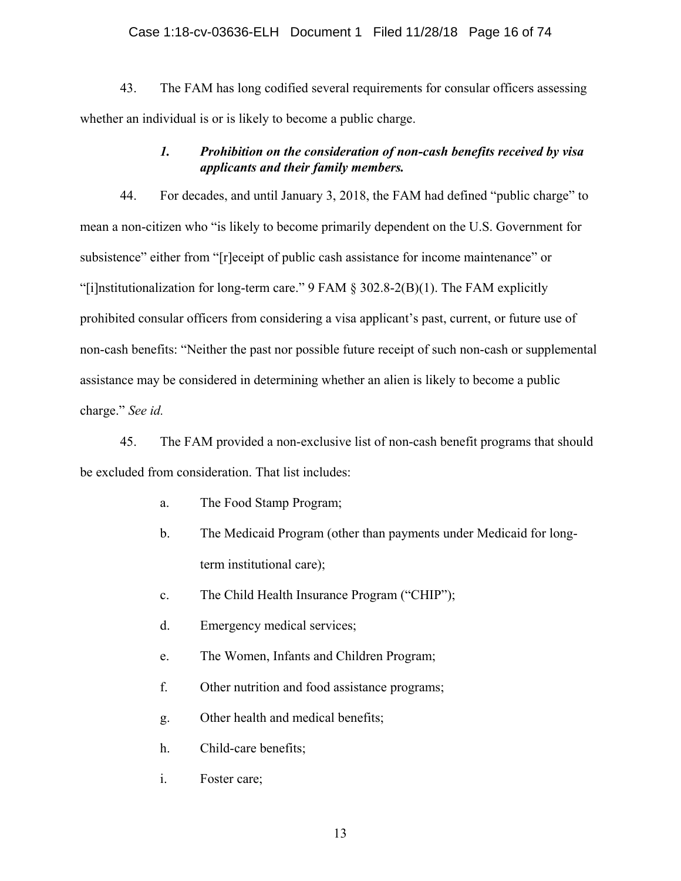43. The FAM has long codified several requirements for consular officers assessing whether an individual is or is likely to become a public charge.

### *1. Prohibition on the consideration of non-cash benefits received by visa applicants and their family members.*

44. For decades, and until January 3, 2018, the FAM had defined "public charge" to mean a non-citizen who "is likely to become primarily dependent on the U.S. Government for subsistence" either from "[r]eceipt of public cash assistance for income maintenance" or "[i]nstitutionalization for long-term care." 9 FAM § 302.8-2(B)(1). The FAM explicitly prohibited consular officers from considering a visa applicant's past, current, or future use of non-cash benefits: "Neither the past nor possible future receipt of such non-cash or supplemental assistance may be considered in determining whether an alien is likely to become a public charge." *See id.*

45. The FAM provided a non-exclusive list of non-cash benefit programs that should be excluded from consideration. That list includes:

a. The Food Stamp Program;

b. The Medicaid Program (other than payments under Medicaid for long-term institutional care);

c. The Child Health Insurance Program ("CHIP");

d. Emergency medical services;

e. The Women, Infants and Children Program;

f. Other nutrition and food assistance programs;

g. Other health and medical benefits;

h. Child-care benefits;

i. Foster care;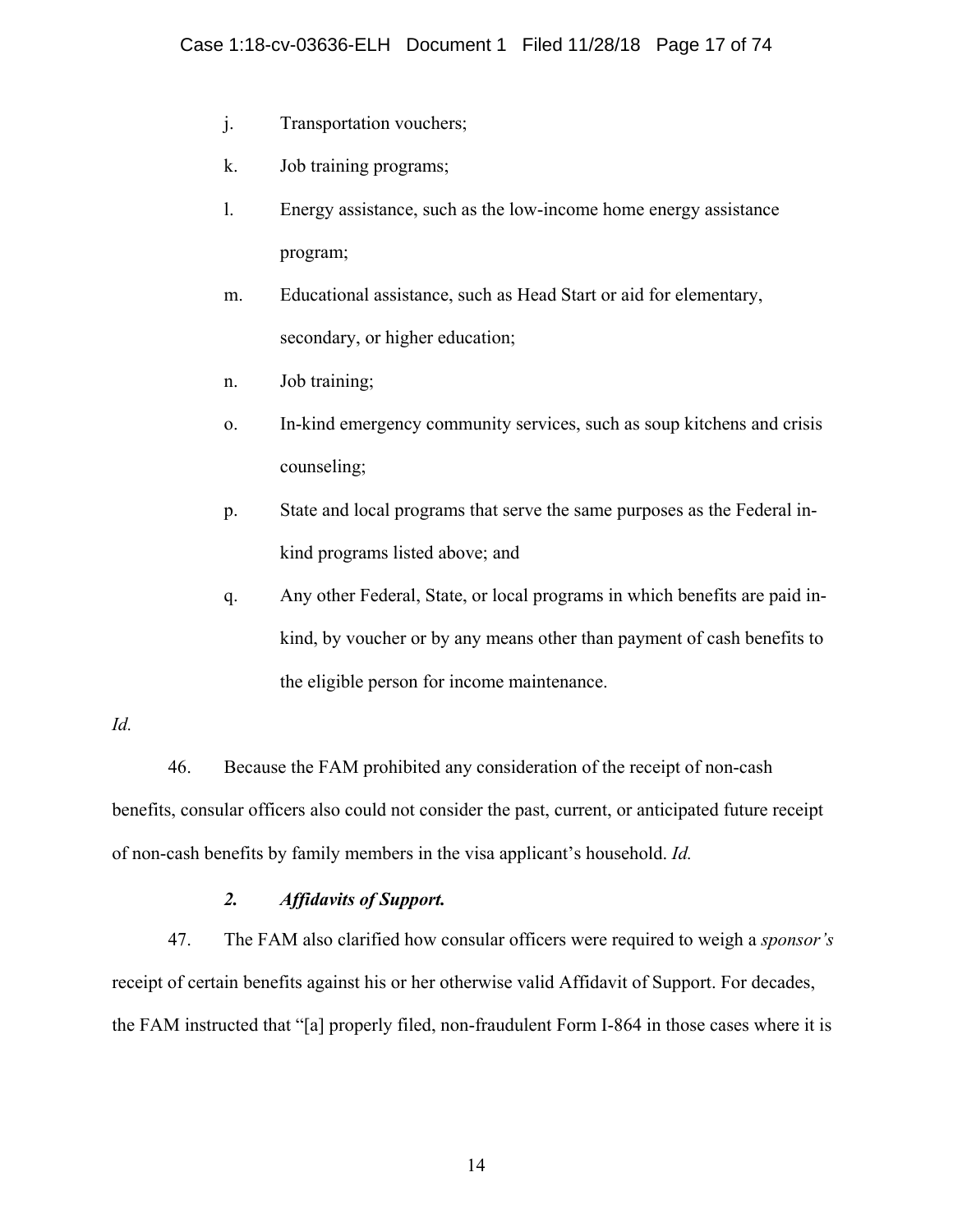j. Transportation vouchers;

k. Job training programs;

l. Energy assistance, such as the low-income home energy assistance program;

m. Educational assistance, such as Head Start or aid for elementary, secondary, or higher education;

n. Job training;

o. In-kind emergency community services, such as soup kitchens and crisis counseling;

p. State and local programs that serve the same purposes as the Federal in-kind programs listed above; and

q. Any other Federal, State, or local programs in which benefits are paid in-kind, by voucher or by any means other than payment of cash benefits to the eligible person for income maintenance.

*Id.*

46. Because the FAM prohibited any consideration of the receipt of non-cash benefits, consular officers also could not consider the past, current, or anticipated future receipt of non-cash benefits by family members in the visa applicant's household. *Id.*

### *2. Affidavits of Support.*

47. The FAM also clarified how consular officers were required to weigh a *sponsor's* receipt of certain benefits against his or her otherwise valid Affidavit of Support. For decades, the FAM instructed that "[a] properly filed, non-fraudulent Form I-864 in those cases where it is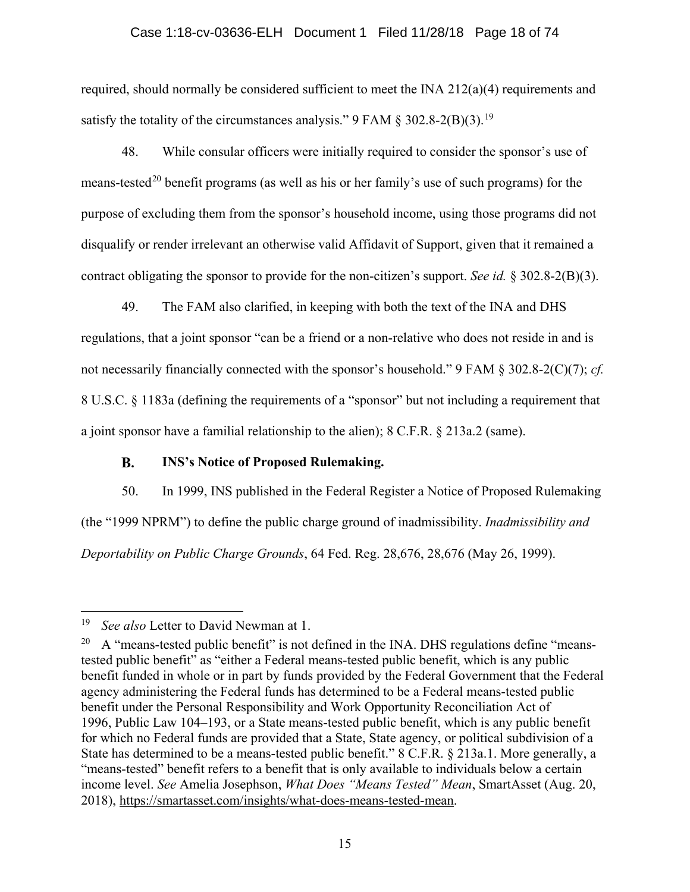required, should normally be considered sufficient to meet the INA 212(a)(4) requirements and satisfy the totality of the circumstances analysis." 9 FAM § 302.8-2(B)(3).[19]

48. While consular officers were initially required to consider the sponsor's use of means-tested[20] benefit programs (as well as his or her family's use of such programs) for the purpose of excluding them from the sponsor's household income, using those programs did not disqualify or render irrelevant an otherwise valid Affidavit of Support, given that it remained a contract obligating the sponsor to provide for the non-citizen's support. *See id.* § 302.8-2(B)(3).

49. The FAM also clarified, in keeping with both the text of the INA and DHS regulations, that a joint sponsor "can be a friend or a non-relative who does not reside in and is not necessarily financially connected with the sponsor's household." 9 FAM § 302.8-2(C)(7); *cf.* 8 U.S.C. § 1183a (defining the requirements of a "sponsor" but not including a requirement that a joint sponsor have a familial relationship to the alien); 8 C.F.R. § 213a.2 (same).

### B. INS's Notice of Proposed Rulemaking.

50. In 1999, INS published in the Federal Register a Notice of Proposed Rulemaking (the "1999 NPRM") to define the public charge ground of inadmissibility. *Inadmissibility and Deportability on Public Charge Grounds*, 64 Fed. Reg. 28,676, 28,676 (May 26, 1999).

---

[19] *See also* Letter to David Newman at 1.

[20] A "means-tested public benefit" is not defined in the INA. DHS regulations define "means-tested public benefit" as "either a Federal means-tested public benefit, which is any public benefit funded in whole or in part by funds provided by the Federal Government that the Federal agency administering the Federal funds has determined to be a Federal means-tested public benefit under the Personal Responsibility and Work Opportunity Reconciliation Act of 1996, Public Law 104–193, or a State means-tested public benefit, which is any public benefit for which no Federal funds are provided that a State, State agency, or political subdivision of a State has determined to be a means-tested public benefit." 8 C.F.R. § 213a.1. More generally, a "means-tested" benefit refers to a benefit that is only available to individuals below a certain income level. *See* Amelia Josephson, *What Does "Means Tested" Mean*, SmartAsset (Aug. 20, 2018), https://smartasset.com/insights/what-does-means-tested-mean.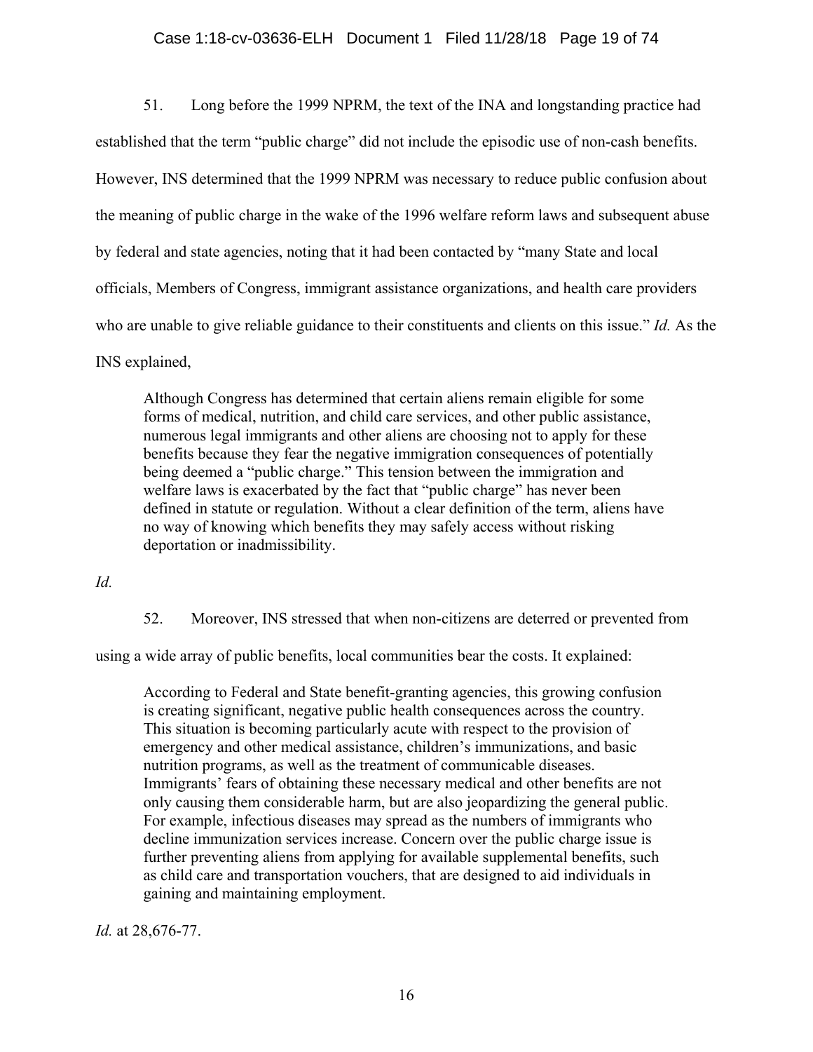51. Long before the 1999 NPRM, the text of the INA and longstanding practice had established that the term "public charge" did not include the episodic use of non-cash benefits. However, INS determined that the 1999 NPRM was necessary to reduce public confusion about the meaning of public charge in the wake of the 1996 welfare reform laws and subsequent abuse by federal and state agencies, noting that it had been contacted by "many State and local officials, Members of Congress, immigrant assistance organizations, and health care providers who are unable to give reliable guidance to their constituents and clients on this issue." *Id.* As the INS explained,

> Although Congress has determined that certain aliens remain eligible for some forms of medical, nutrition, and child care services, and other public assistance, numerous legal immigrants and other aliens are choosing not to apply for these benefits because they fear the negative immigration consequences of potentially being deemed a "public charge." This tension between the immigration and welfare laws is exacerbated by the fact that "public charge" has never been defined in statute or regulation. Without a clear definition of the term, aliens have no way of knowing which benefits they may safely access without risking deportation or inadmissibility.

*Id.*

52. Moreover, INS stressed that when non-citizens are deterred or prevented from using a wide array of public benefits, local communities bear the costs. It explained:

> According to Federal and State benefit-granting agencies, this growing confusion is creating significant, negative public health consequences across the country. This situation is becoming particularly acute with respect to the provision of emergency and other medical assistance, children's immunizations, and basic nutrition programs, as well as the treatment of communicable diseases. Immigrants' fears of obtaining these necessary medical and other benefits are not only causing them considerable harm, but are also jeopardizing the general public. For example, infectious diseases may spread as the numbers of immigrants who decline immunization services increase. Concern over the public charge issue is further preventing aliens from applying for available supplemental benefits, such as child care and transportation vouchers, that are designed to aid individuals in gaining and maintaining employment.

*Id.* at 28,676-77.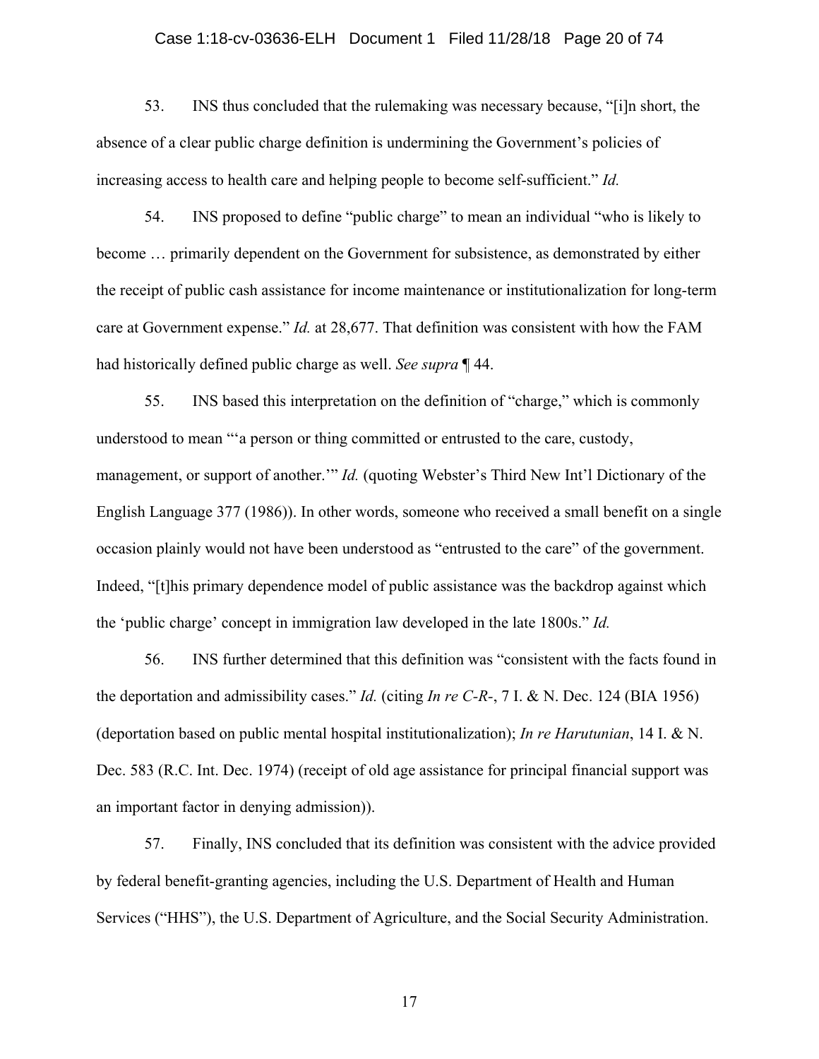53. INS thus concluded that the rulemaking was necessary because, "[i]n short, the absence of a clear public charge definition is undermining the Government's policies of increasing access to health care and helping people to become self-sufficient." *Id.*

54. INS proposed to define "public charge" to mean an individual "who is likely to become … primarily dependent on the Government for subsistence, as demonstrated by either the receipt of public cash assistance for income maintenance or institutionalization for long-term care at Government expense." *Id.* at 28,677. That definition was consistent with how the FAM had historically defined public charge as well. *See supra* ¶ 44.

55. INS based this interpretation on the definition of "charge," which is commonly understood to mean "'a person or thing committed or entrusted to the care, custody, management, or support of another.'" *Id.* (quoting Webster's Third New Int'l Dictionary of the English Language 377 (1986)). In other words, someone who received a small benefit on a single occasion plainly would not have been understood as "entrusted to the care" of the government. Indeed, "[t]his primary dependence model of public assistance was the backdrop against which the 'public charge' concept in immigration law developed in the late 1800s." *Id.*

56. INS further determined that this definition was "consistent with the facts found in the deportation and admissibility cases." *Id.* (citing *In re C-R-*, 7 I. & N. Dec. 124 (BIA 1956) (deportation based on public mental hospital institutionalization); *In re Harutunian*, 14 I. & N. Dec. 583 (R.C. Int. Dec. 1974) (receipt of old age assistance for principal financial support was an important factor in denying admission)).

57. Finally, INS concluded that its definition was consistent with the advice provided by federal benefit-granting agencies, including the U.S. Department of Health and Human Services ("HHS"), the U.S. Department of Agriculture, and the Social Security Administration.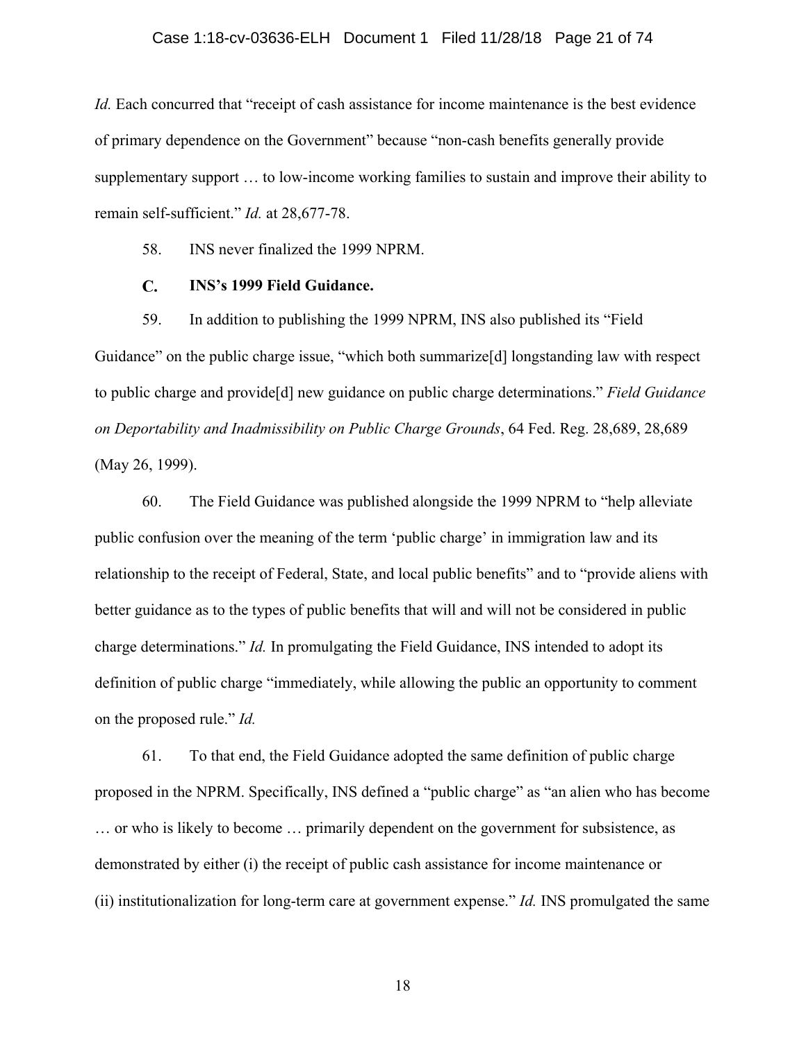*Id.* Each concurred that "receipt of cash assistance for income maintenance is the best evidence of primary dependence on the Government" because "non-cash benefits generally provide supplementary support … to low-income working families to sustain and improve their ability to remain self-sufficient." *Id.* at 28,677-78.

58. INS never finalized the 1999 NPRM.

### C. INS's 1999 Field Guidance.

59. In addition to publishing the 1999 NPRM, INS also published its "Field Guidance" on the public charge issue, "which both summarize[d] longstanding law with respect to public charge and provide[d] new guidance on public charge determinations." *Field Guidance on Deportability and Inadmissibility on Public Charge Grounds*, 64 Fed. Reg. 28,689, 28,689 (May 26, 1999).

60. The Field Guidance was published alongside the 1999 NPRM to "help alleviate public confusion over the meaning of the term 'public charge' in immigration law and its relationship to the receipt of Federal, State, and local public benefits" and to "provide aliens with better guidance as to the types of public benefits that will and will not be considered in public charge determinations." *Id.* In promulgating the Field Guidance, INS intended to adopt its definition of public charge "immediately, while allowing the public an opportunity to comment on the proposed rule." *Id.*

61. To that end, the Field Guidance adopted the same definition of public charge proposed in the NPRM. Specifically, INS defined a "public charge" as "an alien who has become … or who is likely to become … primarily dependent on the government for subsistence, as demonstrated by either (i) the receipt of public cash assistance for income maintenance or (ii) institutionalization for long-term care at government expense." *Id.* INS promulgated the same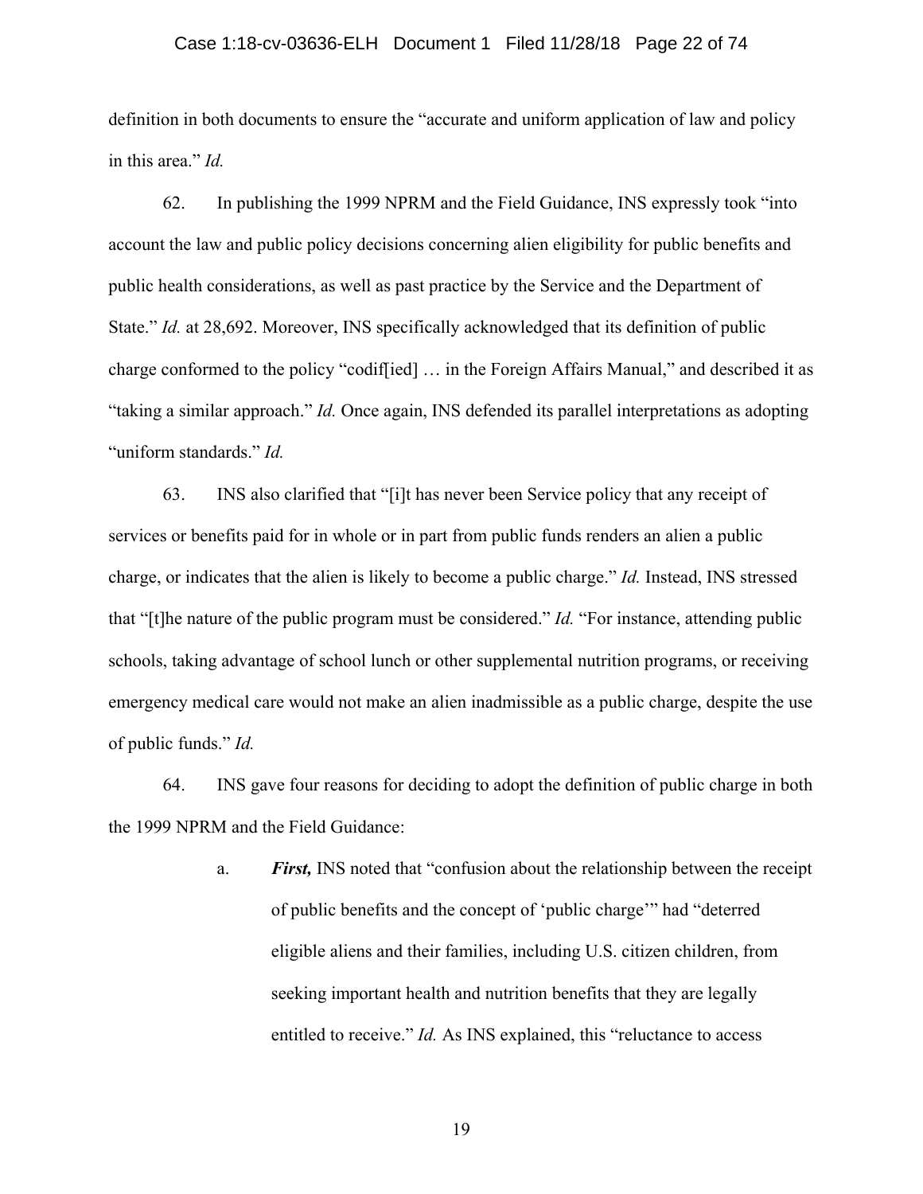definition in both documents to ensure the "accurate and uniform application of law and policy in this area." *Id.*

62. In publishing the 1999 NPRM and the Field Guidance, INS expressly took "into account the law and public policy decisions concerning alien eligibility for public benefits and public health considerations, as well as past practice by the Service and the Department of State." *Id.* at 28,692. Moreover, INS specifically acknowledged that its definition of public charge conformed to the policy "codif[ied] … in the Foreign Affairs Manual," and described it as "taking a similar approach." *Id.* Once again, INS defended its parallel interpretations as adopting "uniform standards." *Id.*

63. INS also clarified that "[i]t has never been Service policy that any receipt of services or benefits paid for in whole or in part from public funds renders an alien a public charge, or indicates that the alien is likely to become a public charge." *Id.* Instead, INS stressed that "[t]he nature of the public program must be considered." *Id.* "For instance, attending public schools, taking advantage of school lunch or other supplemental nutrition programs, or receiving emergency medical care would not make an alien inadmissible as a public charge, despite the use of public funds." *Id.*

64. INS gave four reasons for deciding to adopt the definition of public charge in both the 1999 NPRM and the Field Guidance:

a. ***First,*** INS noted that "confusion about the relationship between the receipt of public benefits and the concept of 'public charge'" had "deterred eligible aliens and their families, including U.S. citizen children, from seeking important health and nutrition benefits that they are legally entitled to receive." *Id.* As INS explained, this "reluctance to access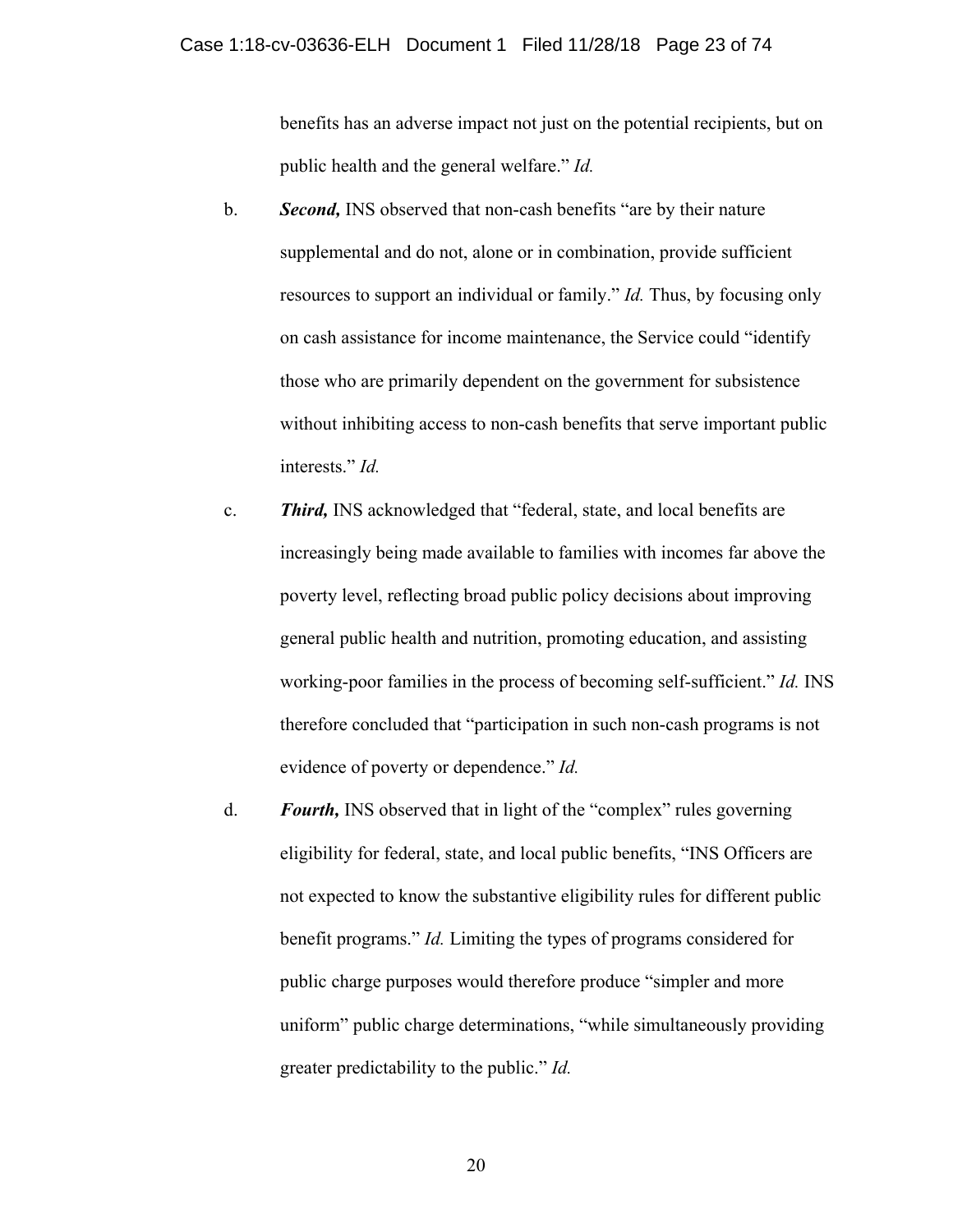benefits has an adverse impact not just on the potential recipients, but on public health and the general welfare." *Id.*

b. ***Second,*** INS observed that non-cash benefits "are by their nature supplemental and do not, alone or in combination, provide sufficient resources to support an individual or family." *Id.* Thus, by focusing only on cash assistance for income maintenance, the Service could "identify those who are primarily dependent on the government for subsistence without inhibiting access to non-cash benefits that serve important public interests." *Id.*

c. ***Third,*** INS acknowledged that "federal, state, and local benefits are increasingly being made available to families with incomes far above the poverty level, reflecting broad public policy decisions about improving general public health and nutrition, promoting education, and assisting working-poor families in the process of becoming self-sufficient." *Id.* INS therefore concluded that "participation in such non-cash programs is not evidence of poverty or dependence." *Id.*

d. ***Fourth,*** INS observed that in light of the "complex" rules governing eligibility for federal, state, and local public benefits, "INS Officers are not expected to know the substantive eligibility rules for different public benefit programs." *Id.* Limiting the types of programs considered for public charge purposes would therefore produce "simpler and more uniform" public charge determinations, "while simultaneously providing greater predictability to the public." *Id.*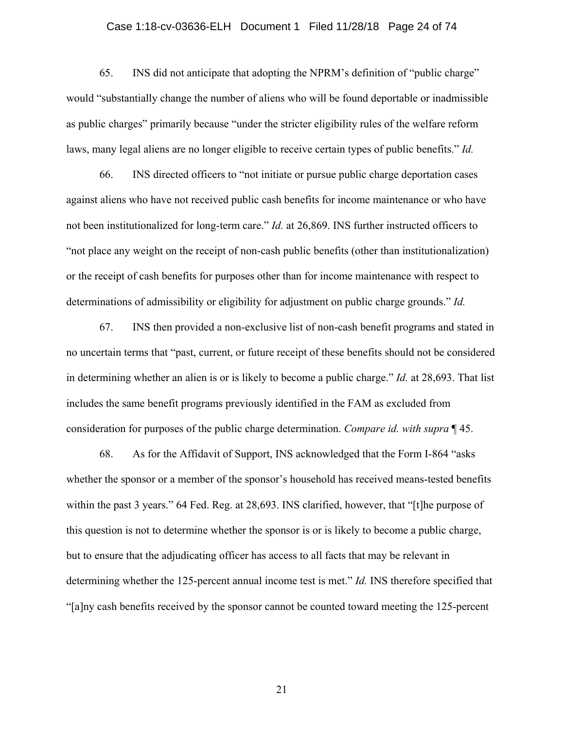65. INS did not anticipate that adopting the NPRM's definition of "public charge" would "substantially change the number of aliens who will be found deportable or inadmissible as public charges" primarily because "under the stricter eligibility rules of the welfare reform laws, many legal aliens are no longer eligible to receive certain types of public benefits." *Id.*

66. INS directed officers to "not initiate or pursue public charge deportation cases against aliens who have not received public cash benefits for income maintenance or who have not been institutionalized for long-term care." *Id.* at 26,869. INS further instructed officers to "not place any weight on the receipt of non-cash public benefits (other than institutionalization) or the receipt of cash benefits for purposes other than for income maintenance with respect to determinations of admissibility or eligibility for adjustment on public charge grounds." *Id.*

67. INS then provided a non-exclusive list of non-cash benefit programs and stated in no uncertain terms that "past, current, or future receipt of these benefits should not be considered in determining whether an alien is or is likely to become a public charge." *Id.* at 28,693. That list includes the same benefit programs previously identified in the FAM as excluded from consideration for purposes of the public charge determination. *Compare id. with supra* ¶ 45.

68. As for the Affidavit of Support, INS acknowledged that the Form I-864 "asks whether the sponsor or a member of the sponsor's household has received means-tested benefits within the past 3 years." 64 Fed. Reg. at 28,693. INS clarified, however, that "[t]he purpose of this question is not to determine whether the sponsor is or is likely to become a public charge, but to ensure that the adjudicating officer has access to all facts that may be relevant in determining whether the 125-percent annual income test is met." *Id.* INS therefore specified that "[a]ny cash benefits received by the sponsor cannot be counted toward meeting the 125-percent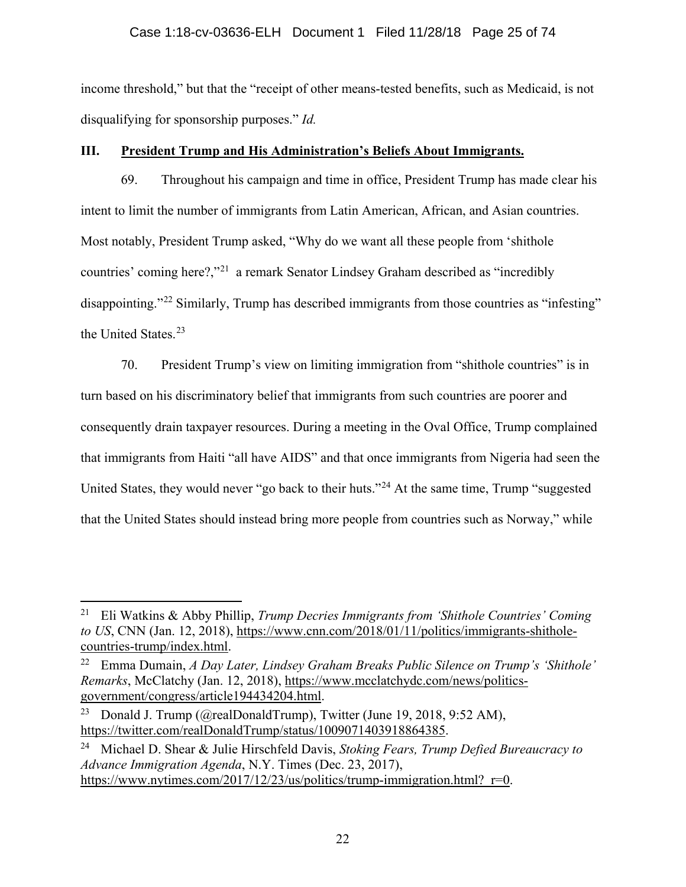income threshold," but that the "receipt of other means-tested benefits, such as Medicaid, is not disqualifying for sponsorship purposes." *Id.*

## III. <u>President Trump and His Administration's Beliefs About Immigrants.</u>

69. Throughout his campaign and time in office, President Trump has made clear his intent to limit the number of immigrants from Latin American, African, and Asian countries. Most notably, President Trump asked, "Why do we want all these people from 'shithole countries' coming here?,"[21] a remark Senator Lindsey Graham described as "incredibly disappointing."[22] Similarly, Trump has described immigrants from those countries as "infesting" the United States.[23]

70. President Trump's view on limiting immigration from "shithole countries" is in turn based on his discriminatory belief that immigrants from such countries are poorer and consequently drain taxpayer resources. During a meeting in the Oval Office, Trump complained that immigrants from Haiti "all have AIDS" and that once immigrants from Nigeria had seen the United States, they would never "go back to their huts."[24] At the same time, Trump "suggested that the United States should instead bring more people from countries such as Norway," while

---

[21] Eli Watkins & Abby Phillip, *Trump Decries Immigrants from 'Shithole Countries' Coming to US*, CNN (Jan. 12, 2018), https://www.cnn.com/2018/01/11/politics/immigrants-shithole-countries-trump/index.html.

[22] Emma Dumain, *A Day Later, Lindsey Graham Breaks Public Silence on Trump's 'Shithole' Remarks*, McClatchy (Jan. 12, 2018), https://www.mcclatchydc.com/news/politics-government/congress/article194434204.html.

[23] Donald J. Trump (@realDonaldTrump), Twitter (June 19, 2018, 9:52 AM), https://twitter.com/realDonaldTrump/status/1009071403918864385.

[24] Michael D. Shear & Julie Hirschfeld Davis, *Stoking Fears, Trump Defied Bureaucracy to Advance Immigration Agenda*, N.Y. Times (Dec. 23, 2017), https://www.nytimes.com/2017/12/23/us/politics/trump-immigration.html?_r=0.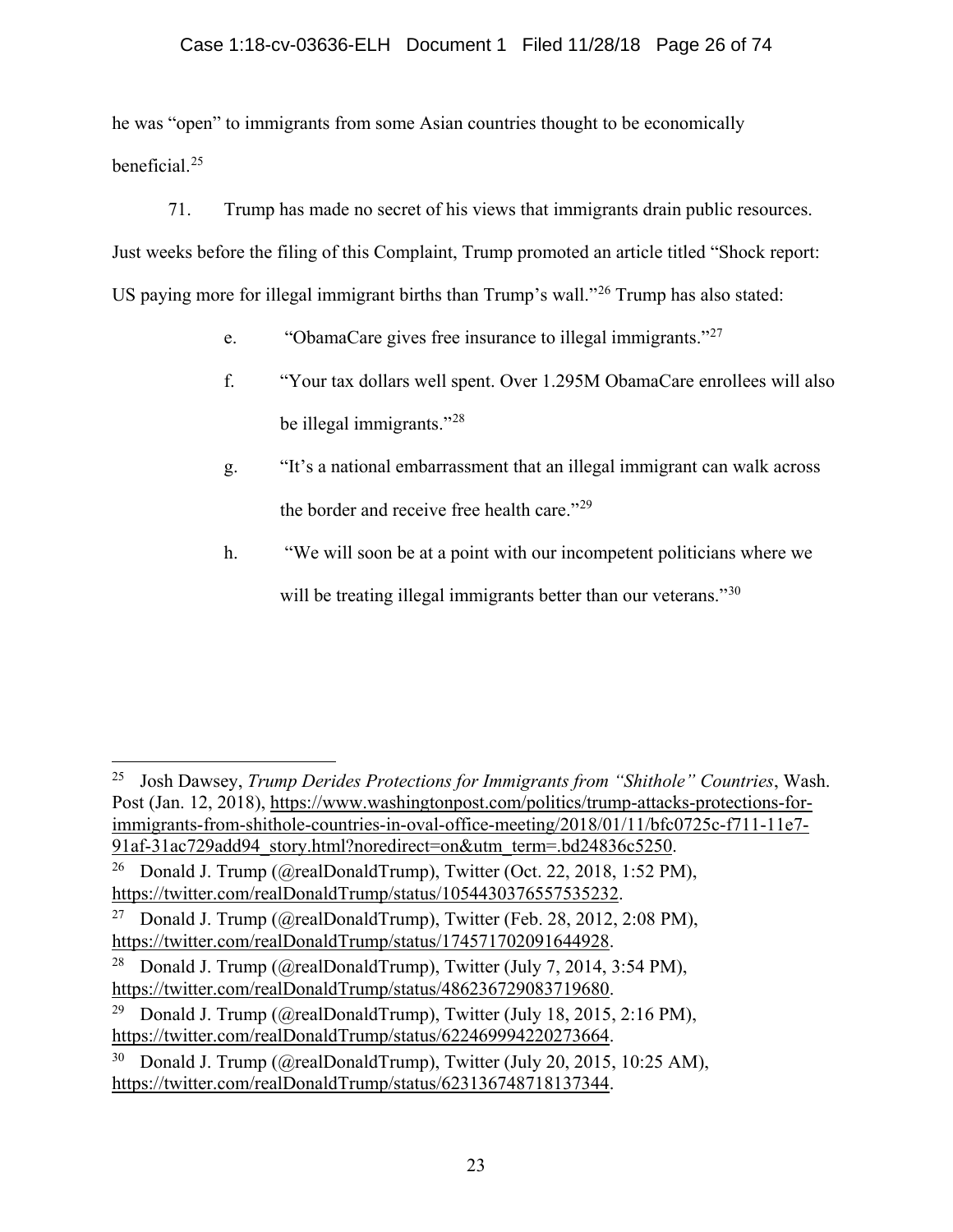he was "open" to immigrants from some Asian countries thought to be economically beneficial.[25]

71. Trump has made no secret of his views that immigrants drain public resources. Just weeks before the filing of this Complaint, Trump promoted an article titled "Shock report: US paying more for illegal immigrant births than Trump's wall."[26] Trump has also stated:

e. "ObamaCare gives free insurance to illegal immigrants."[27]

f. "Your tax dollars well spent. Over 1.295M ObamaCare enrollees will also be illegal immigrants."[28]

g. "It's a national embarrassment that an illegal immigrant can walk across the border and receive free health care."[29]

h. "We will soon be at a point with our incompetent politicians where we will be treating illegal immigrants better than our veterans."[30]

---

[25] Josh Dawsey, *Trump Derides Protections for Immigrants from "Shithole" Countries*, Wash. Post (Jan. 12, 2018), https://www.washingtonpost.com/politics/trump-attacks-protections-for-immigrants-from-shithole-countries-in-oval-office-meeting/2018/01/11/bfc0725c-f711-11e7-91af-31ac729add94_story.html?noredirect=on&utm_term=.bd24836c5250.

[26] Donald J. Trump (@realDonaldTrump), Twitter (Oct. 22, 2018, 1:52 PM), https://twitter.com/realDonaldTrump/status/1054430376557535232.

[27] Donald J. Trump (@realDonaldTrump), Twitter (Feb. 28, 2012, 2:08 PM), https://twitter.com/realDonaldTrump/status/174571702091644928.

[28] Donald J. Trump (@realDonaldTrump), Twitter (July 7, 2014, 3:54 PM), https://twitter.com/realDonaldTrump/status/486236729083719680.

[29] Donald J. Trump (@realDonaldTrump), Twitter (July 18, 2015, 2:16 PM), https://twitter.com/realDonaldTrump/status/622469994220273664.

[30] Donald J. Trump (@realDonaldTrump), Twitter (July 20, 2015, 10:25 AM), https://twitter.com/realDonaldTrump/status/623136748718137344.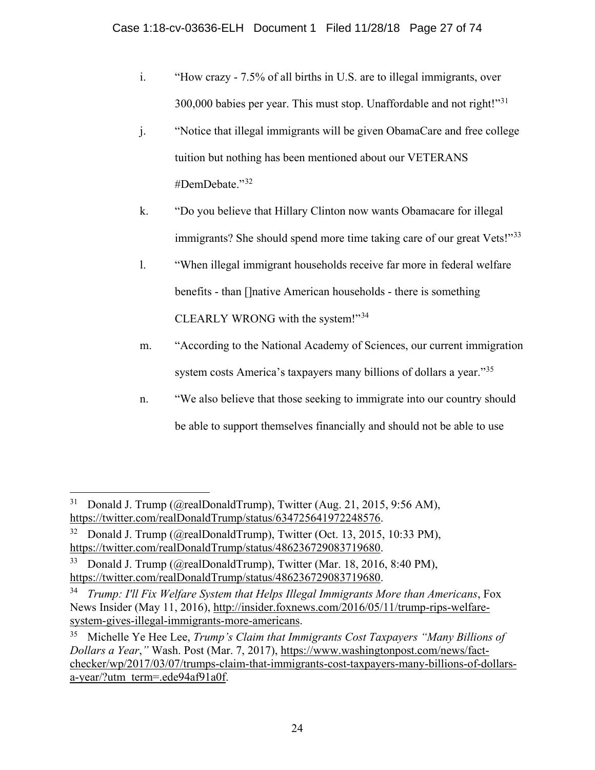i. "How crazy - 7.5% of all births in U.S. are to illegal immigrants, over 300,000 babies per year. This must stop. Unaffordable and not right!"[31]

j. "Notice that illegal immigrants will be given ObamaCare and free college tuition but nothing has been mentioned about our VETERANS #DemDebate."[32]

k. "Do you believe that Hillary Clinton now wants Obamacare for illegal immigrants? She should spend more time taking care of our great Vets!"[33]

l. "When illegal immigrant households receive far more in federal welfare benefits - than []native American households - there is something CLEARLY WRONG with the system!"[34]

m. "According to the National Academy of Sciences, our current immigration system costs America's taxpayers many billions of dollars a year."[35]

n. "We also believe that those seeking to immigrate into our country should be able to support themselves financially and should not be able to use

---

[31] Donald J. Trump (@realDonaldTrump), Twitter (Aug. 21, 2015, 9:56 AM), https://twitter.com/realDonaldTrump/status/634725641972248576.

[32] Donald J. Trump (@realDonaldTrump), Twitter (Oct. 13, 2015, 10:33 PM), https://twitter.com/realDonaldTrump/status/486236729083719680.

[33] Donald J. Trump (@realDonaldTrump), Twitter (Mar. 18, 2016, 8:40 PM), https://twitter.com/realDonaldTrump/status/486236729083719680.

[34] *Trump: I'll Fix Welfare System that Helps Illegal Immigrants More than Americans*, Fox News Insider (May 11, 2016), http://insider.foxnews.com/2016/05/11/trump-rips-welfare-system-gives-illegal-immigrants-more-americans.

[35] Michelle Ye Hee Lee, *Trump's Claim that Immigrants Cost Taxpayers "Many Billions of Dollars a Year*,*"* Wash. Post (Mar. 7, 2017), https://www.washingtonpost.com/news/fact-checker/wp/2017/03/07/trumps-claim-that-immigrants-cost-taxpayers-many-billions-of-dollars-a-year/?utm_term=.ede94af91a0f.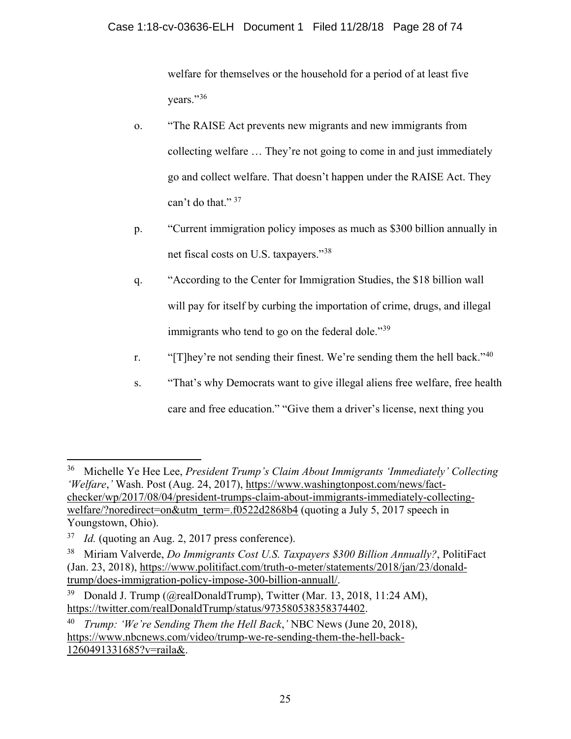welfare for themselves or the household for a period of at least five years."[36]

o. "The RAISE Act prevents new migrants and new immigrants from collecting welfare … They're not going to come in and just immediately go and collect welfare. That doesn't happen under the RAISE Act. They can't do that." [37]

p. "Current immigration policy imposes as much as $300 billion annually in net fiscal costs on U.S. taxpayers."[38]

q. "According to the Center for Immigration Studies, the $18 billion wall will pay for itself by curbing the importation of crime, drugs, and illegal immigrants who tend to go on the federal dole."[39]

r. "[T]hey're not sending their finest. We're sending them the hell back."[40]

s. "That's why Democrats want to give illegal aliens free welfare, free health care and free education." "Give them a driver's license, next thing you

---

[36] Michelle Ye Hee Lee, *President Trump's Claim About Immigrants 'Immediately' Collecting 'Welfare*,*'* Wash. Post (Aug. 24, 2017), https://www.washingtonpost.com/news/fact-checker/wp/2017/08/04/president-trumps-claim-about-immigrants-immediately-collecting-welfare/?noredirect=on&utm_term=.f0522d2868b4 (quoting a July 5, 2017 speech in Youngstown, Ohio).

[37] *Id.* (quoting an Aug. 2, 2017 press conference).

[38] Miriam Valverde, *Do Immigrants Cost U.S. Taxpayers $300 Billion Annually?*, PolitiFact (Jan. 23, 2018), https://www.politifact.com/truth-o-meter/statements/2018/jan/23/donald-trump/does-immigration-policy-impose-300-billion-annuall/.

[39] Donald J. Trump (@realDonaldTrump), Twitter (Mar. 13, 2018, 11:24 AM), https://twitter.com/realDonaldTrump/status/973580538358374402.

[40] *Trump: 'We're Sending Them the Hell Back*,*'* NBC News (June 20, 2018), https://www.nbcnews.com/video/trump-we-re-sending-them-the-hell-back-1260491331685?v=raila&.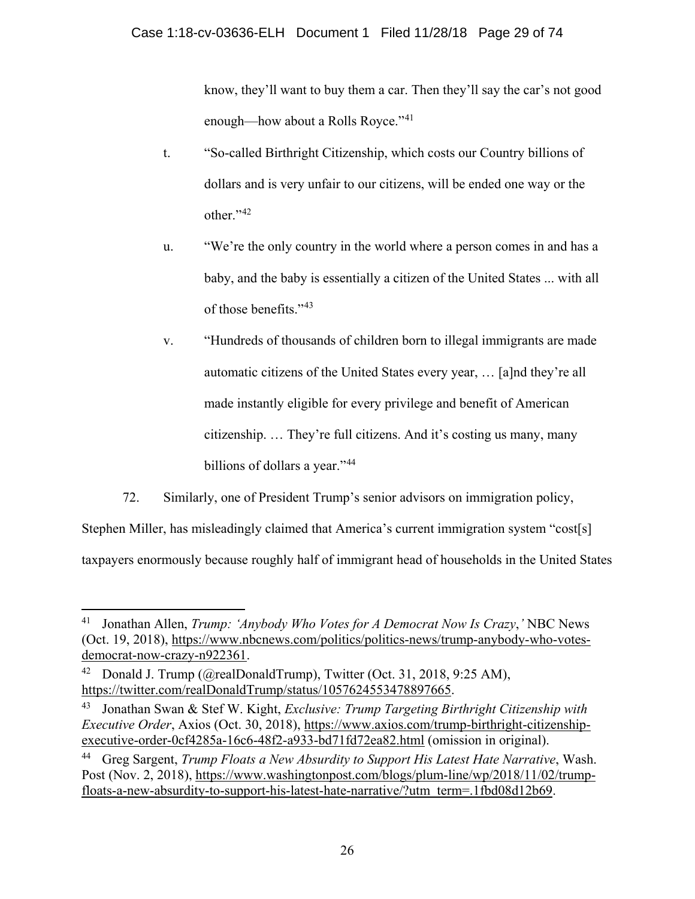know, they'll want to buy them a car. Then they'll say the car's not good enough—how about a Rolls Royce."[41]

t. "So-called Birthright Citizenship, which costs our Country billions of dollars and is very unfair to our citizens, will be ended one way or the other."[42]

u. "We're the only country in the world where a person comes in and has a baby, and the baby is essentially a citizen of the United States ... with all of those benefits."[43]

v. "Hundreds of thousands of children born to illegal immigrants are made automatic citizens of the United States every year, … [a]nd they're all made instantly eligible for every privilege and benefit of American citizenship. … They're full citizens. And it's costing us many, many billions of dollars a year."[44]

72. Similarly, one of President Trump's senior advisors on immigration policy, Stephen Miller, has misleadingly claimed that America's current immigration system "cost[s] taxpayers enormously because roughly half of immigrant head of households in the United States

---

[41] Jonathan Allen, *Trump: 'Anybody Who Votes for A Democrat Now Is Crazy*,*'* NBC News (Oct. 19, 2018), https://www.nbcnews.com/politics/politics-news/trump-anybody-who-votes-democrat-now-crazy-n922361.

[42] Donald J. Trump (@realDonaldTrump), Twitter (Oct. 31, 2018, 9:25 AM), https://twitter.com/realDonaldTrump/status/1057624553478897665.

[43] Jonathan Swan & Stef W. Kight, *Exclusive: Trump Targeting Birthright Citizenship with Executive Order*, Axios (Oct. 30, 2018), https://www.axios.com/trump-birthright-citizenship-executive-order-0cf4285a-16c6-48f2-a933-bd71fd72ea82.html (omission in original).

[44] Greg Sargent, *Trump Floats a New Absurdity to Support His Latest Hate Narrative*, Wash. Post (Nov. 2, 2018), https://www.washingtonpost.com/blogs/plum-line/wp/2018/11/02/trump-floats-a-new-absurdity-to-support-his-latest-hate-narrative/?utm_term=.1fbd08d12b69.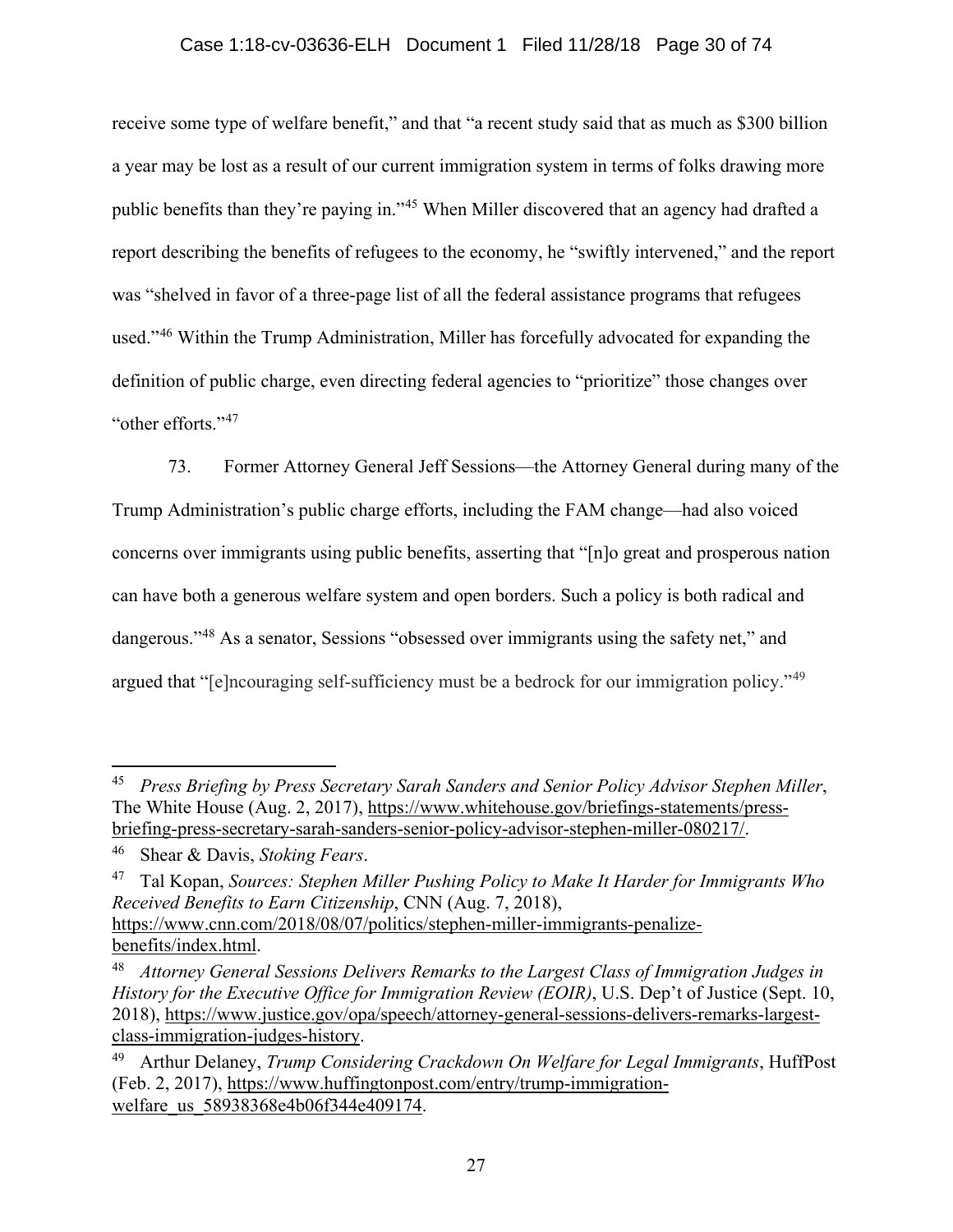receive some type of welfare benefit," and that "a recent study said that as much as $300 billion a year may be lost as a result of our current immigration system in terms of folks drawing more public benefits than they're paying in."[45] When Miller discovered that an agency had drafted a report describing the benefits of refugees to the economy, he "swiftly intervened," and the report was "shelved in favor of a three-page list of all the federal assistance programs that refugees used."[46] Within the Trump Administration, Miller has forcefully advocated for expanding the definition of public charge, even directing federal agencies to "prioritize" those changes over "other efforts."[47]

73. Former Attorney General Jeff Sessions—the Attorney General during many of the Trump Administration's public charge efforts, including the FAM change—had also voiced concerns over immigrants using public benefits, asserting that "[n]o great and prosperous nation can have both a generous welfare system and open borders. Such a policy is both radical and dangerous."[48] As a senator, Sessions "obsessed over immigrants using the safety net," and argued that "[e]ncouraging self-sufficiency must be a bedrock for our immigration policy."[49]

---

[45] *Press Briefing by Press Secretary Sarah Sanders and Senior Policy Advisor Stephen Miller*, The White House (Aug. 2, 2017), https://www.whitehouse.gov/briefings-statements/press-briefing-press-secretary-sarah-sanders-senior-policy-advisor-stephen-miller-080217/.

[46] Shear & Davis, *Stoking Fears*.

[47] Tal Kopan, *Sources: Stephen Miller Pushing Policy to Make It Harder for Immigrants Who Received Benefits to Earn Citizenship*, CNN (Aug. 7, 2018), https://www.cnn.com/2018/08/07/politics/stephen-miller-immigrants-penalize-benefits/index.html.

[48] *Attorney General Sessions Delivers Remarks to the Largest Class of Immigration Judges in History for the Executive Office for Immigration Review (EOIR)*, U.S. Dep't of Justice (Sept. 10, 2018), https://www.justice.gov/opa/speech/attorney-general-sessions-delivers-remarks-largest-class-immigration-judges-history.

[49] Arthur Delaney, *Trump Considering Crackdown On Welfare for Legal Immigrants*, HuffPost (Feb. 2, 2017), https://www.huffingtonpost.com/entry/trump-immigration-welfare_us_58938368e4b06f344e409174.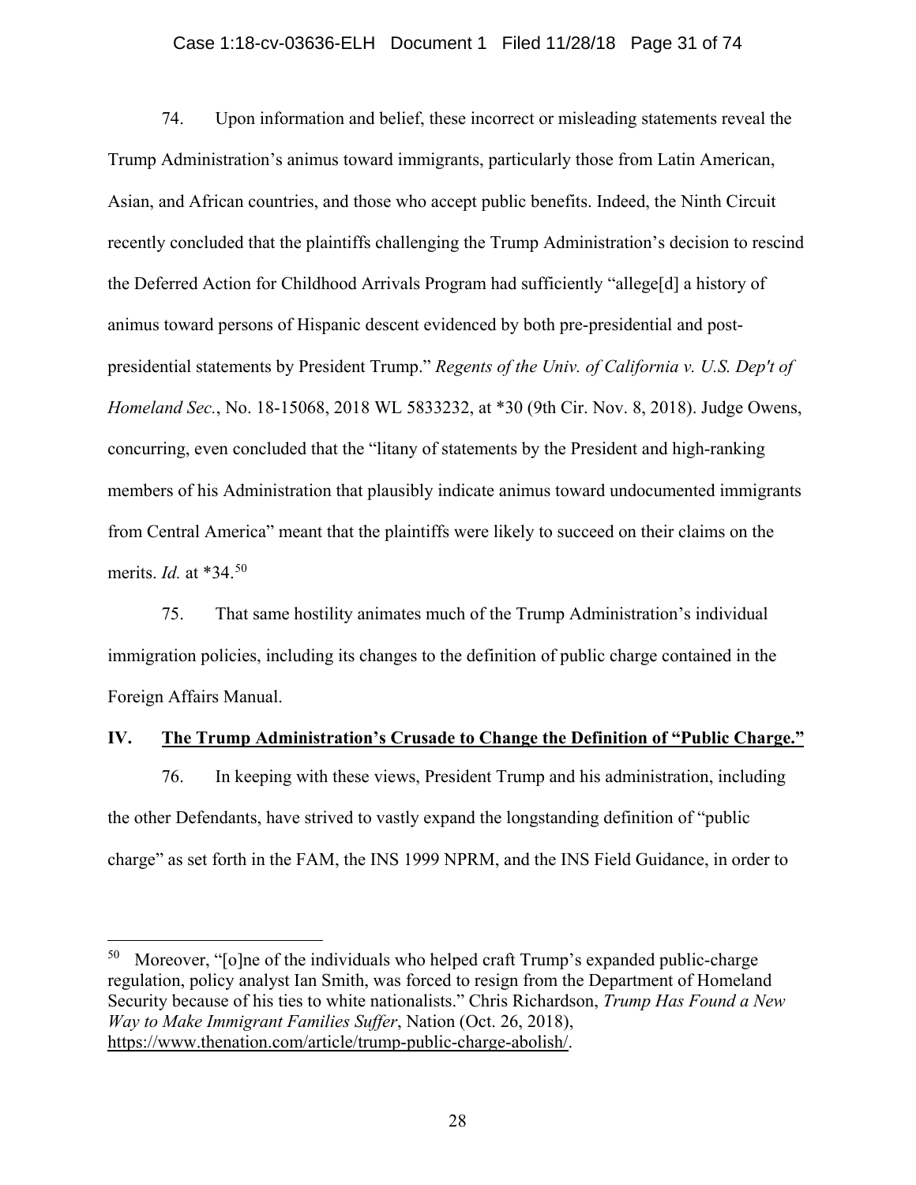74. Upon information and belief, these incorrect or misleading statements reveal the Trump Administration's animus toward immigrants, particularly those from Latin American, Asian, and African countries, and those who accept public benefits. Indeed, the Ninth Circuit recently concluded that the plaintiffs challenging the Trump Administration's decision to rescind the Deferred Action for Childhood Arrivals Program had sufficiently "allege[d] a history of animus toward persons of Hispanic descent evidenced by both pre-presidential and post-presidential statements by President Trump." *Regents of the Univ. of California v. U.S. Dep't of Homeland Sec.*, No. 18-15068, 2018 WL 5833232, at *30 (9th Cir. Nov. 8, 2018). Judge Owens, concurring, even concluded that the "litany of statements by the President and high-ranking members of his Administration that plausibly indicate animus toward undocumented immigrants from Central America" meant that the plaintiffs were likely to succeed on their claims on the merits. *Id.* at *34.[50]

75. That same hostility animates much of the Trump Administration's individual immigration policies, including its changes to the definition of public charge contained in the Foreign Affairs Manual.

## IV. <u>The Trump Administration's Crusade to Change the Definition of "Public Charge."</u>

76. In keeping with these views, President Trump and his administration, including the other Defendants, have strived to vastly expand the longstanding definition of "public charge" as set forth in the FAM, the INS 1999 NPRM, and the INS Field Guidance, in order to

---

[50] Moreover, "[o]ne of the individuals who helped craft Trump's expanded public-charge regulation, policy analyst Ian Smith, was forced to resign from the Department of Homeland Security because of his ties to white nationalists." Chris Richardson, *Trump Has Found a New Way to Make Immigrant Families Suffer*, Nation (Oct. 26, 2018), https://www.thenation.com/article/trump-public-charge-abolish/.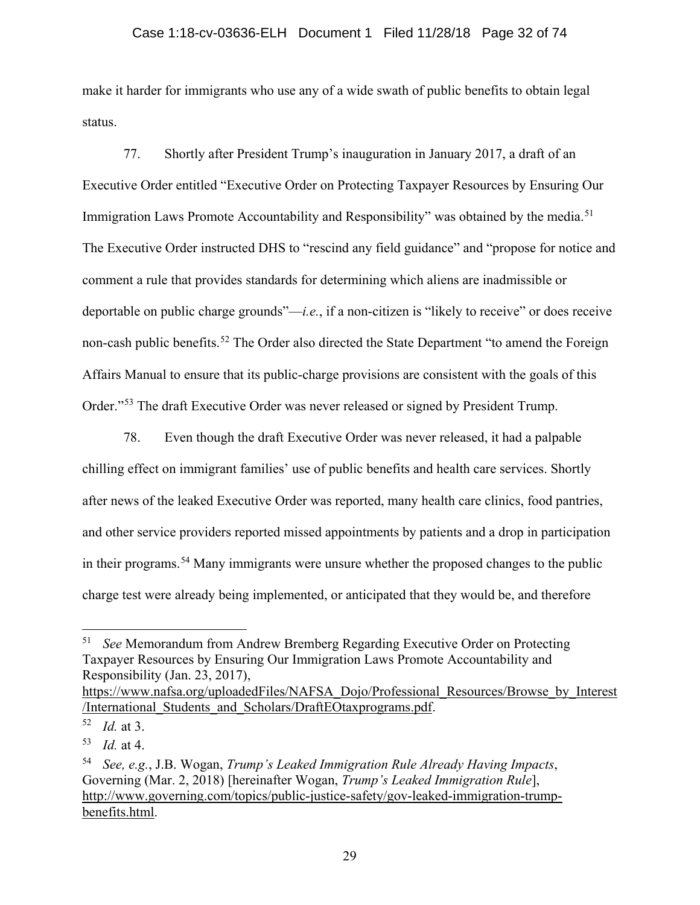make it harder for immigrants who use any of a wide swath of public benefits to obtain legal status.

77. Shortly after President Trump's inauguration in January 2017, a draft of an Executive Order entitled "Executive Order on Protecting Taxpayer Resources by Ensuring Our Immigration Laws Promote Accountability and Responsibility" was obtained by the media.[51] The Executive Order instructed DHS to "rescind any field guidance" and "propose for notice and comment a rule that provides standards for determining which aliens are inadmissible or deportable on public charge grounds"—*i.e.*, if a non-citizen is "likely to receive" or does receive non-cash public benefits.[52] The Order also directed the State Department "to amend the Foreign Affairs Manual to ensure that its public-charge provisions are consistent with the goals of this Order."[53] The draft Executive Order was never released or signed by President Trump.

78. Even though the draft Executive Order was never released, it had a palpable chilling effect on immigrant families' use of public benefits and health care services. Shortly after news of the leaked Executive Order was reported, many health care clinics, food pantries, and other service providers reported missed appointments by patients and a drop in participation in their programs.[54] Many immigrants were unsure whether the proposed changes to the public charge test were already being implemented, or anticipated that they would be, and therefore

---

[51] *See* Memorandum from Andrew Bremberg Regarding Executive Order on Protecting Taxpayer Resources by Ensuring Our Immigration Laws Promote Accountability and Responsibility (Jan. 23, 2017), https://www.nafsa.org/uploadedFiles/NAFSA_Dojo/Professional_Resources/Browse_by_Interest/International_Students_and_Scholars/DraftEOtaxprograms.pdf.

[52] *Id.* at 3.

[53] *Id.* at 4.

[54] *See, e.g.*, J.B. Wogan, *Trump's Leaked Immigration Rule Already Having Impacts*, Governing (Mar. 2, 2018) [hereinafter Wogan, *Trump's Leaked Immigration Rule*], http://www.governing.com/topics/public-justice-safety/gov-leaked-immigration-trump-benefits.html.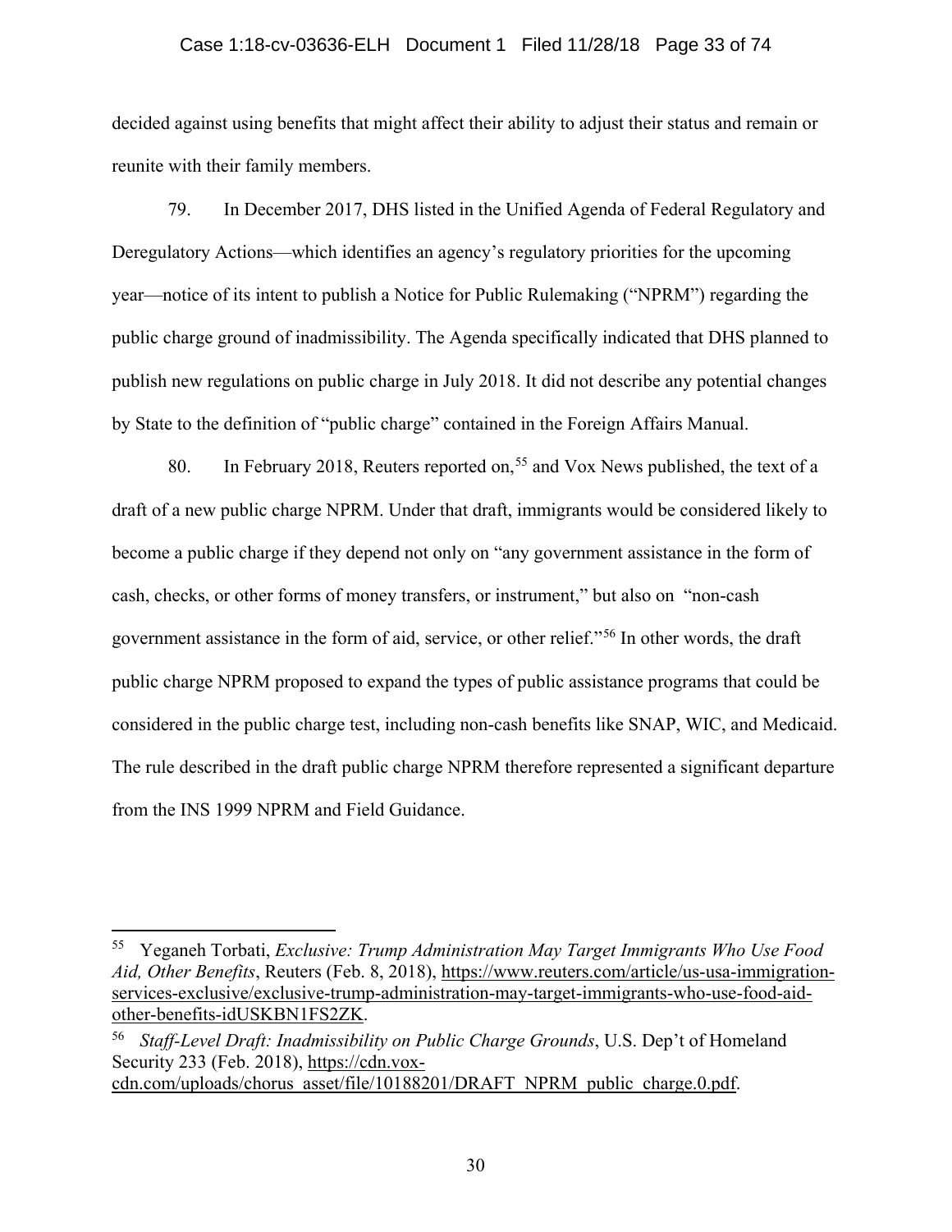decided against using benefits that might affect their ability to adjust their status and remain or reunite with their family members.

79. In December 2017, DHS listed in the Unified Agenda of Federal Regulatory and Deregulatory Actions—which identifies an agency's regulatory priorities for the upcoming year—notice of its intent to publish a Notice for Public Rulemaking ("NPRM") regarding the public charge ground of inadmissibility. The Agenda specifically indicated that DHS planned to publish new regulations on public charge in July 2018. It did not describe any potential changes by State to the definition of "public charge" contained in the Foreign Affairs Manual.

80. In February 2018, Reuters reported on,[55] and Vox News published, the text of a draft of a new public charge NPRM. Under that draft, immigrants would be considered likely to become a public charge if they depend not only on "any government assistance in the form of cash, checks, or other forms of money transfers, or instrument," but also on "non-cash government assistance in the form of aid, service, or other relief."[56] In other words, the draft public charge NPRM proposed to expand the types of public assistance programs that could be considered in the public charge test, including non-cash benefits like SNAP, WIC, and Medicaid. The rule described in the draft public charge NPRM therefore represented a significant departure from the INS 1999 NPRM and Field Guidance.

---

[55] Yeganeh Torbati, *Exclusive: Trump Administration May Target Immigrants Who Use Food Aid, Other Benefits*, Reuters (Feb. 8, 2018), https://www.reuters.com/article/us-usa-immigration-services-exclusive/exclusive-trump-administration-may-target-immigrants-who-use-food-aid-other-benefits-idUSKBN1FS2ZK.

[56] *Staff-Level Draft: Inadmissibility on Public Charge Grounds*, U.S. Dep't of Homeland Security 233 (Feb. 2018), https://cdn.vox-cdn.com/uploads/chorus_asset/file/10188201/DRAFT_NPRM_public_charge.0.pdf.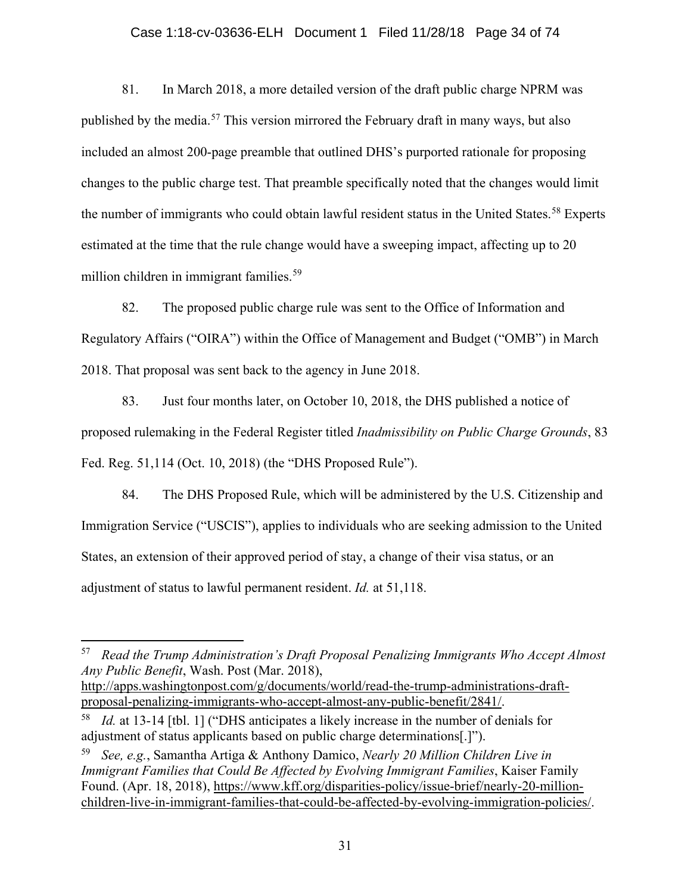81. In March 2018, a more detailed version of the draft public charge NPRM was published by the media.[57] This version mirrored the February draft in many ways, but also included an almost 200-page preamble that outlined DHS's purported rationale for proposing changes to the public charge test. That preamble specifically noted that the changes would limit the number of immigrants who could obtain lawful resident status in the United States.[58] Experts estimated at the time that the rule change would have a sweeping impact, affecting up to 20 million children in immigrant families.[59]

82. The proposed public charge rule was sent to the Office of Information and Regulatory Affairs ("OIRA") within the Office of Management and Budget ("OMB") in March 2018. That proposal was sent back to the agency in June 2018.

83. Just four months later, on October 10, 2018, the DHS published a notice of proposed rulemaking in the Federal Register titled *Inadmissibility on Public Charge Grounds*, 83 Fed. Reg. 51,114 (Oct. 10, 2018) (the "DHS Proposed Rule").

84. The DHS Proposed Rule, which will be administered by the U.S. Citizenship and Immigration Service ("USCIS"), applies to individuals who are seeking admission to the United States, an extension of their approved period of stay, a change of their visa status, or an adjustment of status to lawful permanent resident. *Id.* at 51,118.

---

[57] *Read the Trump Administration's Draft Proposal Penalizing Immigrants Who Accept Almost Any Public Benefit*, Wash. Post (Mar. 2018), http://apps.washingtonpost.com/g/documents/world/read-the-trump-administrations-draft-proposal-penalizing-immigrants-who-accept-almost-any-public-benefit/2841/.

[58] *Id.* at 13-14 [tbl. 1] ("DHS anticipates a likely increase in the number of denials for adjustment of status applicants based on public charge determinations[.]").

[59] *See, e.g.*, Samantha Artiga & Anthony Damico, *Nearly 20 Million Children Live in Immigrant Families that Could Be Affected by Evolving Immigrant Families*, Kaiser Family Found. (Apr. 18, 2018), https://www.kff.org/disparities-policy/issue-brief/nearly-20-million-children-live-in-immigrant-families-that-could-be-affected-by-evolving-immigration-policies/.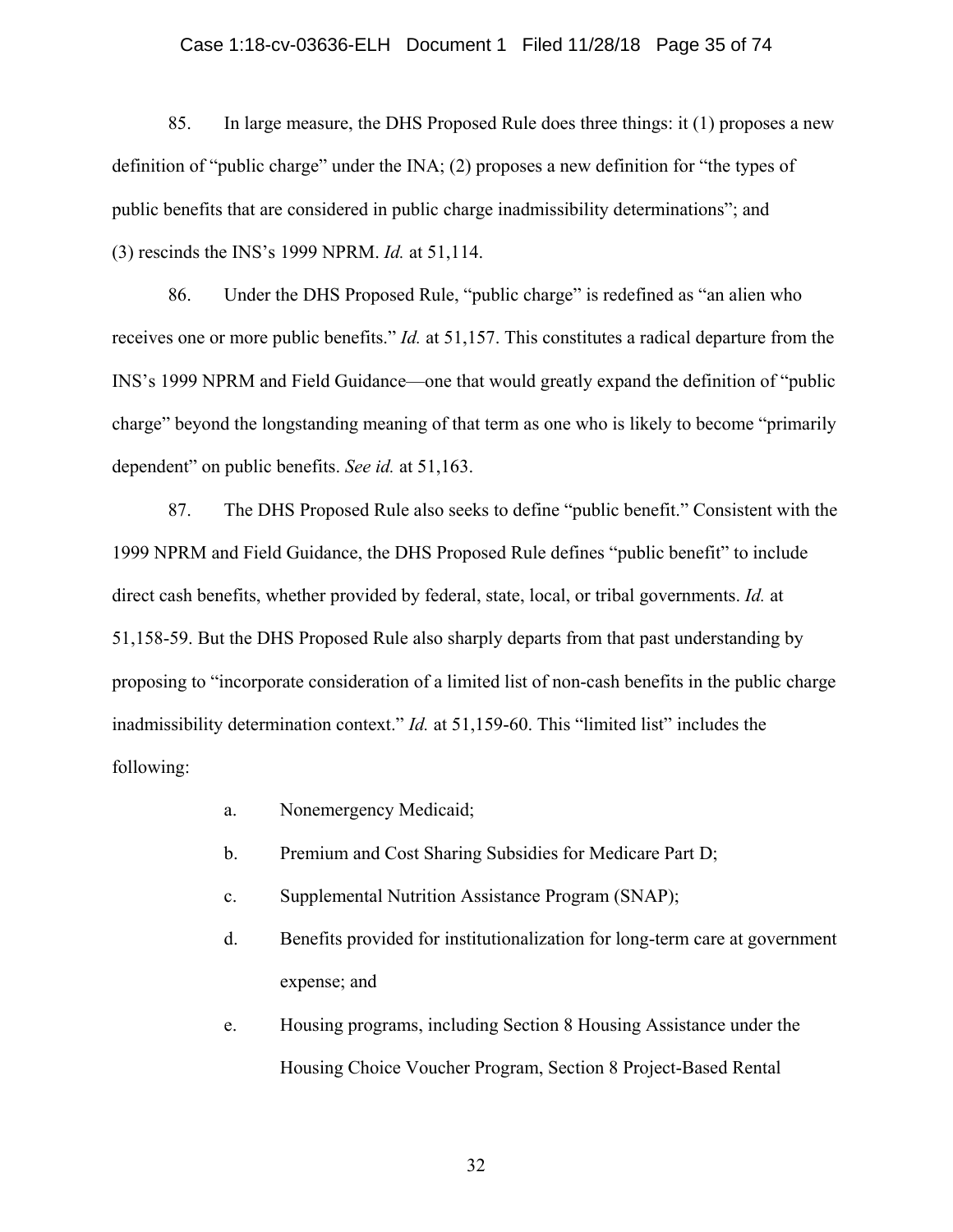85. In large measure, the DHS Proposed Rule does three things: it (1) proposes a new definition of "public charge" under the INA; (2) proposes a new definition for "the types of public benefits that are considered in public charge inadmissibility determinations"; and (3) rescinds the INS's 1999 NPRM. *Id.* at 51,114.

86. Under the DHS Proposed Rule, "public charge" is redefined as "an alien who receives one or more public benefits." *Id.* at 51,157. This constitutes a radical departure from the INS's 1999 NPRM and Field Guidance—one that would greatly expand the definition of "public charge" beyond the longstanding meaning of that term as one who is likely to become "primarily dependent" on public benefits. *See id.* at 51,163.

87. The DHS Proposed Rule also seeks to define "public benefit." Consistent with the 1999 NPRM and Field Guidance, the DHS Proposed Rule defines "public benefit" to include direct cash benefits, whether provided by federal, state, local, or tribal governments. *Id.* at 51,158-59. But the DHS Proposed Rule also sharply departs from that past understanding by proposing to "incorporate consideration of a limited list of non-cash benefits in the public charge inadmissibility determination context." *Id.* at 51,159-60. This "limited list" includes the following:

a. Nonemergency Medicaid;

b. Premium and Cost Sharing Subsidies for Medicare Part D;

c. Supplemental Nutrition Assistance Program (SNAP);

d. Benefits provided for institutionalization for long-term care at government expense; and

e. Housing programs, including Section 8 Housing Assistance under the Housing Choice Voucher Program, Section 8 Project-Based Rental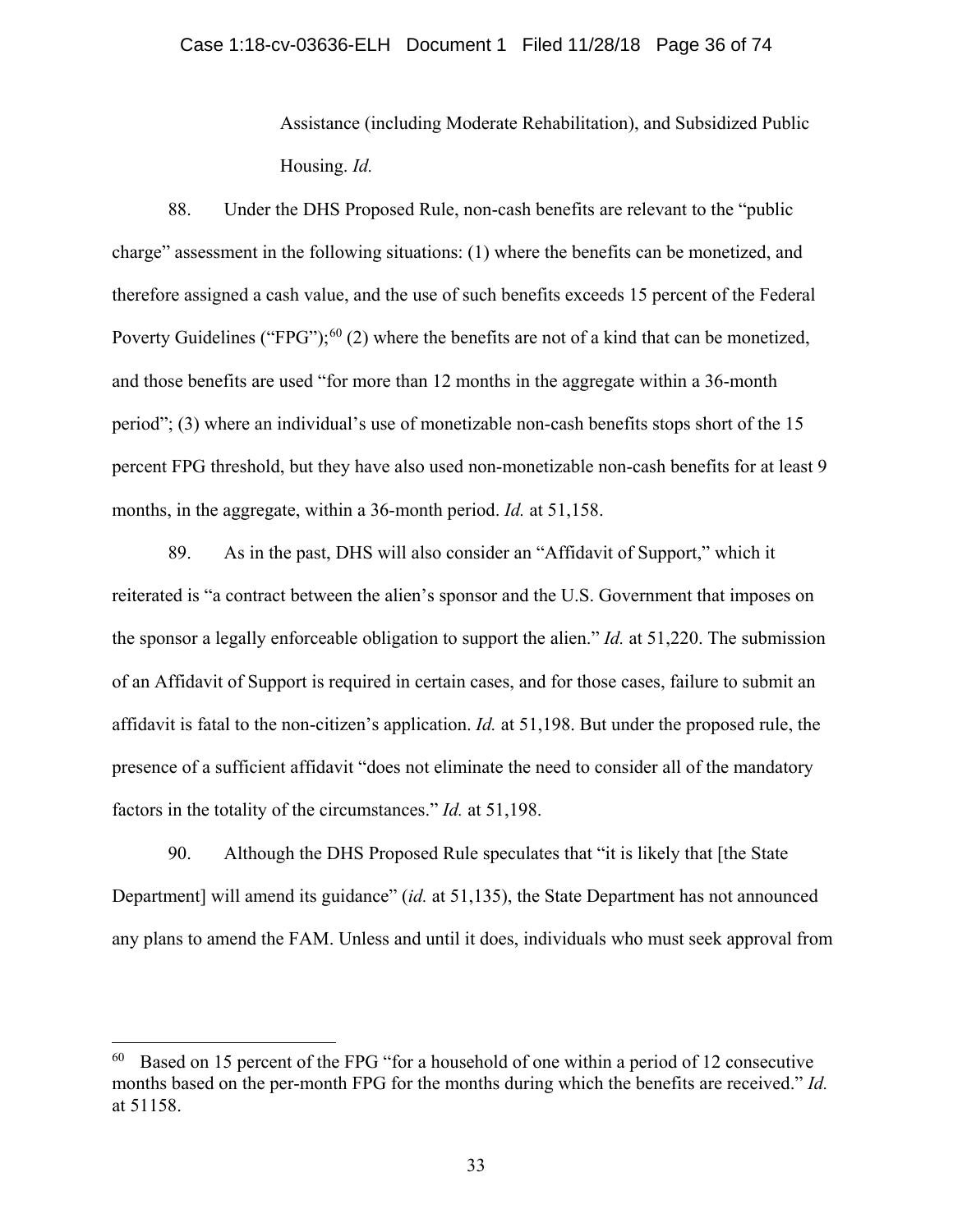Assistance (including Moderate Rehabilitation), and Subsidized Public Housing. *Id.*

88. Under the DHS Proposed Rule, non-cash benefits are relevant to the "public charge" assessment in the following situations: (1) where the benefits can be monetized, and therefore assigned a cash value, and the use of such benefits exceeds 15 percent of the Federal Poverty Guidelines ("FPG");[60] (2) where the benefits are not of a kind that can be monetized, and those benefits are used "for more than 12 months in the aggregate within a 36-month period"; (3) where an individual's use of monetizable non-cash benefits stops short of the 15 percent FPG threshold, but they have also used non-monetizable non-cash benefits for at least 9 months, in the aggregate, within a 36-month period. *Id.* at 51,158.

89. As in the past, DHS will also consider an "Affidavit of Support," which it reiterated is "a contract between the alien's sponsor and the U.S. Government that imposes on the sponsor a legally enforceable obligation to support the alien." *Id.* at 51,220. The submission of an Affidavit of Support is required in certain cases, and for those cases, failure to submit an affidavit is fatal to the non-citizen's application. *Id.* at 51,198. But under the proposed rule, the presence of a sufficient affidavit "does not eliminate the need to consider all of the mandatory factors in the totality of the circumstances." *Id.* at 51,198.

90. Although the DHS Proposed Rule speculates that "it is likely that [the State Department] will amend its guidance" (*id.* at 51,135), the State Department has not announced any plans to amend the FAM. Unless and until it does, individuals who must seek approval from

---

[60] Based on 15 percent of the FPG "for a household of one within a period of 12 consecutive months based on the per-month FPG for the months during which the benefits are received." *Id.* at 51158.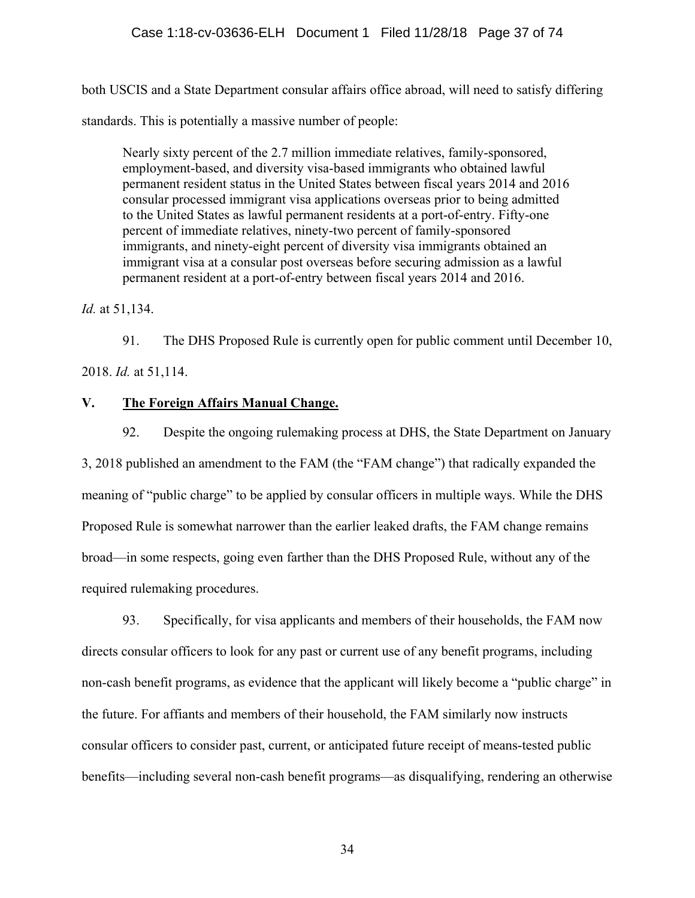both USCIS and a State Department consular affairs office abroad, will need to satisfy differing standards. This is potentially a massive number of people:

> Nearly sixty percent of the 2.7 million immediate relatives, family-sponsored, employment-based, and diversity visa-based immigrants who obtained lawful permanent resident status in the United States between fiscal years 2014 and 2016 consular processed immigrant visa applications overseas prior to being admitted to the United States as lawful permanent residents at a port-of-entry. Fifty-one percent of immediate relatives, ninety-two percent of family-sponsored immigrants, and ninety-eight percent of diversity visa immigrants obtained an immigrant visa at a consular post overseas before securing admission as a lawful permanent resident at a port-of-entry between fiscal years 2014 and 2016.

*Id.* at 51,134.

91. The DHS Proposed Rule is currently open for public comment until December 10, 2018. *Id.* at 51,114.

## V. **The Foreign Affairs Manual Change.**

92. Despite the ongoing rulemaking process at DHS, the State Department on January 3, 2018 published an amendment to the FAM (the "FAM change") that radically expanded the meaning of "public charge" to be applied by consular officers in multiple ways. While the DHS Proposed Rule is somewhat narrower than the earlier leaked drafts, the FAM change remains broad—in some respects, going even farther than the DHS Proposed Rule, without any of the required rulemaking procedures.

93. Specifically, for visa applicants and members of their households, the FAM now directs consular officers to look for any past or current use of any benefit programs, including non-cash benefit programs, as evidence that the applicant will likely become a "public charge" in the future. For affiants and members of their household, the FAM similarly now instructs consular officers to consider past, current, or anticipated future receipt of means-tested public benefits—including several non-cash benefit programs—as disqualifying, rendering an otherwise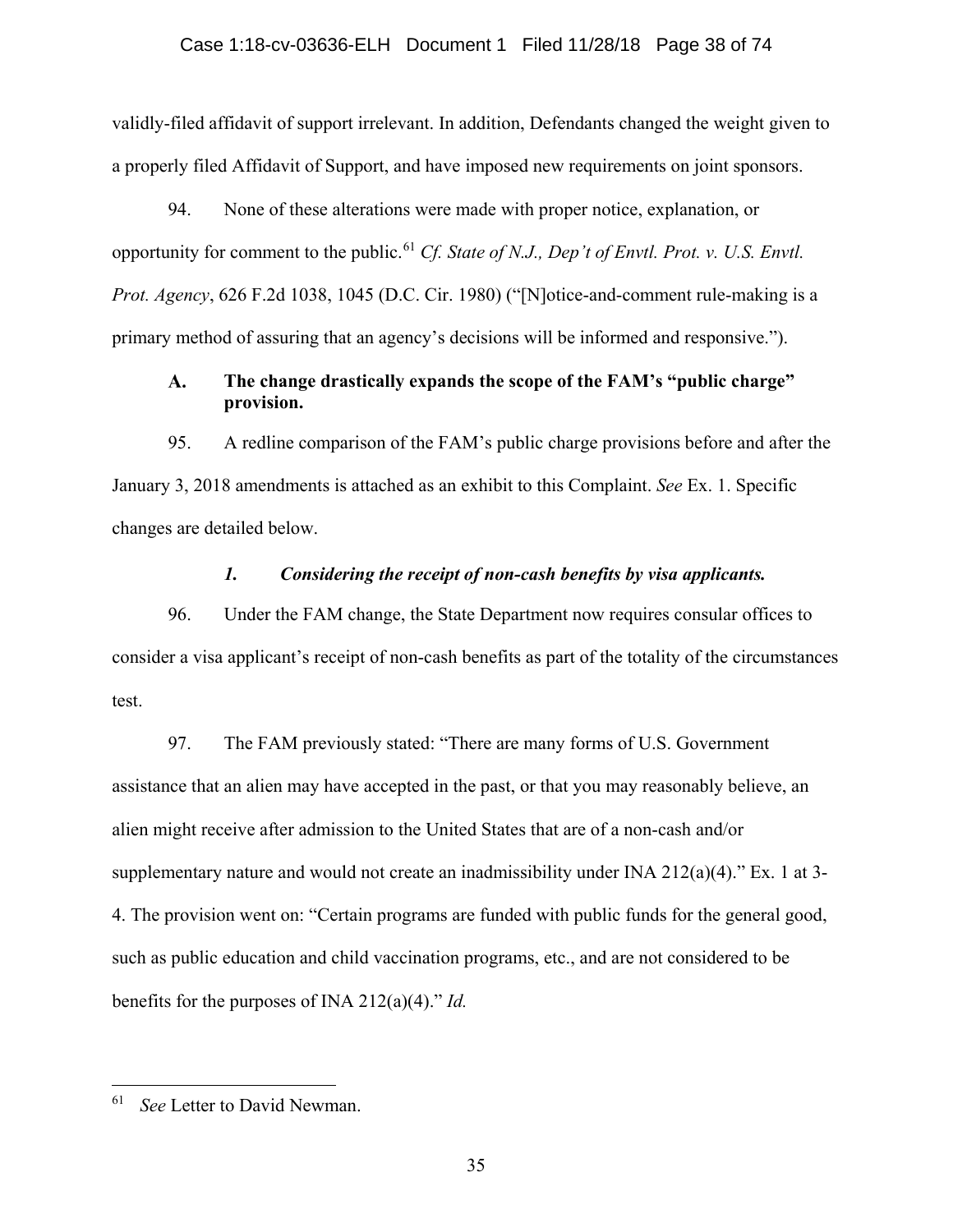validly-filed affidavit of support irrelevant. In addition, Defendants changed the weight given to a properly filed Affidavit of Support, and have imposed new requirements on joint sponsors.

94. None of these alterations were made with proper notice, explanation, or opportunity for comment to the public.[61] *Cf. State of N.J., Dep't of Envtl. Prot. v. U.S. Envtl. Prot. Agency*, 626 F.2d 1038, 1045 (D.C. Cir. 1980) ("[N]otice-and-comment rule-making is a primary method of assuring that an agency's decisions will be informed and responsive.").

### A. The change drastically expands the scope of the FAM's "public charge" provision.

95. A redline comparison of the FAM's public charge provisions before and after the January 3, 2018 amendments is attached as an exhibit to this Complaint. *See* Ex. 1. Specific changes are detailed below.

#### *1. Considering the receipt of non-cash benefits by visa applicants.*

96. Under the FAM change, the State Department now requires consular offices to consider a visa applicant's receipt of non-cash benefits as part of the totality of the circumstances test.

97. The FAM previously stated: "There are many forms of U.S. Government assistance that an alien may have accepted in the past, or that you may reasonably believe, an alien might receive after admission to the United States that are of a non-cash and/or supplementary nature and would not create an inadmissibility under INA 212(a)(4)." Ex. 1 at 3-4. The provision went on: "Certain programs are funded with public funds for the general good, such as public education and child vaccination programs, etc., and are not considered to be benefits for the purposes of INA 212(a)(4)." *Id.*

---

[61] *See* Letter to David Newman.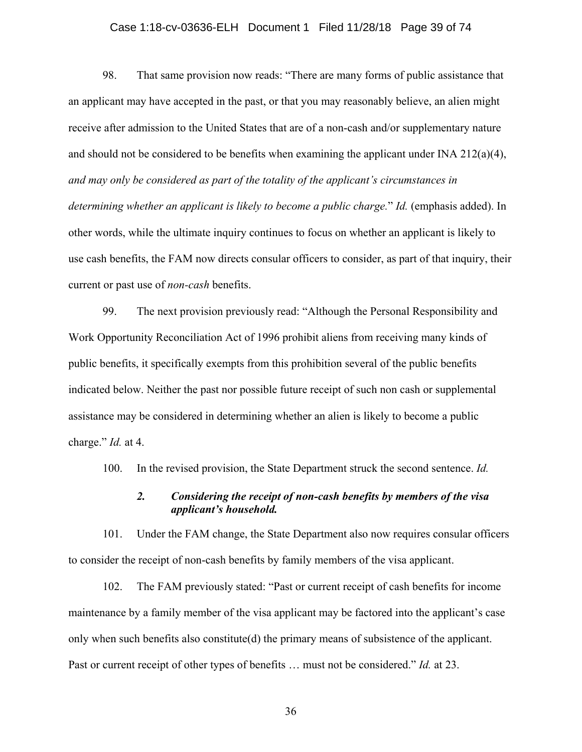98. That same provision now reads: "There are many forms of public assistance that an applicant may have accepted in the past, or that you may reasonably believe, an alien might receive after admission to the United States that are of a non-cash and/or supplementary nature and should not be considered to be benefits when examining the applicant under INA 212(a)(4), *and may only be considered as part of the totality of the applicant's circumstances in determining whether an applicant is likely to become a public charge.*" *Id.* (emphasis added). In other words, while the ultimate inquiry continues to focus on whether an applicant is likely to use cash benefits, the FAM now directs consular officers to consider, as part of that inquiry, their current or past use of *non-cash* benefits.

99. The next provision previously read: "Although the Personal Responsibility and Work Opportunity Reconciliation Act of 1996 prohibit aliens from receiving many kinds of public benefits, it specifically exempts from this prohibition several of the public benefits indicated below. Neither the past nor possible future receipt of such non cash or supplemental assistance may be considered in determining whether an alien is likely to become a public charge." *Id.* at 4.

100. In the revised provision, the State Department struck the second sentence. *Id.*

### *2. Considering the receipt of non-cash benefits by members of the visa applicant's household.*

101. Under the FAM change, the State Department also now requires consular officers to consider the receipt of non-cash benefits by family members of the visa applicant.

102. The FAM previously stated: "Past or current receipt of cash benefits for income maintenance by a family member of the visa applicant may be factored into the applicant's case only when such benefits also constitute(d) the primary means of subsistence of the applicant. Past or current receipt of other types of benefits … must not be considered." *Id.* at 23.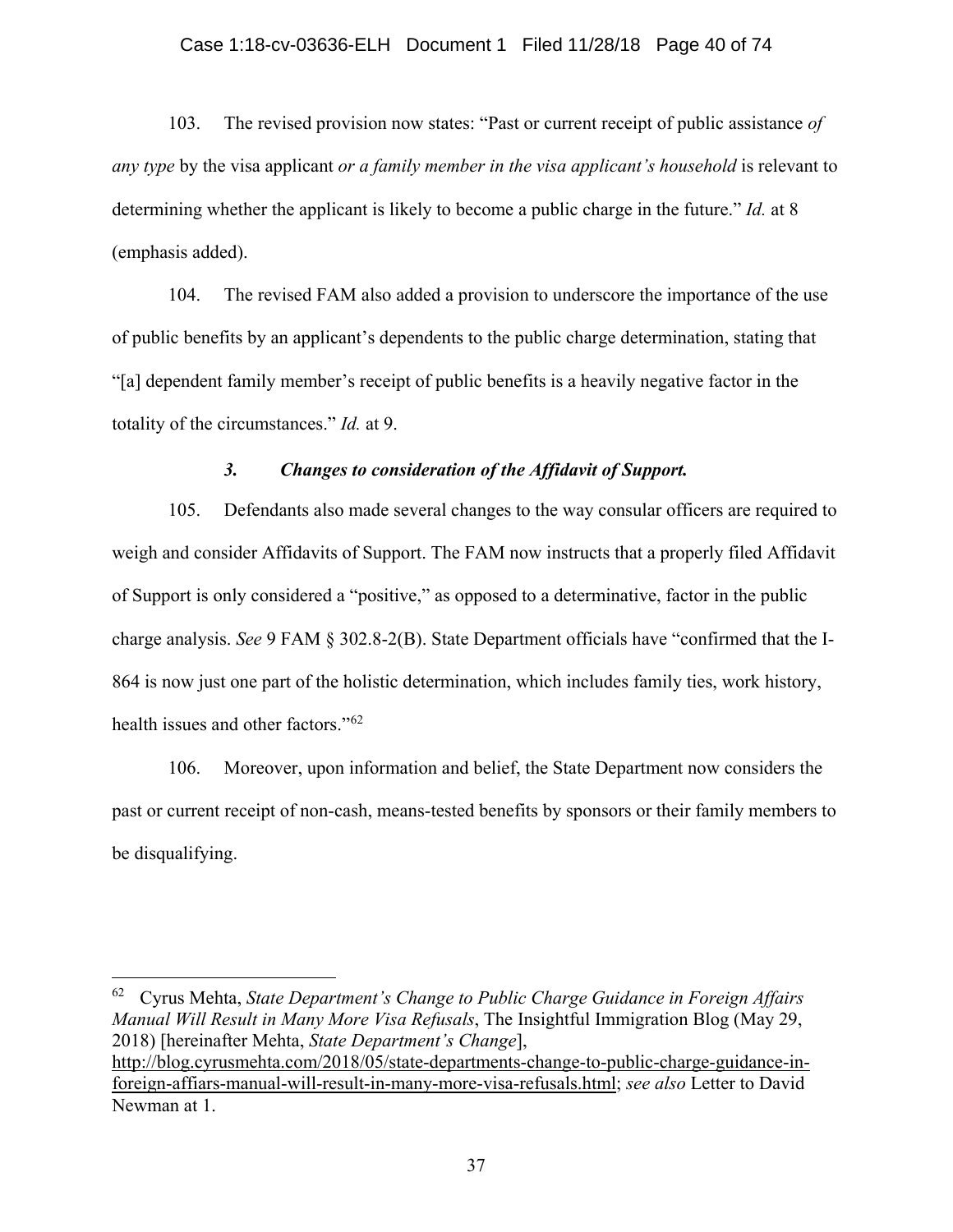103. The revised provision now states: "Past or current receipt of public assistance *of any type* by the visa applicant *or a family member in the visa applicant's household* is relevant to determining whether the applicant is likely to become a public charge in the future." *Id.* at 8 (emphasis added).

104. The revised FAM also added a provision to underscore the importance of the use of public benefits by an applicant's dependents to the public charge determination, stating that "[a] dependent family member's receipt of public benefits is a heavily negative factor in the totality of the circumstances." *Id.* at 9.

### *3. Changes to consideration of the Affidavit of Support.*

105. Defendants also made several changes to the way consular officers are required to weigh and consider Affidavits of Support. The FAM now instructs that a properly filed Affidavit of Support is only considered a "positive," as opposed to a determinative, factor in the public charge analysis. *See* 9 FAM § 302.8-2(B). State Department officials have "confirmed that the I-864 is now just one part of the holistic determination, which includes family ties, work history, health issues and other factors."[62]

106. Moreover, upon information and belief, the State Department now considers the past or current receipt of non-cash, means-tested benefits by sponsors or their family members to be disqualifying.

---

[62] Cyrus Mehta, *State Department's Change to Public Charge Guidance in Foreign Affairs Manual Will Result in Many More Visa Refusals*, The Insightful Immigration Blog (May 29, 2018) [hereinafter Mehta, *State Department's Change*], http://blog.cyrusmehta.com/2018/05/state-departments-change-to-public-charge-guidance-in-foreign-affiars-manual-will-result-in-many-more-visa-refusals.html; *see also* Letter to David Newman at 1.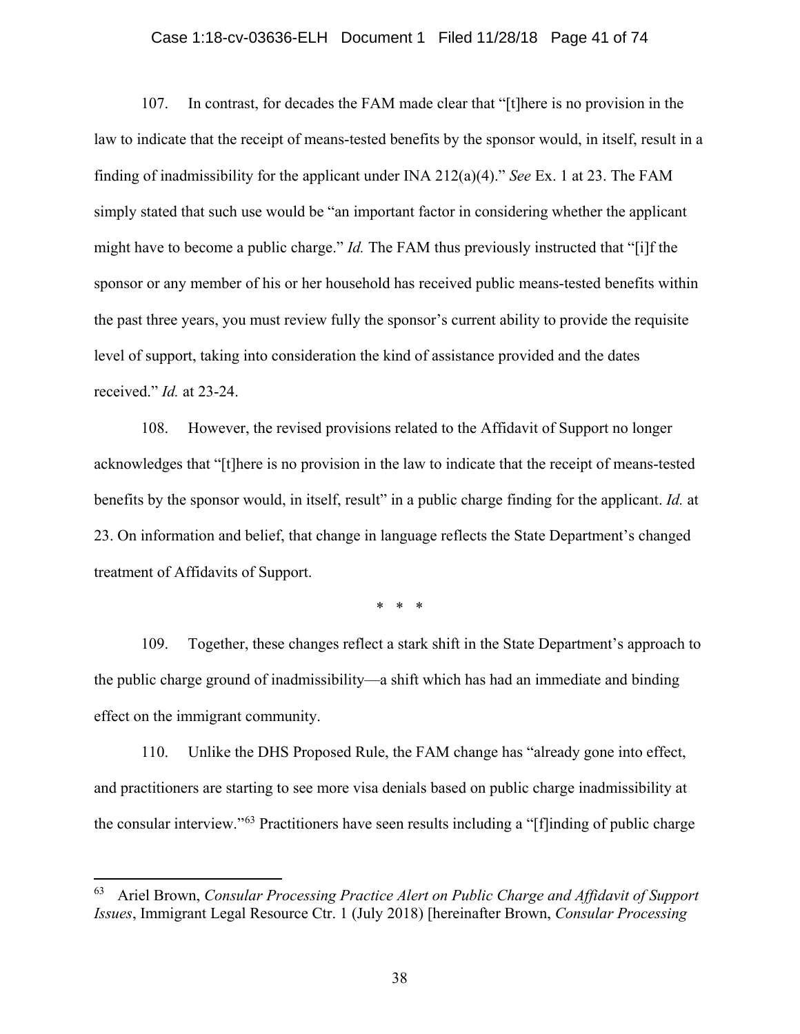107. In contrast, for decades the FAM made clear that "[t]here is no provision in the law to indicate that the receipt of means-tested benefits by the sponsor would, in itself, result in a finding of inadmissibility for the applicant under INA 212(a)(4)." *See* Ex. 1 at 23. The FAM simply stated that such use would be "an important factor in considering whether the applicant might have to become a public charge." *Id.* The FAM thus previously instructed that "[i]f the sponsor or any member of his or her household has received public means-tested benefits within the past three years, you must review fully the sponsor's current ability to provide the requisite level of support, taking into consideration the kind of assistance provided and the dates received." *Id.* at 23-24.

108. However, the revised provisions related to the Affidavit of Support no longer acknowledges that "[t]here is no provision in the law to indicate that the receipt of means-tested benefits by the sponsor would, in itself, result" in a public charge finding for the applicant. *Id.* at 23. On information and belief, that change in language reflects the State Department's changed treatment of Affidavits of Support.

\* \* \*

109. Together, these changes reflect a stark shift in the State Department's approach to the public charge ground of inadmissibility—a shift which has had an immediate and binding effect on the immigrant community.

110. Unlike the DHS Proposed Rule, the FAM change has "already gone into effect, and practitioners are starting to see more visa denials based on public charge inadmissibility at the consular interview."[63] Practitioners have seen results including a "[f]inding of public charge

---

[63] Ariel Brown, *Consular Processing Practice Alert on Public Charge and Affidavit of Support Issues*, Immigrant Legal Resource Ctr. 1 (July 2018) [hereinafter Brown, *Consular Processing*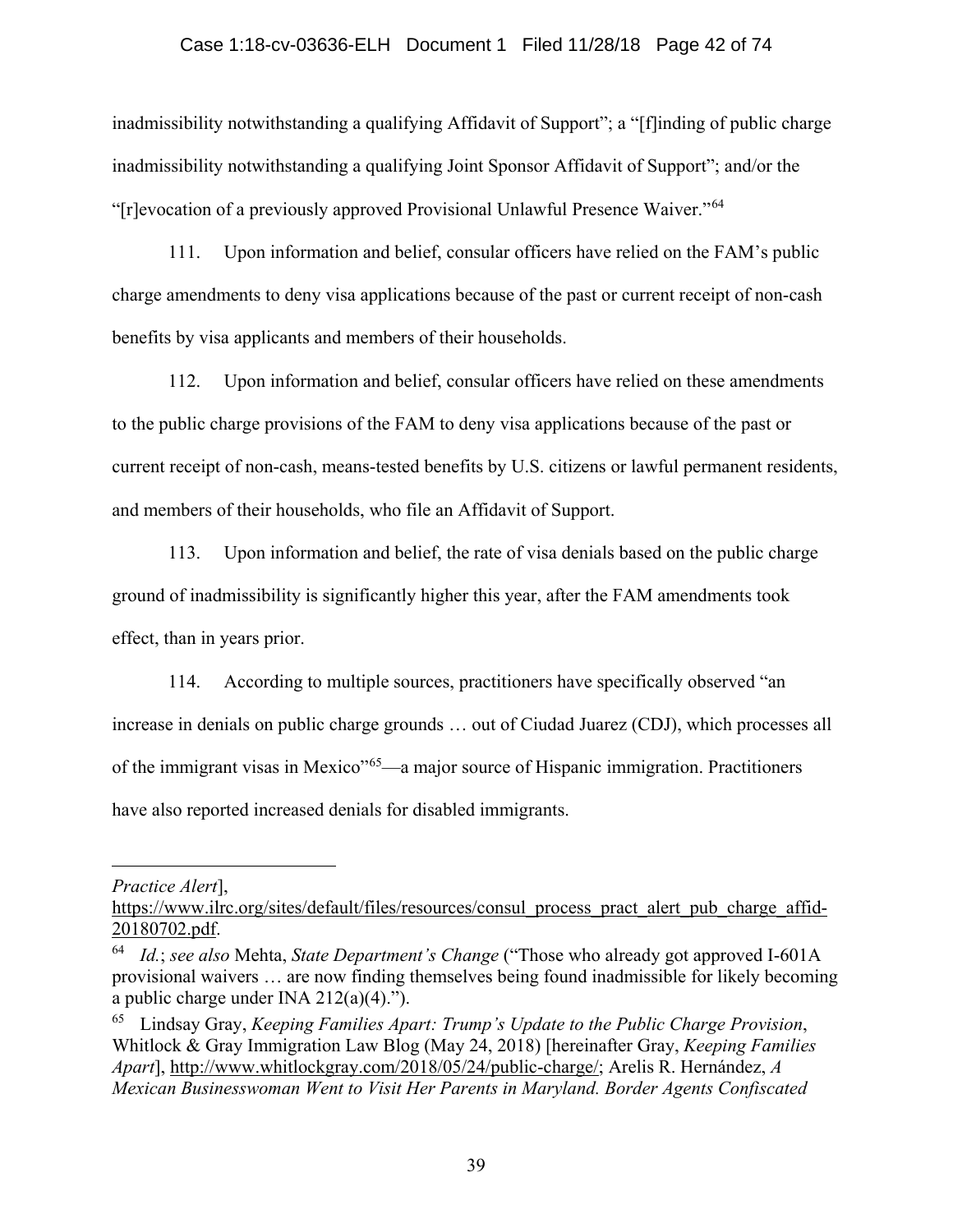inadmissibility notwithstanding a qualifying Affidavit of Support"; a "[f]inding of public charge inadmissibility notwithstanding a qualifying Joint Sponsor Affidavit of Support"; and/or the "[r]evocation of a previously approved Provisional Unlawful Presence Waiver."[64]

111. Upon information and belief, consular officers have relied on the FAM's public charge amendments to deny visa applications because of the past or current receipt of non-cash benefits by visa applicants and members of their households.

112. Upon information and belief, consular officers have relied on these amendments to the public charge provisions of the FAM to deny visa applications because of the past or current receipt of non-cash, means-tested benefits by U.S. citizens or lawful permanent residents, and members of their households, who file an Affidavit of Support.

113. Upon information and belief, the rate of visa denials based on the public charge ground of inadmissibility is significantly higher this year, after the FAM amendments took effect, than in years prior.

114. According to multiple sources, practitioners have specifically observed "an increase in denials on public charge grounds … out of Ciudad Juarez (CDJ), which processes all of the immigrant visas in Mexico"[65]—a major source of Hispanic immigration. Practitioners have also reported increased denials for disabled immigrants.

---

*Practice Alert*], https://www.ilrc.org/sites/default/files/resources/consul_process_pract_alert_pub_charge_affid-20180702.pdf.

[64] *Id.*; *see also* Mehta, *State Department's Change* ("Those who already got approved I-601A provisional waivers … are now finding themselves being found inadmissible for likely becoming a public charge under INA 212(a)(4).").

[65] Lindsay Gray, *Keeping Families Apart: Trump's Update to the Public Charge Provision*, Whitlock & Gray Immigration Law Blog (May 24, 2018) [hereinafter Gray, *Keeping Families Apart*], http://www.whitlockgray.com/2018/05/24/public-charge/; Arelis R. Hernández, *A Mexican Businesswoman Went to Visit Her Parents in Maryland. Border Agents Confiscated*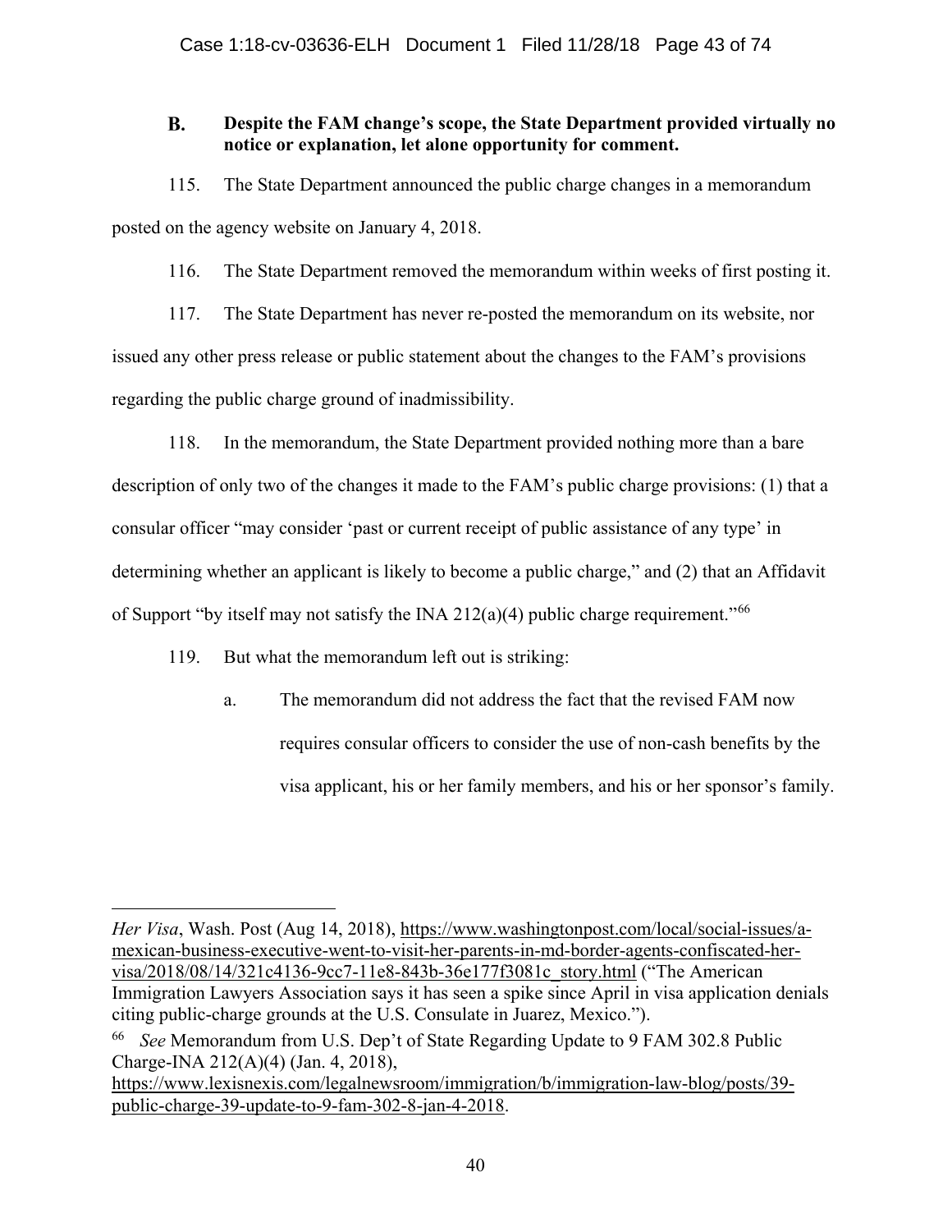### B. Despite the FAM change's scope, the State Department provided virtually no notice or explanation, let alone opportunity for comment.

115. The State Department announced the public charge changes in a memorandum posted on the agency website on January 4, 2018.

116. The State Department removed the memorandum within weeks of first posting it.

117. The State Department has never re-posted the memorandum on its website, nor issued any other press release or public statement about the changes to the FAM's provisions regarding the public charge ground of inadmissibility.

118. In the memorandum, the State Department provided nothing more than a bare description of only two of the changes it made to the FAM's public charge provisions: (1) that a consular officer "may consider 'past or current receipt of public assistance of any type' in determining whether an applicant is likely to become a public charge," and (2) that an Affidavit of Support "by itself may not satisfy the INA 212(a)(4) public charge requirement."[66]

119. But what the memorandum left out is striking:

a. The memorandum did not address the fact that the revised FAM now requires consular officers to consider the use of non-cash benefits by the visa applicant, his or her family members, and his or her sponsor's family.

---

*Her Visa*, Wash. Post (Aug 14, 2018), https://www.washingtonpost.com/local/social-issues/a-mexican-business-executive-went-to-visit-her-parents-in-md-border-agents-confiscated-her-visa/2018/08/14/321c4136-9cc7-11e8-843b-36e177f3081c_story.html ("The American Immigration Lawyers Association says it has seen a spike since April in visa application denials citing public-charge grounds at the U.S. Consulate in Juarez, Mexico.").

[66] *See* Memorandum from U.S. Dep't of State Regarding Update to 9 FAM 302.8 Public Charge-INA 212(A)(4) (Jan. 4, 2018), https://www.lexisnexis.com/legalnewsroom/immigration/b/immigration-law-blog/posts/39-public-charge-39-update-to-9-fam-302-8-jan-4-2018.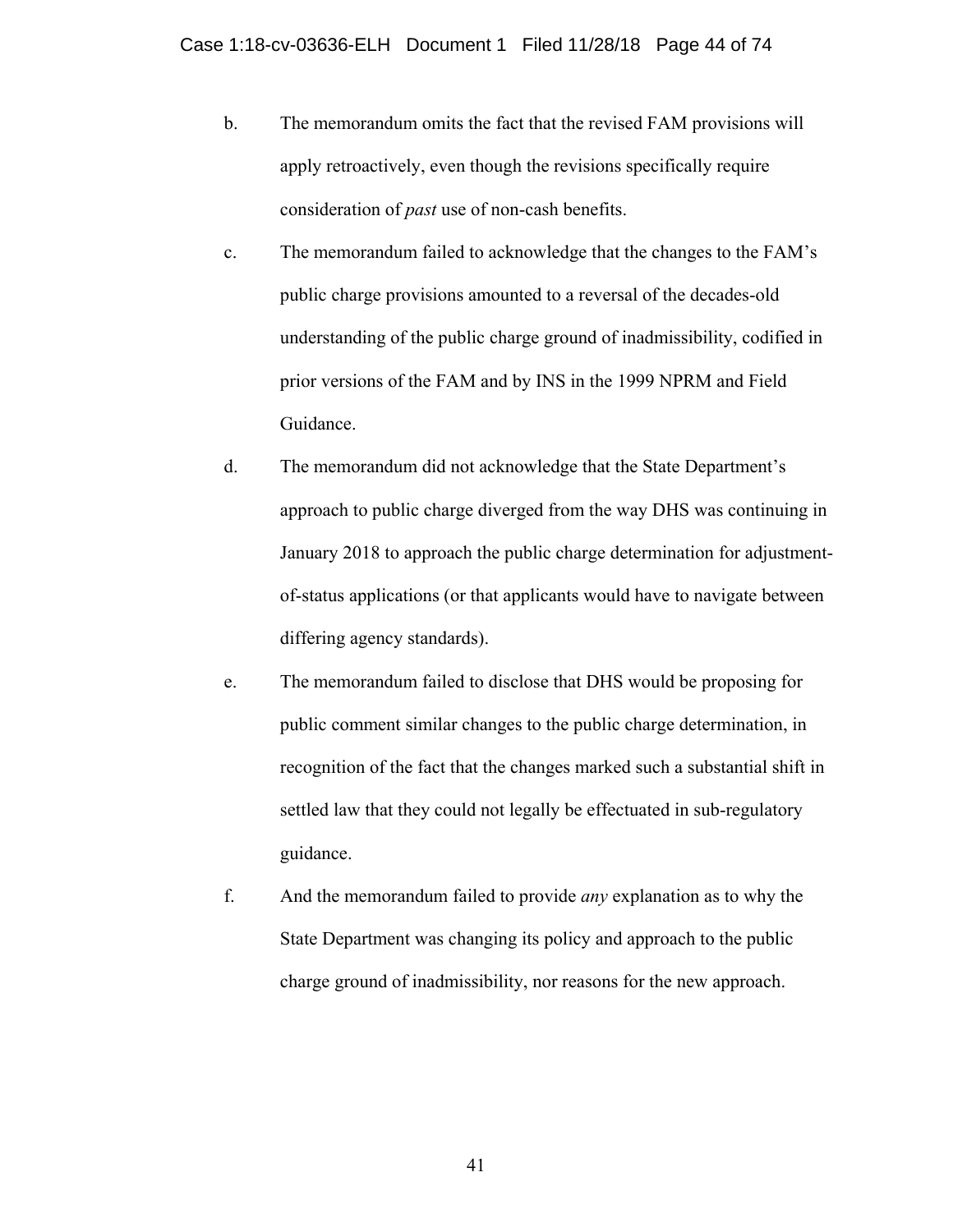b. The memorandum omits the fact that the revised FAM provisions will apply retroactively, even though the revisions specifically require consideration of *past* use of non-cash benefits.

c. The memorandum failed to acknowledge that the changes to the FAM's public charge provisions amounted to a reversal of the decades-old understanding of the public charge ground of inadmissibility, codified in prior versions of the FAM and by INS in the 1999 NPRM and Field Guidance.

d. The memorandum did not acknowledge that the State Department's approach to public charge diverged from the way DHS was continuing in January 2018 to approach the public charge determination for adjustment-of-status applications (or that applicants would have to navigate between differing agency standards).

e. The memorandum failed to disclose that DHS would be proposing for public comment similar changes to the public charge determination, in recognition of the fact that the changes marked such a substantial shift in settled law that they could not legally be effectuated in sub-regulatory guidance.

f. And the memorandum failed to provide *any* explanation as to why the State Department was changing its policy and approach to the public charge ground of inadmissibility, nor reasons for the new approach.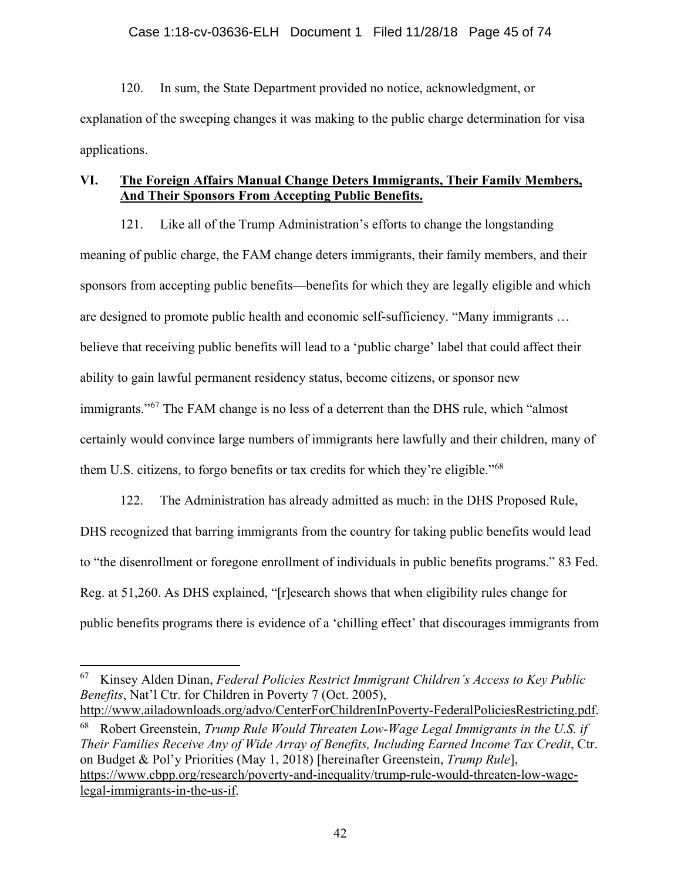120. In sum, the State Department provided no notice, acknowledgment, or explanation of the sweeping changes it was making to the public charge determination for visa applications.

## VI. **The Foreign Affairs Manual Change Deters Immigrants, Their Family Members, And Their Sponsors From Accepting Public Benefits.**

121. Like all of the Trump Administration's efforts to change the longstanding meaning of public charge, the FAM change deters immigrants, their family members, and their sponsors from accepting public benefits—benefits for which they are legally eligible and which are designed to promote public health and economic self-sufficiency. "Many immigrants … believe that receiving public benefits will lead to a 'public charge' label that could affect their ability to gain lawful permanent residency status, become citizens, or sponsor new immigrants."[67] The FAM change is no less of a deterrent than the DHS rule, which "almost certainly would convince large numbers of immigrants here lawfully and their children, many of them U.S. citizens, to forgo benefits or tax credits for which they're eligible."[68]

122. The Administration has already admitted as much: in the DHS Proposed Rule, DHS recognized that barring immigrants from the country for taking public benefits would lead to "the disenrollment or foregone enrollment of individuals in public benefits programs." 83 Fed. Reg. at 51,260. As DHS explained, "[r]esearch shows that when eligibility rules change for public benefits programs there is evidence of a 'chilling effect' that discourages immigrants from

---

[67] Kinsey Alden Dinan, *Federal Policies Restrict Immigrant Children's Access to Key Public Benefits*, Nat'l Ctr. for Children in Poverty 7 (Oct. 2005), http://www.ailadownloads.org/advo/CenterForChildrenInPoverty-FederalPoliciesRestricting.pdf.

[68] Robert Greenstein, *Trump Rule Would Threaten Low-Wage Legal Immigrants in the U.S. if Their Families Receive Any of Wide Array of Benefits, Including Earned Income Tax Credit*, Ctr. on Budget & Pol'y Priorities (May 1, 2018) [hereinafter Greenstein, *Trump Rule*], https://www.cbpp.org/research/poverty-and-inequality/trump-rule-would-threaten-low-wage-legal-immigrants-in-the-us-if.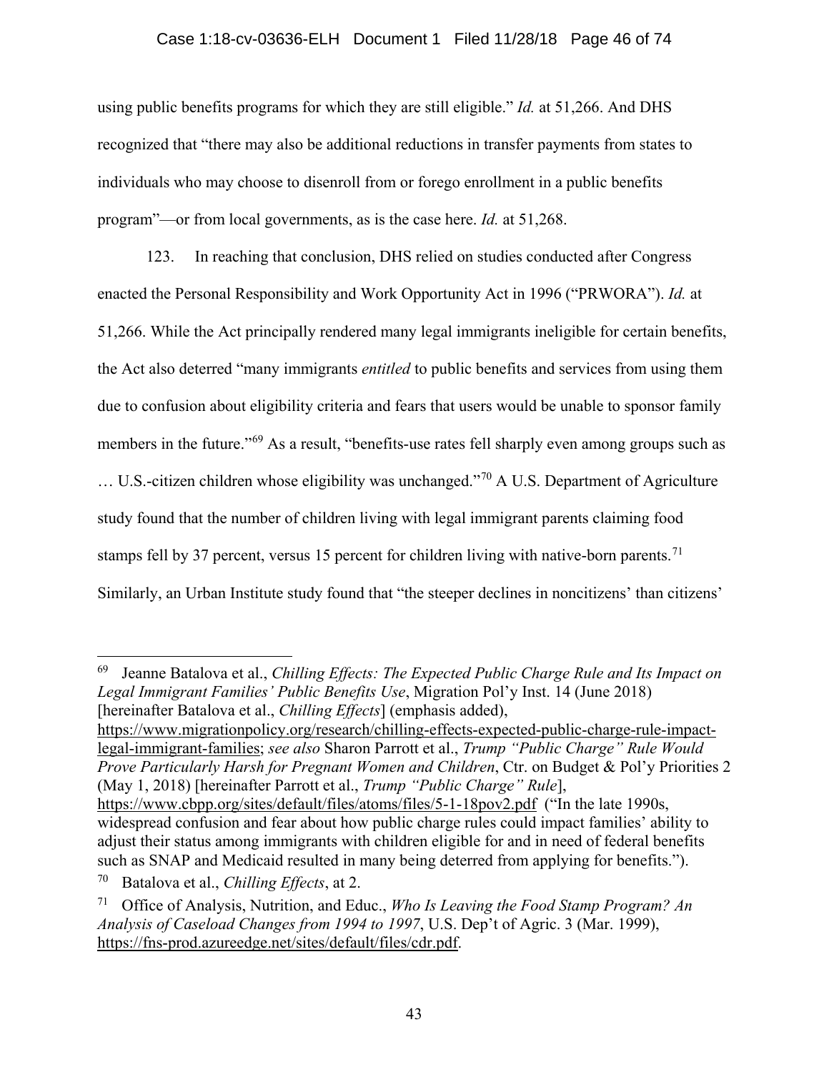using public benefits programs for which they are still eligible." *Id.* at 51,266. And DHS recognized that "there may also be additional reductions in transfer payments from states to individuals who may choose to disenroll from or forego enrollment in a public benefits program"—or from local governments, as is the case here. *Id.* at 51,268.

123. In reaching that conclusion, DHS relied on studies conducted after Congress enacted the Personal Responsibility and Work Opportunity Act in 1996 ("PRWORA"). *Id.* at 51,266. While the Act principally rendered many legal immigrants ineligible for certain benefits, the Act also deterred "many immigrants *entitled* to public benefits and services from using them due to confusion about eligibility criteria and fears that users would be unable to sponsor family members in the future."[69] As a result, "benefits-use rates fell sharply even among groups such as … U.S.-citizen children whose eligibility was unchanged."[70] A U.S. Department of Agriculture study found that the number of children living with legal immigrant parents claiming food stamps fell by 37 percent, versus 15 percent for children living with native-born parents.[71] Similarly, an Urban Institute study found that "the steeper declines in noncitizens' than citizens'

---

[69] Jeanne Batalova et al., *Chilling Effects: The Expected Public Charge Rule and Its Impact on Legal Immigrant Families' Public Benefits Use*, Migration Pol'y Inst. 14 (June 2018) [hereinafter Batalova et al., *Chilling Effects*] (emphasis added), https://www.migrationpolicy.org/research/chilling-effects-expected-public-charge-rule-impact-legal-immigrant-families; *see also* Sharon Parrott et al., *Trump "Public Charge" Rule Would Prove Particularly Harsh for Pregnant Women and Children*, Ctr. on Budget & Pol'y Priorities 2 (May 1, 2018) [hereinafter Parrott et al., *Trump "Public Charge" Rule*], https://www.cbpp.org/sites/default/files/atoms/files/5-1-18pov2.pdf ("In the late 1990s, widespread confusion and fear about how public charge rules could impact families' ability to adjust their status among immigrants with children eligible for and in need of federal benefits such as SNAP and Medicaid resulted in many being deterred from applying for benefits.").

[70] Batalova et al., *Chilling Effects*, at 2.

[71] Office of Analysis, Nutrition, and Educ., *Who Is Leaving the Food Stamp Program? An Analysis of Caseload Changes from 1994 to 1997*, U.S. Dep't of Agric. 3 (Mar. 1999), https://fns-prod.azureedge.net/sites/default/files/cdr.pdf.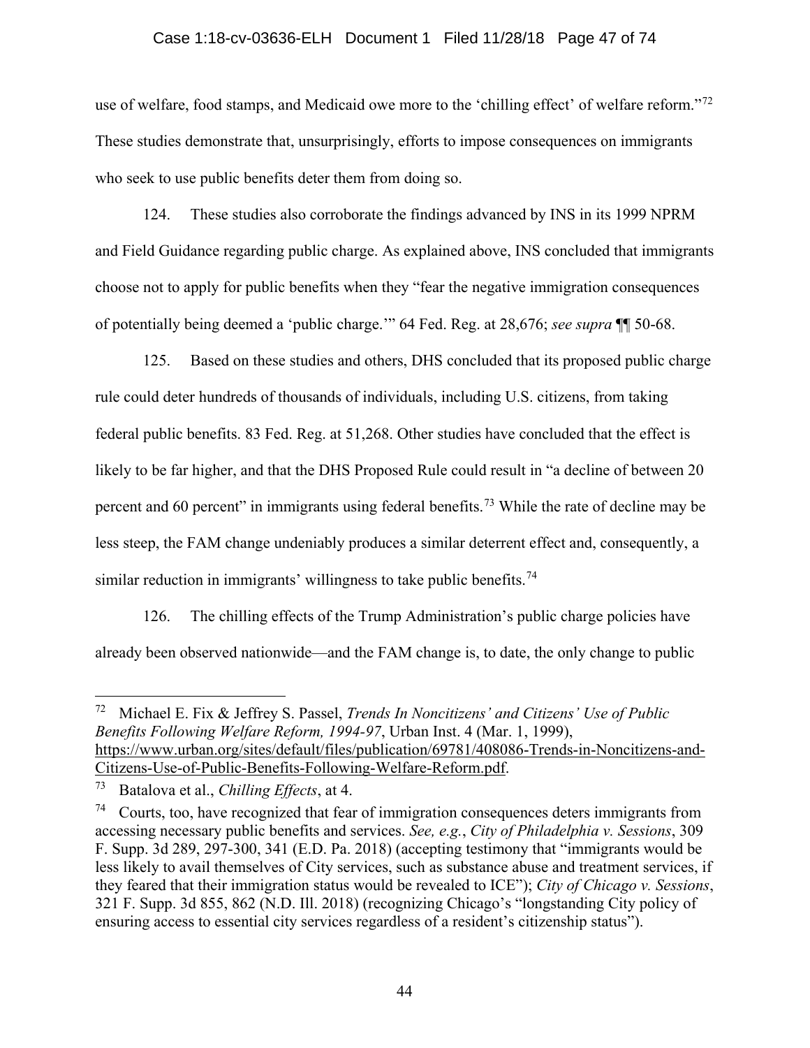use of welfare, food stamps, and Medicaid owe more to the 'chilling effect' of welfare reform."[72] These studies demonstrate that, unsurprisingly, efforts to impose consequences on immigrants who seek to use public benefits deter them from doing so.

124. These studies also corroborate the findings advanced by INS in its 1999 NPRM and Field Guidance regarding public charge. As explained above, INS concluded that immigrants choose not to apply for public benefits when they "fear the negative immigration consequences of potentially being deemed a 'public charge.'" 64 Fed. Reg. at 28,676; *see supra* ¶¶ 50-68.

125. Based on these studies and others, DHS concluded that its proposed public charge rule could deter hundreds of thousands of individuals, including U.S. citizens, from taking federal public benefits. 83 Fed. Reg. at 51,268. Other studies have concluded that the effect is likely to be far higher, and that the DHS Proposed Rule could result in "a decline of between 20 percent and 60 percent" in immigrants using federal benefits.[73] While the rate of decline may be less steep, the FAM change undeniably produces a similar deterrent effect and, consequently, a similar reduction in immigrants' willingness to take public benefits.[74]

126. The chilling effects of the Trump Administration's public charge policies have already been observed nationwide—and the FAM change is, to date, the only change to public

---

[72] Michael E. Fix & Jeffrey S. Passel, *Trends In Noncitizens' and Citizens' Use of Public Benefits Following Welfare Reform, 1994-97*, Urban Inst. 4 (Mar. 1, 1999), https://www.urban.org/sites/default/files/publication/69781/408086-Trends-in-Noncitizens-and-Citizens-Use-of-Public-Benefits-Following-Welfare-Reform.pdf.

[73] Batalova et al., *Chilling Effects*, at 4.

[74] Courts, too, have recognized that fear of immigration consequences deters immigrants from accessing necessary public benefits and services. *See, e.g.*, *City of Philadelphia v. Sessions*, 309 F. Supp. 3d 289, 297-300, 341 (E.D. Pa. 2018) (accepting testimony that "immigrants would be less likely to avail themselves of City services, such as substance abuse and treatment services, if they feared that their immigration status would be revealed to ICE"); *City of Chicago v. Sessions*, 321 F. Supp. 3d 855, 862 (N.D. Ill. 2018) (recognizing Chicago's "longstanding City policy of ensuring access to essential city services regardless of a resident's citizenship status").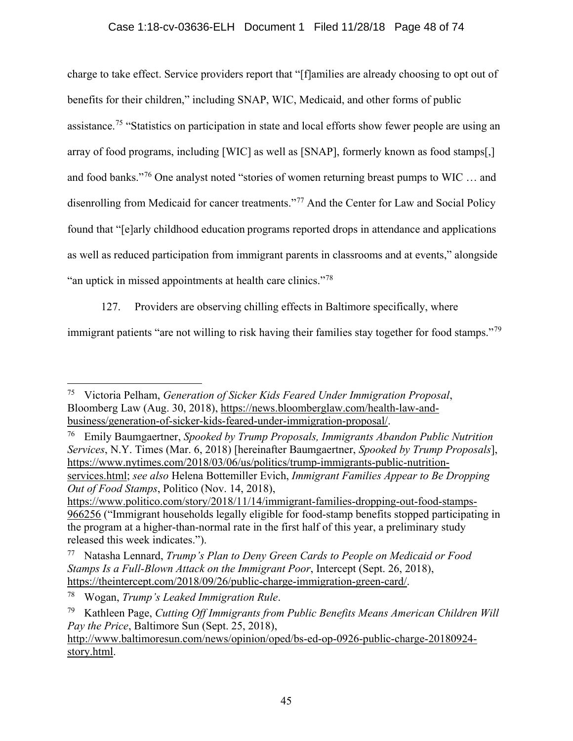charge to take effect. Service providers report that "[f]amilies are already choosing to opt out of benefits for their children," including SNAP, WIC, Medicaid, and other forms of public assistance.[75] "Statistics on participation in state and local efforts show fewer people are using an array of food programs, including [WIC] as well as [SNAP], formerly known as food stamps[,] and food banks."[76] One analyst noted "stories of women returning breast pumps to WIC … and disenrolling from Medicaid for cancer treatments."[77] And the Center for Law and Social Policy found that "[e]arly childhood education programs reported drops in attendance and applications as well as reduced participation from immigrant parents in classrooms and at events," alongside "an uptick in missed appointments at health care clinics."[78]

127. Providers are observing chilling effects in Baltimore specifically, where immigrant patients "are not willing to risk having their families stay together for food stamps."[79]

---

[75] Victoria Pelham, *Generation of Sicker Kids Feared Under Immigration Proposal*, Bloomberg Law (Aug. 30, 2018), https://news.bloomberglaw.com/health-law-and-business/generation-of-sicker-kids-feared-under-immigration-proposal/.

[76] Emily Baumgaertner, *Spooked by Trump Proposals, Immigrants Abandon Public Nutrition Services*, N.Y. Times (Mar. 6, 2018) [hereinafter Baumgaertner, *Spooked by Trump Proposals*], https://www.nytimes.com/2018/03/06/us/politics/trump-immigrants-public-nutrition-services.html; *see also* Helena Bottemiller Evich, *Immigrant Families Appear to Be Dropping Out of Food Stamps*, Politico (Nov. 14, 2018), https://www.politico.com/story/2018/11/14/immigrant-families-dropping-out-food-stamps-966256 ("Immigrant households legally eligible for food-stamp benefits stopped participating in the program at a higher-than-normal rate in the first half of this year, a preliminary study released this week indicates.").

[77] Natasha Lennard, *Trump's Plan to Deny Green Cards to People on Medicaid or Food Stamps Is a Full-Blown Attack on the Immigrant Poor*, Intercept (Sept. 26, 2018), https://theintercept.com/2018/09/26/public-charge-immigration-green-card/.

[78] Wogan, *Trump's Leaked Immigration Rule*.

[79] Kathleen Page, *Cutting Off Immigrants from Public Benefits Means American Children Will Pay the Price*, Baltimore Sun (Sept. 25, 2018), http://www.baltimoresun.com/news/opinion/oped/bs-ed-op-0926-public-charge-20180924-story.html.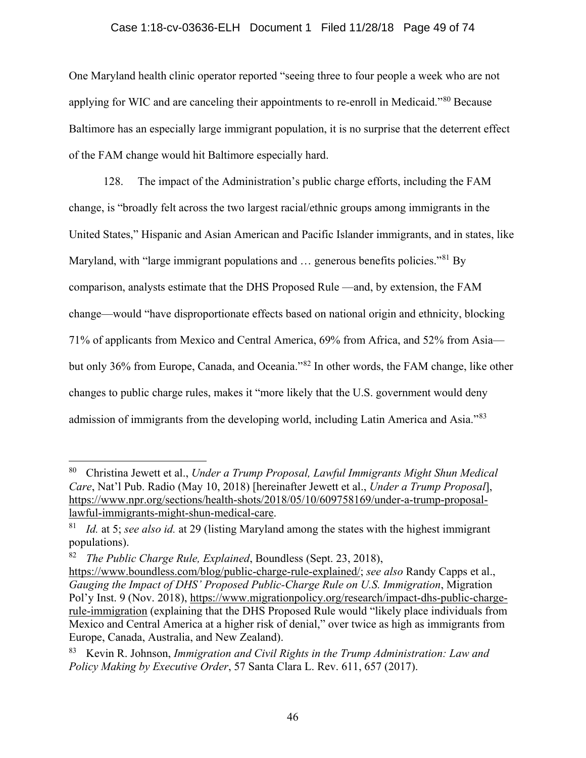One Maryland health clinic operator reported "seeing three to four people a week who are not applying for WIC and are canceling their appointments to re-enroll in Medicaid."[80] Because Baltimore has an especially large immigrant population, it is no surprise that the deterrent effect of the FAM change would hit Baltimore especially hard.

128. The impact of the Administration's public charge efforts, including the FAM change, is "broadly felt across the two largest racial/ethnic groups among immigrants in the United States," Hispanic and Asian American and Pacific Islander immigrants, and in states, like Maryland, with "large immigrant populations and … generous benefits policies."[81] By comparison, analysts estimate that the DHS Proposed Rule —and, by extension, the FAM change—would "have disproportionate effects based on national origin and ethnicity, blocking 71% of applicants from Mexico and Central America, 69% from Africa, and 52% from Asia—but only 36% from Europe, Canada, and Oceania."[82] In other words, the FAM change, like other changes to public charge rules, makes it "more likely that the U.S. government would deny admission of immigrants from the developing world, including Latin America and Asia."[83]

---

[80] Christina Jewett et al., *Under a Trump Proposal, Lawful Immigrants Might Shun Medical Care*, Nat'l Pub. Radio (May 10, 2018) [hereinafter Jewett et al., *Under a Trump Proposal*], https://www.npr.org/sections/health-shots/2018/05/10/609758169/under-a-trump-proposal-lawful-immigrants-might-shun-medical-care.

[81] *Id.* at 5; *see also id.* at 29 (listing Maryland among the states with the highest immigrant populations).

[82] *The Public Charge Rule, Explained*, Boundless (Sept. 23, 2018), https://www.boundless.com/blog/public-charge-rule-explained/; *see also* Randy Capps et al., *Gauging the Impact of DHS' Proposed Public-Charge Rule on U.S. Immigration*, Migration Pol'y Inst. 9 (Nov. 2018), https://www.migrationpolicy.org/research/impact-dhs-public-charge-rule-immigration (explaining that the DHS Proposed Rule would "likely place individuals from Mexico and Central America at a higher risk of denial," over twice as high as immigrants from Europe, Canada, Australia, and New Zealand).

[83] Kevin R. Johnson, *Immigration and Civil Rights in the Trump Administration: Law and Policy Making by Executive Order*, 57 Santa Clara L. Rev. 611, 657 (2017).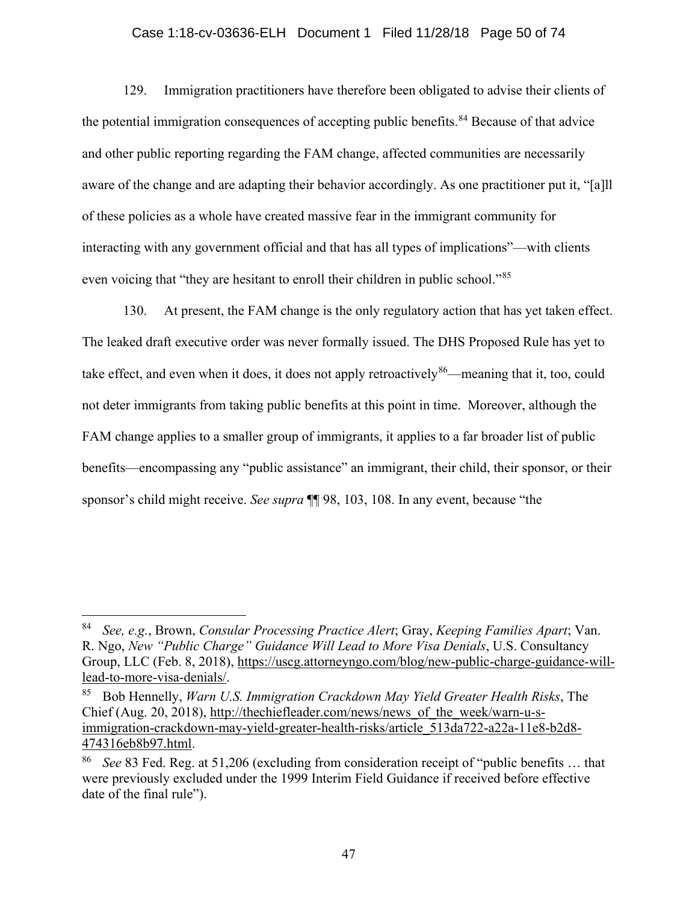129. Immigration practitioners have therefore been obligated to advise their clients of the potential immigration consequences of accepting public benefits.[84] Because of that advice and other public reporting regarding the FAM change, affected communities are necessarily aware of the change and are adapting their behavior accordingly. As one practitioner put it, "[a]ll of these policies as a whole have created massive fear in the immigrant community for interacting with any government official and that has all types of implications"—with clients even voicing that "they are hesitant to enroll their children in public school."[85]

130. At present, the FAM change is the only regulatory action that has yet taken effect. The leaked draft executive order was never formally issued. The DHS Proposed Rule has yet to take effect, and even when it does, it does not apply retroactively[86]—meaning that it, too, could not deter immigrants from taking public benefits at this point in time. Moreover, although the FAM change applies to a smaller group of immigrants, it applies to a far broader list of public benefits—encompassing any "public assistance" an immigrant, their child, their sponsor, or their sponsor's child might receive. *See supra* ¶¶ 98, 103, 108. In any event, because "the

---

[84] *See, e.g.*, Brown, *Consular Processing Practice Alert*; Gray, *Keeping Families Apart*; Van. R. Ngo, *New "Public Charge" Guidance Will Lead to More Visa Denials*, U.S. Consultancy Group, LLC (Feb. 8, 2018), https://uscg.attorneyngo.com/blog/new-public-charge-guidance-will-lead-to-more-visa-denials/.

[85] Bob Hennelly, *Warn U.S. Immigration Crackdown May Yield Greater Health Risks*, The Chief (Aug. 20, 2018), http://thechiefleader.com/news/news_of_the_week/warn-u-s-immigration-crackdown-may-yield-greater-health-risks/article_513da722-a22a-11e8-b2d8-474316eb8b97.html.

[86] *See* 83 Fed. Reg. at 51,206 (excluding from consideration receipt of "public benefits … that were previously excluded under the 1999 Interim Field Guidance if received before effective date of the final rule").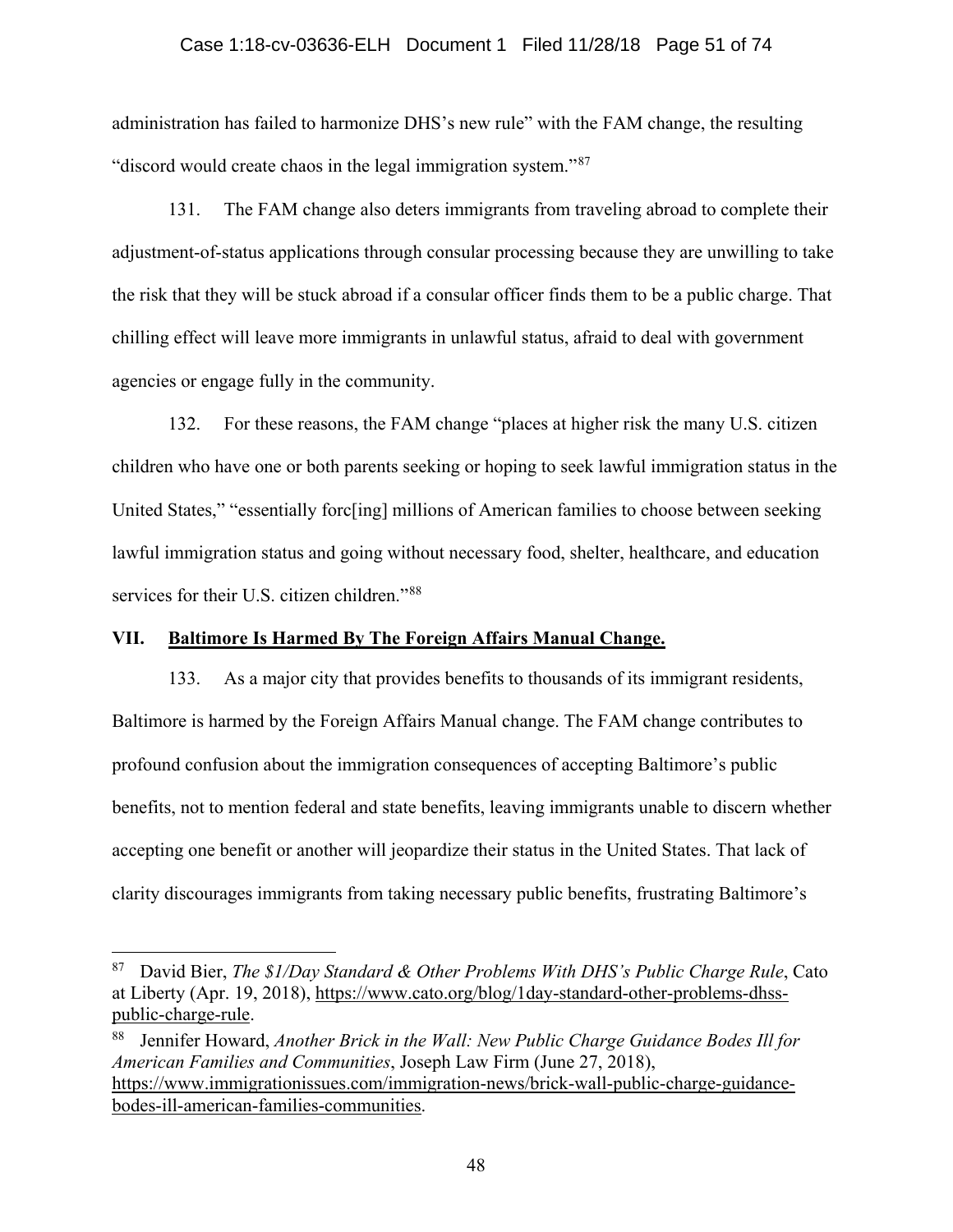administration has failed to harmonize DHS's new rule" with the FAM change, the resulting "discord would create chaos in the legal immigration system."[87]

131. The FAM change also deters immigrants from traveling abroad to complete their adjustment-of-status applications through consular processing because they are unwilling to take the risk that they will be stuck abroad if a consular officer finds them to be a public charge. That chilling effect will leave more immigrants in unlawful status, afraid to deal with government agencies or engage fully in the community.

132. For these reasons, the FAM change "places at higher risk the many U.S. citizen children who have one or both parents seeking or hoping to seek lawful immigration status in the United States," "essentially forc[ing] millions of American families to choose between seeking lawful immigration status and going without necessary food, shelter, healthcare, and education services for their U.S. citizen children."[88]

## VII. Baltimore Is Harmed By The Foreign Affairs Manual Change.

133. As a major city that provides benefits to thousands of its immigrant residents, Baltimore is harmed by the Foreign Affairs Manual change. The FAM change contributes to profound confusion about the immigration consequences of accepting Baltimore's public benefits, not to mention federal and state benefits, leaving immigrants unable to discern whether accepting one benefit or another will jeopardize their status in the United States. That lack of clarity discourages immigrants from taking necessary public benefits, frustrating Baltimore's

---

[87] David Bier, *The $1/Day Standard & Other Problems With DHS's Public Charge Rule*, Cato at Liberty (Apr. 19, 2018), https://www.cato.org/blog/1day-standard-other-problems-dhss-public-charge-rule.

[88] Jennifer Howard, *Another Brick in the Wall: New Public Charge Guidance Bodes Ill for American Families and Communities*, Joseph Law Firm (June 27, 2018), https://www.immigrationissues.com/immigration-news/brick-wall-public-charge-guidance-bodes-ill-american-families-communities.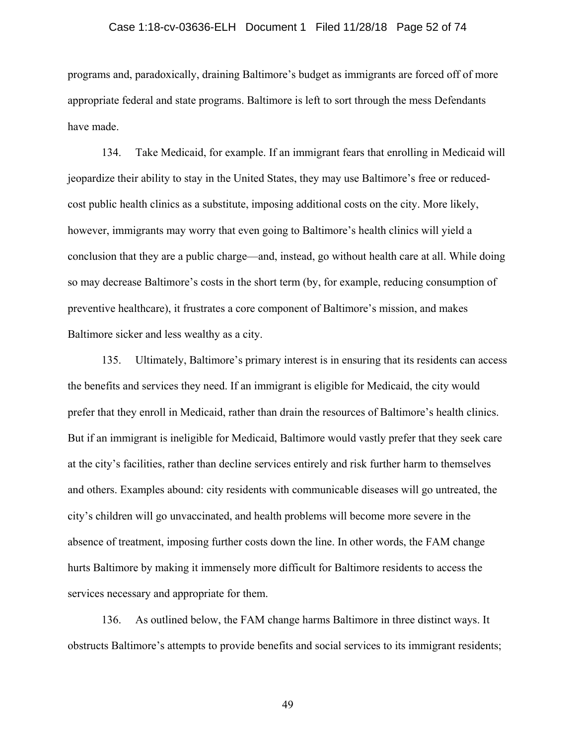programs and, paradoxically, draining Baltimore's budget as immigrants are forced off of more appropriate federal and state programs. Baltimore is left to sort through the mess Defendants have made.

134. Take Medicaid, for example. If an immigrant fears that enrolling in Medicaid will jeopardize their ability to stay in the United States, they may use Baltimore's free or reduced-cost public health clinics as a substitute, imposing additional costs on the city. More likely, however, immigrants may worry that even going to Baltimore's health clinics will yield a conclusion that they are a public charge—and, instead, go without health care at all. While doing so may decrease Baltimore's costs in the short term (by, for example, reducing consumption of preventive healthcare), it frustrates a core component of Baltimore's mission, and makes Baltimore sicker and less wealthy as a city.

135. Ultimately, Baltimore's primary interest is in ensuring that its residents can access the benefits and services they need. If an immigrant is eligible for Medicaid, the city would prefer that they enroll in Medicaid, rather than drain the resources of Baltimore's health clinics. But if an immigrant is ineligible for Medicaid, Baltimore would vastly prefer that they seek care at the city's facilities, rather than decline services entirely and risk further harm to themselves and others. Examples abound: city residents with communicable diseases will go untreated, the city's children will go unvaccinated, and health problems will become more severe in the absence of treatment, imposing further costs down the line. In other words, the FAM change hurts Baltimore by making it immensely more difficult for Baltimore residents to access the services necessary and appropriate for them.

136. As outlined below, the FAM change harms Baltimore in three distinct ways. It obstructs Baltimore's attempts to provide benefits and social services to its immigrant residents;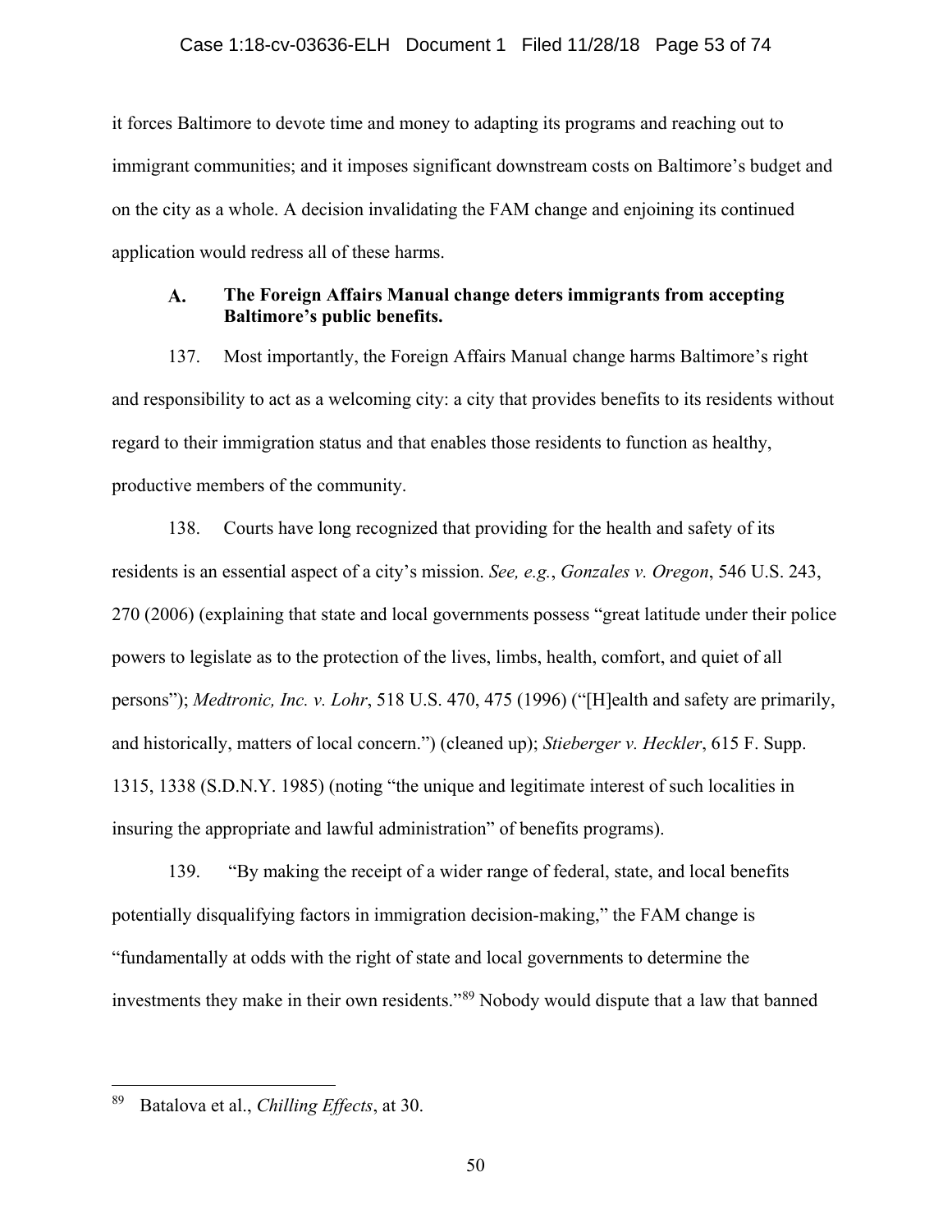it forces Baltimore to devote time and money to adapting its programs and reaching out to immigrant communities; and it imposes significant downstream costs on Baltimore's budget and on the city as a whole. A decision invalidating the FAM change and enjoining its continued application would redress all of these harms.

### A. The Foreign Affairs Manual change deters immigrants from accepting Baltimore's public benefits.

137. Most importantly, the Foreign Affairs Manual change harms Baltimore's right and responsibility to act as a welcoming city: a city that provides benefits to its residents without regard to their immigration status and that enables those residents to function as healthy, productive members of the community.

138. Courts have long recognized that providing for the health and safety of its residents is an essential aspect of a city's mission. *See, e.g.*, *Gonzales v. Oregon*, 546 U.S. 243, 270 (2006) (explaining that state and local governments possess "great latitude under their police powers to legislate as to the protection of the lives, limbs, health, comfort, and quiet of all persons"); *Medtronic, Inc. v. Lohr*, 518 U.S. 470, 475 (1996) ("[H]ealth and safety are primarily, and historically, matters of local concern.") (cleaned up); *Stieberger v. Heckler*, 615 F. Supp. 1315, 1338 (S.D.N.Y. 1985) (noting "the unique and legitimate interest of such localities in insuring the appropriate and lawful administration" of benefits programs).

139. "By making the receipt of a wider range of federal, state, and local benefits potentially disqualifying factors in immigration decision-making," the FAM change is "fundamentally at odds with the right of state and local governments to determine the investments they make in their own residents."[89] Nobody would dispute that a law that banned

[89] Batalova et al., *Chilling Effects*, at 30.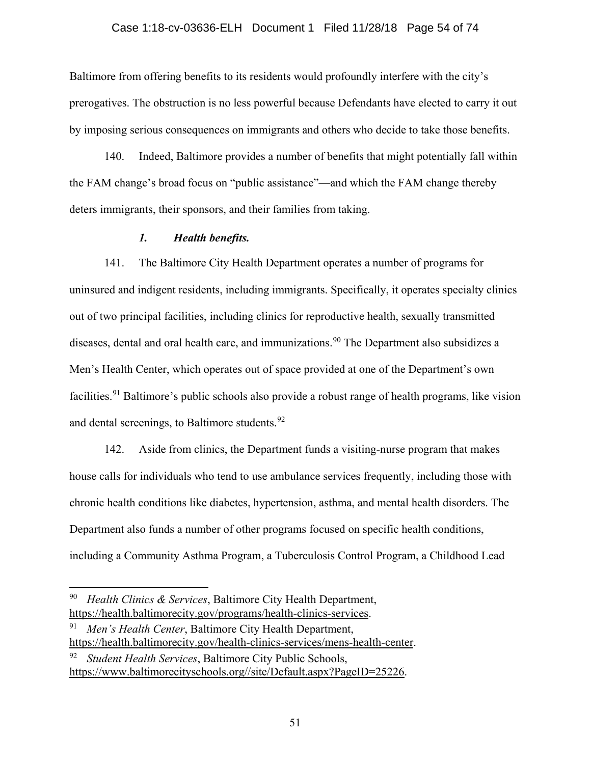Baltimore from offering benefits to its residents would profoundly interfere with the city's prerogatives. The obstruction is no less powerful because Defendants have elected to carry it out by imposing serious consequences on immigrants and others who decide to take those benefits.

140. Indeed, Baltimore provides a number of benefits that might potentially fall within the FAM change's broad focus on "public assistance"—and which the FAM change thereby deters immigrants, their sponsors, and their families from taking.

### *1. Health benefits.*

141. The Baltimore City Health Department operates a number of programs for uninsured and indigent residents, including immigrants. Specifically, it operates specialty clinics out of two principal facilities, including clinics for reproductive health, sexually transmitted diseases, dental and oral health care, and immunizations.[90] The Department also subsidizes a Men's Health Center, which operates out of space provided at one of the Department's own facilities.[91] Baltimore's public schools also provide a robust range of health programs, like vision and dental screenings, to Baltimore students.[92]

142. Aside from clinics, the Department funds a visiting-nurse program that makes house calls for individuals who tend to use ambulance services frequently, including those with chronic health conditions like diabetes, hypertension, asthma, and mental health disorders. The Department also funds a number of other programs focused on specific health conditions, including a Community Asthma Program, a Tuberculosis Control Program, a Childhood Lead

---

[90] *Health Clinics & Services*, Baltimore City Health Department, https://health.baltimorecity.gov/programs/health-clinics-services.

[91] *Men's Health Center*, Baltimore City Health Department, https://health.baltimorecity.gov/health-clinics-services/mens-health-center.

[92] *Student Health Services*, Baltimore City Public Schools, https://www.baltimorecityschools.org//site/Default.aspx?PageID=25226.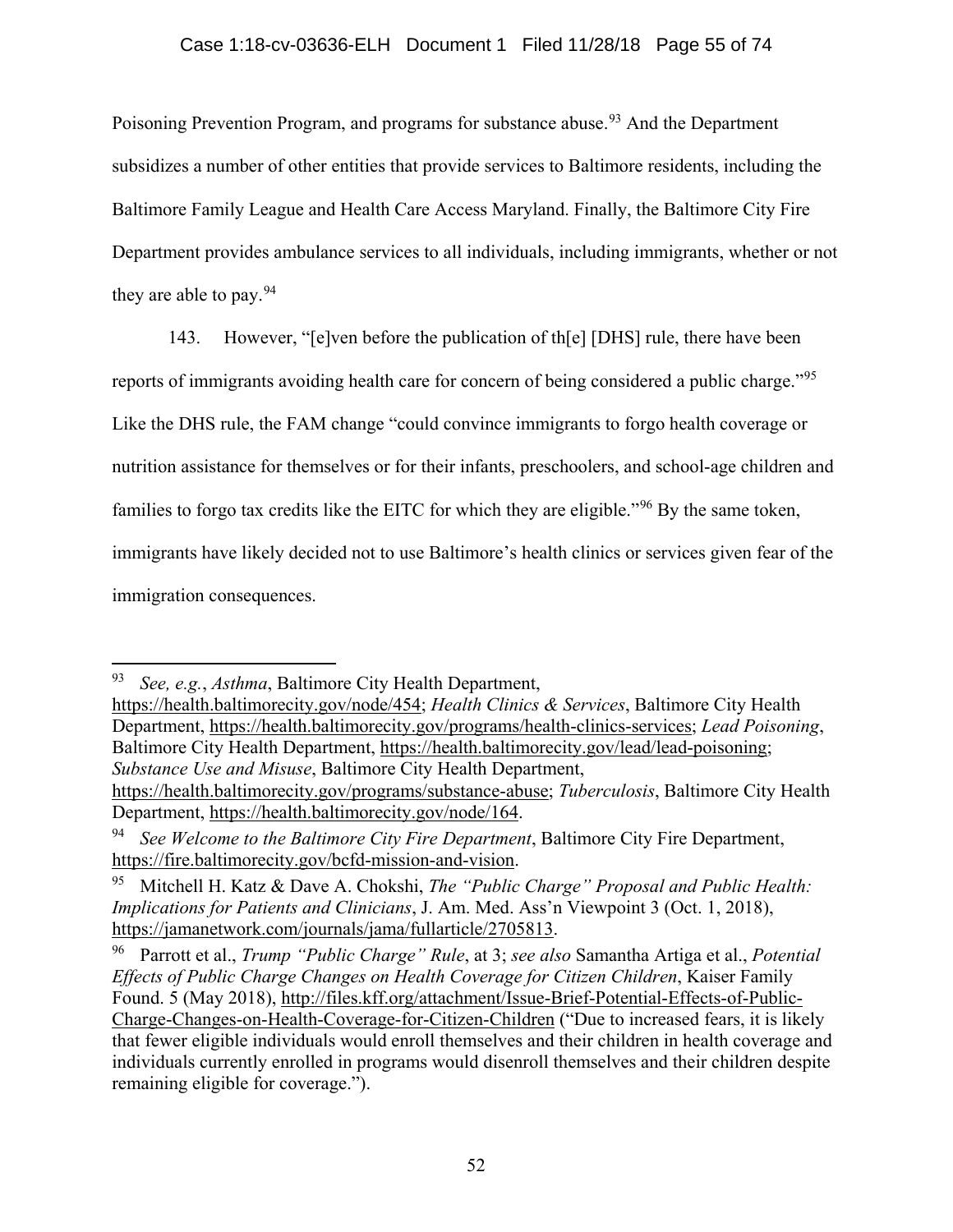Poisoning Prevention Program, and programs for substance abuse.[93] And the Department subsidizes a number of other entities that provide services to Baltimore residents, including the Baltimore Family League and Health Care Access Maryland. Finally, the Baltimore City Fire Department provides ambulance services to all individuals, including immigrants, whether or not they are able to pay.[94]

143. However, "[e]ven before the publication of th[e] [DHS] rule, there have been reports of immigrants avoiding health care for concern of being considered a public charge."[95] Like the DHS rule, the FAM change "could convince immigrants to forgo health coverage or nutrition assistance for themselves or for their infants, preschoolers, and school-age children and families to forgo tax credits like the EITC for which they are eligible."[96] By the same token, immigrants have likely decided not to use Baltimore's health clinics or services given fear of the immigration consequences.

---

[93] *See, e.g.*, *Asthma*, Baltimore City Health Department, https://health.baltimorecity.gov/node/454; *Health Clinics & Services*, Baltimore City Health Department, https://health.baltimorecity.gov/programs/health-clinics-services; *Lead Poisoning*, Baltimore City Health Department, https://health.baltimorecity.gov/lead/lead-poisoning; *Substance Use and Misuse*, Baltimore City Health Department, https://health.baltimorecity.gov/programs/substance-abuse; *Tuberculosis*, Baltimore City Health Department, https://health.baltimorecity.gov/node/164.

[94] *See Welcome to the Baltimore City Fire Department*, Baltimore City Fire Department, https://fire.baltimorecity.gov/bcfd-mission-and-vision.

[95] Mitchell H. Katz & Dave A. Chokshi, *The "Public Charge" Proposal and Public Health: Implications for Patients and Clinicians*, J. Am. Med. Ass'n Viewpoint 3 (Oct. 1, 2018), https://jamanetwork.com/journals/jama/fullarticle/2705813.

[96] Parrott et al., *Trump "Public Charge" Rule*, at 3; *see also* Samantha Artiga et al., *Potential Effects of Public Charge Changes on Health Coverage for Citizen Children*, Kaiser Family Found. 5 (May 2018), http://files.kff.org/attachment/Issue-Brief-Potential-Effects-of-Public-Charge-Changes-on-Health-Coverage-for-Citizen-Children ("Due to increased fears, it is likely that fewer eligible individuals would enroll themselves and their children in health coverage and individuals currently enrolled in programs would disenroll themselves and their children despite remaining eligible for coverage.").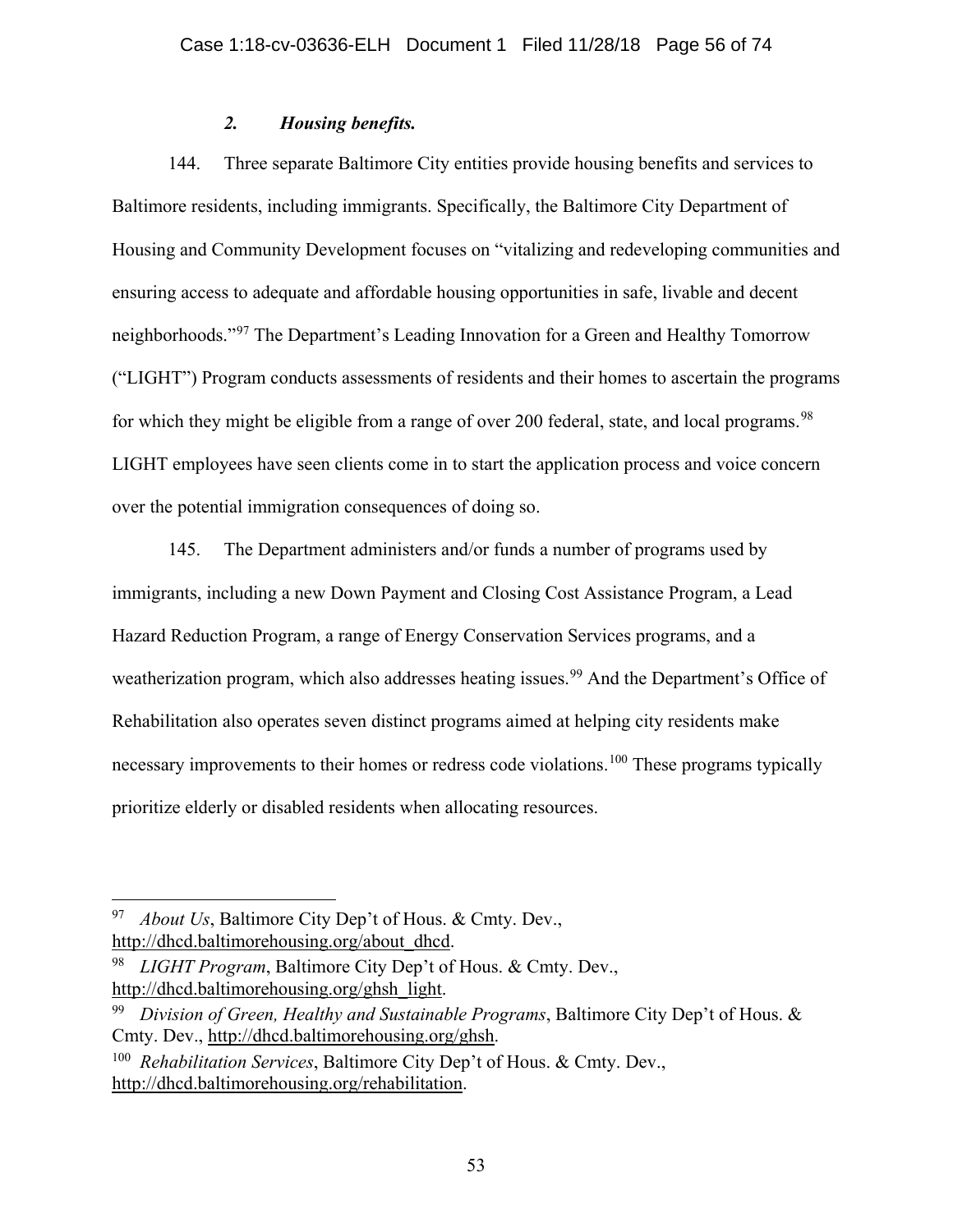### *2. Housing benefits.*

144. Three separate Baltimore City entities provide housing benefits and services to Baltimore residents, including immigrants. Specifically, the Baltimore City Department of Housing and Community Development focuses on "vitalizing and redeveloping communities and ensuring access to adequate and affordable housing opportunities in safe, livable and decent neighborhoods."[97] The Department's Leading Innovation for a Green and Healthy Tomorrow ("LIGHT") Program conducts assessments of residents and their homes to ascertain the programs for which they might be eligible from a range of over 200 federal, state, and local programs.[98] LIGHT employees have seen clients come in to start the application process and voice concern over the potential immigration consequences of doing so.

145. The Department administers and/or funds a number of programs used by immigrants, including a new Down Payment and Closing Cost Assistance Program, a Lead Hazard Reduction Program, a range of Energy Conservation Services programs, and a weatherization program, which also addresses heating issues.[99] And the Department's Office of Rehabilitation also operates seven distinct programs aimed at helping city residents make necessary improvements to their homes or redress code violations.[100] These programs typically prioritize elderly or disabled residents when allocating resources.

---

[97] *About Us*, Baltimore City Dep't of Hous. & Cmty. Dev., http://dhcd.baltimorehousing.org/about_dhcd.

[98] *LIGHT Program*, Baltimore City Dep't of Hous. & Cmty. Dev., http://dhcd.baltimorehousing.org/ghsh_light.

[99] *Division of Green, Healthy and Sustainable Programs*, Baltimore City Dep't of Hous. & Cmty. Dev., http://dhcd.baltimorehousing.org/ghsh.

[100] *Rehabilitation Services*, Baltimore City Dep't of Hous. & Cmty. Dev., http://dhcd.baltimorehousing.org/rehabilitation.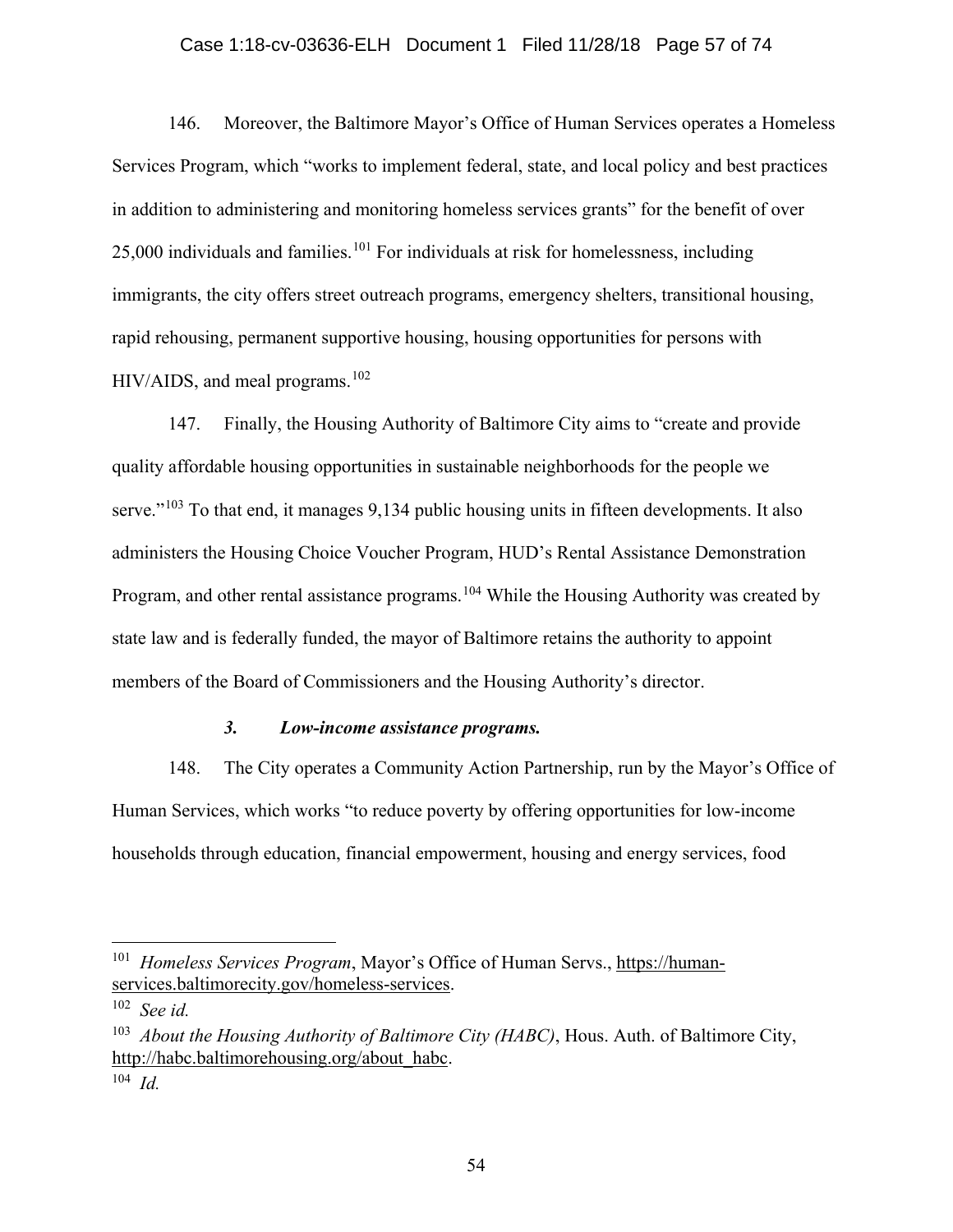146. Moreover, the Baltimore Mayor's Office of Human Services operates a Homeless Services Program, which "works to implement federal, state, and local policy and best practices in addition to administering and monitoring homeless services grants" for the benefit of over 25,000 individuals and families.[101] For individuals at risk for homelessness, including immigrants, the city offers street outreach programs, emergency shelters, transitional housing, rapid rehousing, permanent supportive housing, housing opportunities for persons with HIV/AIDS, and meal programs.[102]

147. Finally, the Housing Authority of Baltimore City aims to "create and provide quality affordable housing opportunities in sustainable neighborhoods for the people we serve."[103] To that end, it manages 9,134 public housing units in fifteen developments. It also administers the Housing Choice Voucher Program, HUD's Rental Assistance Demonstration Program, and other rental assistance programs.[104] While the Housing Authority was created by state law and is federally funded, the mayor of Baltimore retains the authority to appoint members of the Board of Commissioners and the Housing Authority's director.

### *3. Low-income assistance programs.*

148. The City operates a Community Action Partnership, run by the Mayor's Office of Human Services, which works "to reduce poverty by offering opportunities for low-income households through education, financial empowerment, housing and energy services, food

---

[101] *Homeless Services Program*, Mayor's Office of Human Servs., https://human-services.baltimorecity.gov/homeless-services.

[102] *See id.*

[103] *About the Housing Authority of Baltimore City (HABC)*, Hous. Auth. of Baltimore City, http://habc.baltimorehousing.org/about_habc.

[104] *Id.*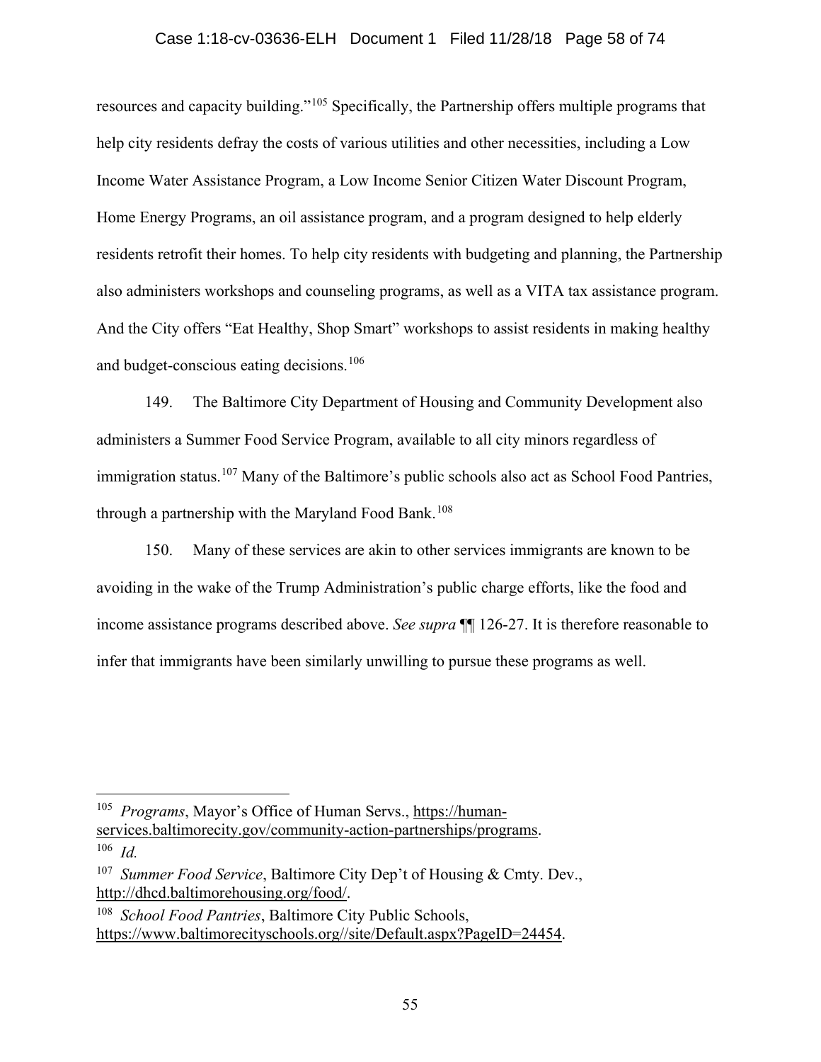resources and capacity building."[105] Specifically, the Partnership offers multiple programs that help city residents defray the costs of various utilities and other necessities, including a Low Income Water Assistance Program, a Low Income Senior Citizen Water Discount Program, Home Energy Programs, an oil assistance program, and a program designed to help elderly residents retrofit their homes. To help city residents with budgeting and planning, the Partnership also administers workshops and counseling programs, as well as a VITA tax assistance program. And the City offers "Eat Healthy, Shop Smart" workshops to assist residents in making healthy and budget-conscious eating decisions.[106]

149. The Baltimore City Department of Housing and Community Development also administers a Summer Food Service Program, available to all city minors regardless of immigration status.[107] Many of the Baltimore's public schools also act as School Food Pantries, through a partnership with the Maryland Food Bank.[108]

150. Many of these services are akin to other services immigrants are known to be avoiding in the wake of the Trump Administration's public charge efforts, like the food and income assistance programs described above. *See supra* ¶¶ 126-27. It is therefore reasonable to infer that immigrants have been similarly unwilling to pursue these programs as well.

---

[105] *Programs*, Mayor's Office of Human Servs., https://human-services.baltimorecity.gov/community-action-partnerships/programs.

[106] *Id.*

[107] *Summer Food Service*, Baltimore City Dep't of Housing & Cmty. Dev., http://dhcd.baltimorehousing.org/food/.

[108] *School Food Pantries*, Baltimore City Public Schools, https://www.baltimorecityschools.org//site/Default.aspx?PageID=24454.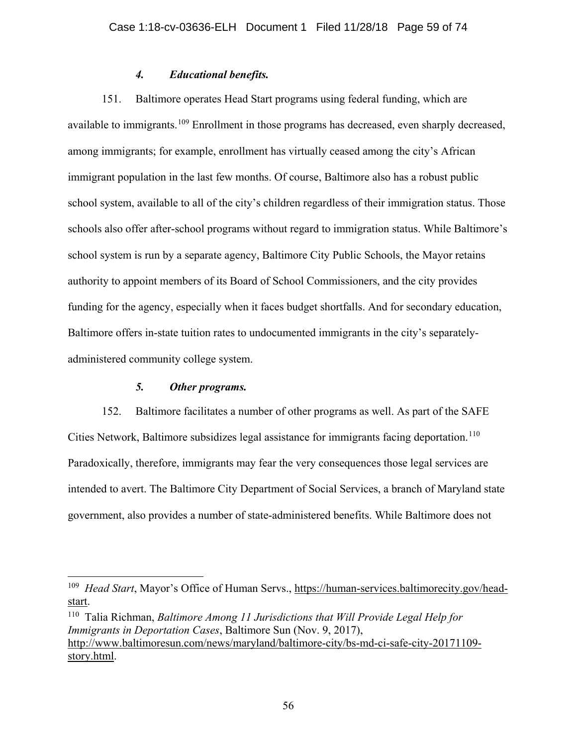#### *4. Educational benefits.*

151. Baltimore operates Head Start programs using federal funding, which are available to immigrants.[109] Enrollment in those programs has decreased, even sharply decreased, among immigrants; for example, enrollment has virtually ceased among the city's African immigrant population in the last few months. Of course, Baltimore also has a robust public school system, available to all of the city's children regardless of their immigration status. Those schools also offer after-school programs without regard to immigration status. While Baltimore's school system is run by a separate agency, Baltimore City Public Schools, the Mayor retains authority to appoint members of its Board of School Commissioners, and the city provides funding for the agency, especially when it faces budget shortfalls. And for secondary education, Baltimore offers in-state tuition rates to undocumented immigrants in the city's separately-administered community college system.

#### *5. Other programs.*

152. Baltimore facilitates a number of other programs as well. As part of the SAFE Cities Network, Baltimore subsidizes legal assistance for immigrants facing deportation.[110] Paradoxically, therefore, immigrants may fear the very consequences those legal services are intended to avert. The Baltimore City Department of Social Services, a branch of Maryland state government, also provides a number of state-administered benefits. While Baltimore does not

---

[109] *Head Start*, Mayor's Office of Human Servs., https://human-services.baltimorecity.gov/head-start.

[110] Talia Richman, *Baltimore Among 11 Jurisdictions that Will Provide Legal Help for Immigrants in Deportation Cases*, Baltimore Sun (Nov. 9, 2017), http://www.baltimoresun.com/news/maryland/baltimore-city/bs-md-ci-safe-city-20171109-story.html.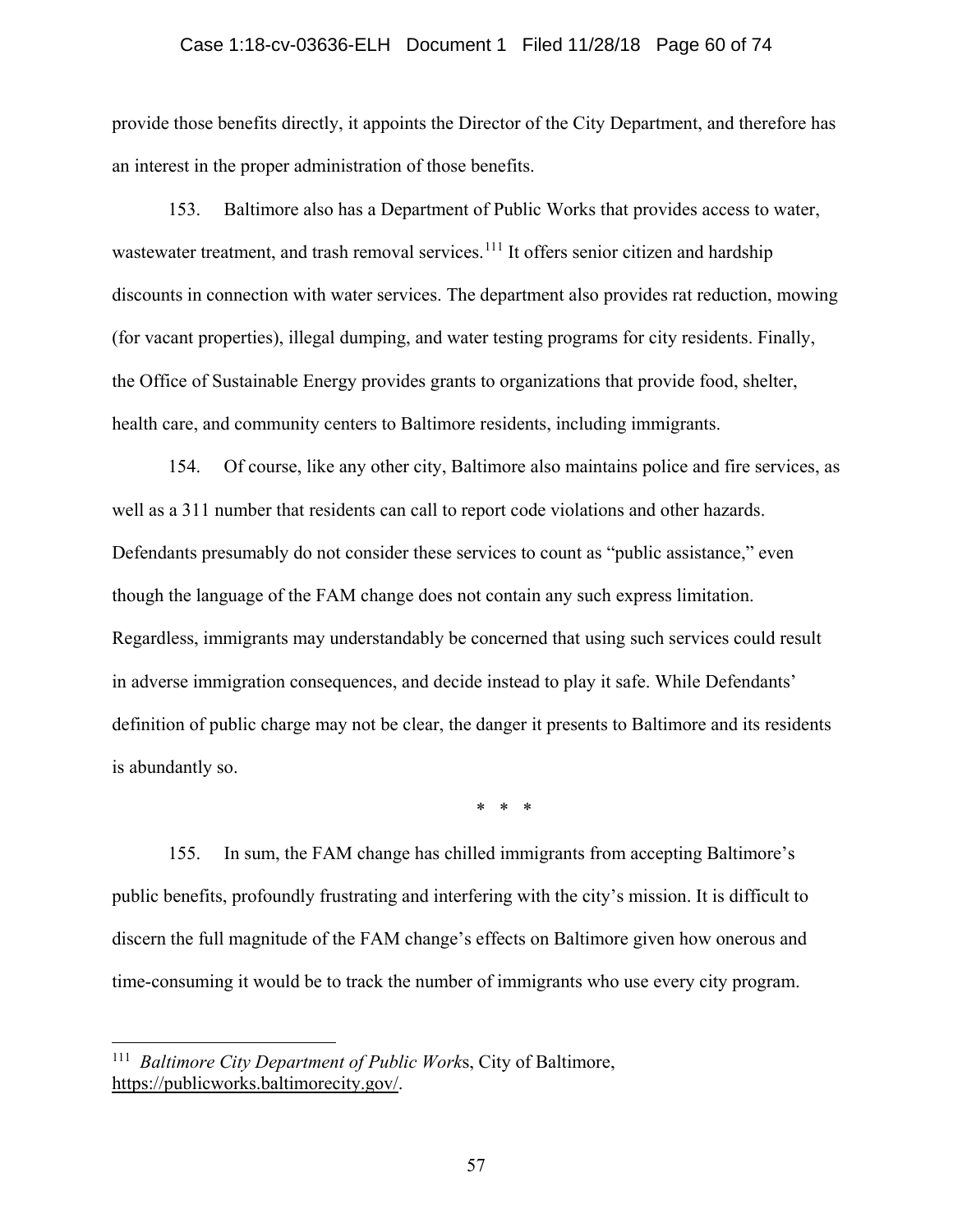provide those benefits directly, it appoints the Director of the City Department, and therefore has an interest in the proper administration of those benefits.

153. Baltimore also has a Department of Public Works that provides access to water, wastewater treatment, and trash removal services.[111] It offers senior citizen and hardship discounts in connection with water services. The department also provides rat reduction, mowing (for vacant properties), illegal dumping, and water testing programs for city residents. Finally, the Office of Sustainable Energy provides grants to organizations that provide food, shelter, health care, and community centers to Baltimore residents, including immigrants.

154. Of course, like any other city, Baltimore also maintains police and fire services, as well as a 311 number that residents can call to report code violations and other hazards. Defendants presumably do not consider these services to count as "public assistance," even though the language of the FAM change does not contain any such express limitation. Regardless, immigrants may understandably be concerned that using such services could result in adverse immigration consequences, and decide instead to play it safe. While Defendants' definition of public charge may not be clear, the danger it presents to Baltimore and its residents is abundantly so.

\* \* \*

155. In sum, the FAM change has chilled immigrants from accepting Baltimore's public benefits, profoundly frustrating and interfering with the city's mission. It is difficult to discern the full magnitude of the FAM change's effects on Baltimore given how onerous and time-consuming it would be to track the number of immigrants who use every city program.

---

[111] *Baltimore City Department of Public Works*, City of Baltimore, https://publicworks.baltimorecity.gov/.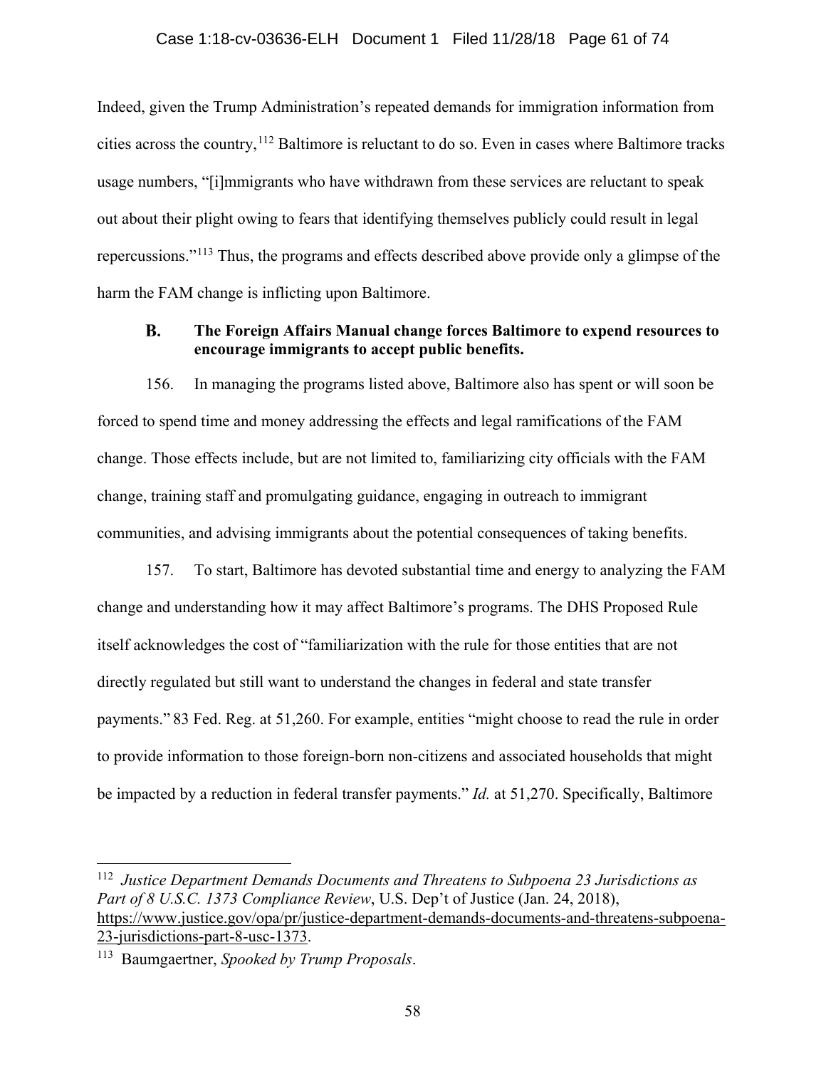Indeed, given the Trump Administration's repeated demands for immigration information from cities across the country,[112] Baltimore is reluctant to do so. Even in cases where Baltimore tracks usage numbers, "[i]mmigrants who have withdrawn from these services are reluctant to speak out about their plight owing to fears that identifying themselves publicly could result in legal repercussions."[113] Thus, the programs and effects described above provide only a glimpse of the harm the FAM change is inflicting upon Baltimore.

### B. The Foreign Affairs Manual change forces Baltimore to expend resources to encourage immigrants to accept public benefits.

156. In managing the programs listed above, Baltimore also has spent or will soon be forced to spend time and money addressing the effects and legal ramifications of the FAM change. Those effects include, but are not limited to, familiarizing city officials with the FAM change, training staff and promulgating guidance, engaging in outreach to immigrant communities, and advising immigrants about the potential consequences of taking benefits.

157. To start, Baltimore has devoted substantial time and energy to analyzing the FAM change and understanding how it may affect Baltimore's programs. The DHS Proposed Rule itself acknowledges the cost of "familiarization with the rule for those entities that are not directly regulated but still want to understand the changes in federal and state transfer payments." 83 Fed. Reg. at 51,260. For example, entities "might choose to read the rule in order to provide information to those foreign-born non-citizens and associated households that might be impacted by a reduction in federal transfer payments." *Id.* at 51,270. Specifically, Baltimore

---

[112] *Justice Department Demands Documents and Threatens to Subpoena 23 Jurisdictions as Part of 8 U.S.C. 1373 Compliance Review*, U.S. Dep't of Justice (Jan. 24, 2018), https://www.justice.gov/opa/pr/justice-department-demands-documents-and-threatens-subpoena-23-jurisdictions-part-8-usc-1373.

[113] Baumgaertner, *Spooked by Trump Proposals*.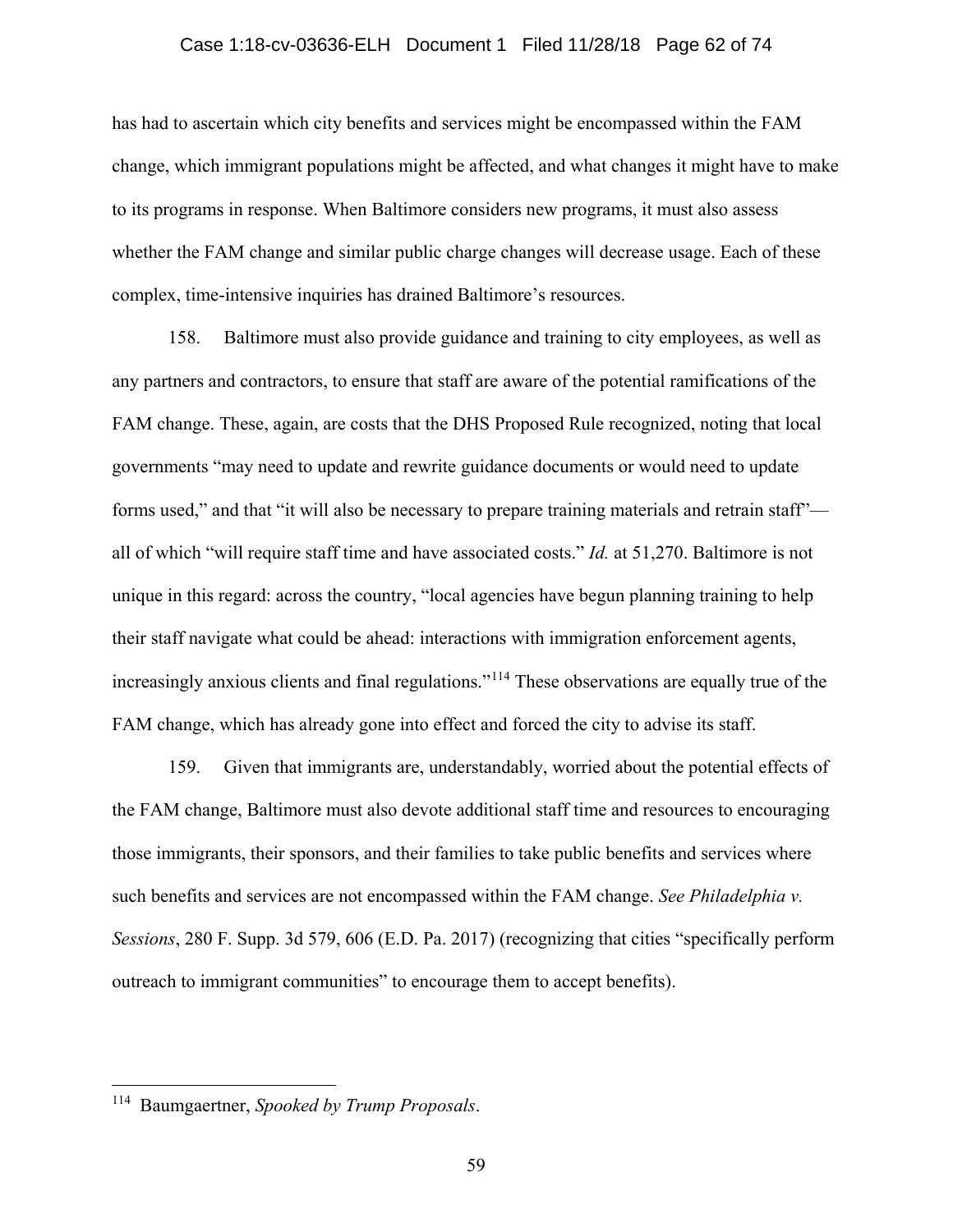has had to ascertain which city benefits and services might be encompassed within the FAM change, which immigrant populations might be affected, and what changes it might have to make to its programs in response. When Baltimore considers new programs, it must also assess whether the FAM change and similar public charge changes will decrease usage. Each of these complex, time-intensive inquiries has drained Baltimore's resources.

158. Baltimore must also provide guidance and training to city employees, as well as any partners and contractors, to ensure that staff are aware of the potential ramifications of the FAM change. These, again, are costs that the DHS Proposed Rule recognized, noting that local governments "may need to update and rewrite guidance documents or would need to update forms used," and that "it will also be necessary to prepare training materials and retrain staff"—all of which "will require staff time and have associated costs." *Id.* at 51,270. Baltimore is not unique in this regard: across the country, "local agencies have begun planning training to help their staff navigate what could be ahead: interactions with immigration enforcement agents, increasingly anxious clients and final regulations."[114] These observations are equally true of the FAM change, which has already gone into effect and forced the city to advise its staff.

159. Given that immigrants are, understandably, worried about the potential effects of the FAM change, Baltimore must also devote additional staff time and resources to encouraging those immigrants, their sponsors, and their families to take public benefits and services where such benefits and services are not encompassed within the FAM change. *See Philadelphia v. Sessions*, 280 F. Supp. 3d 579, 606 (E.D. Pa. 2017) (recognizing that cities "specifically perform outreach to immigrant communities" to encourage them to accept benefits).

---

[114] Baumgaertner, *Spooked by Trump Proposals*.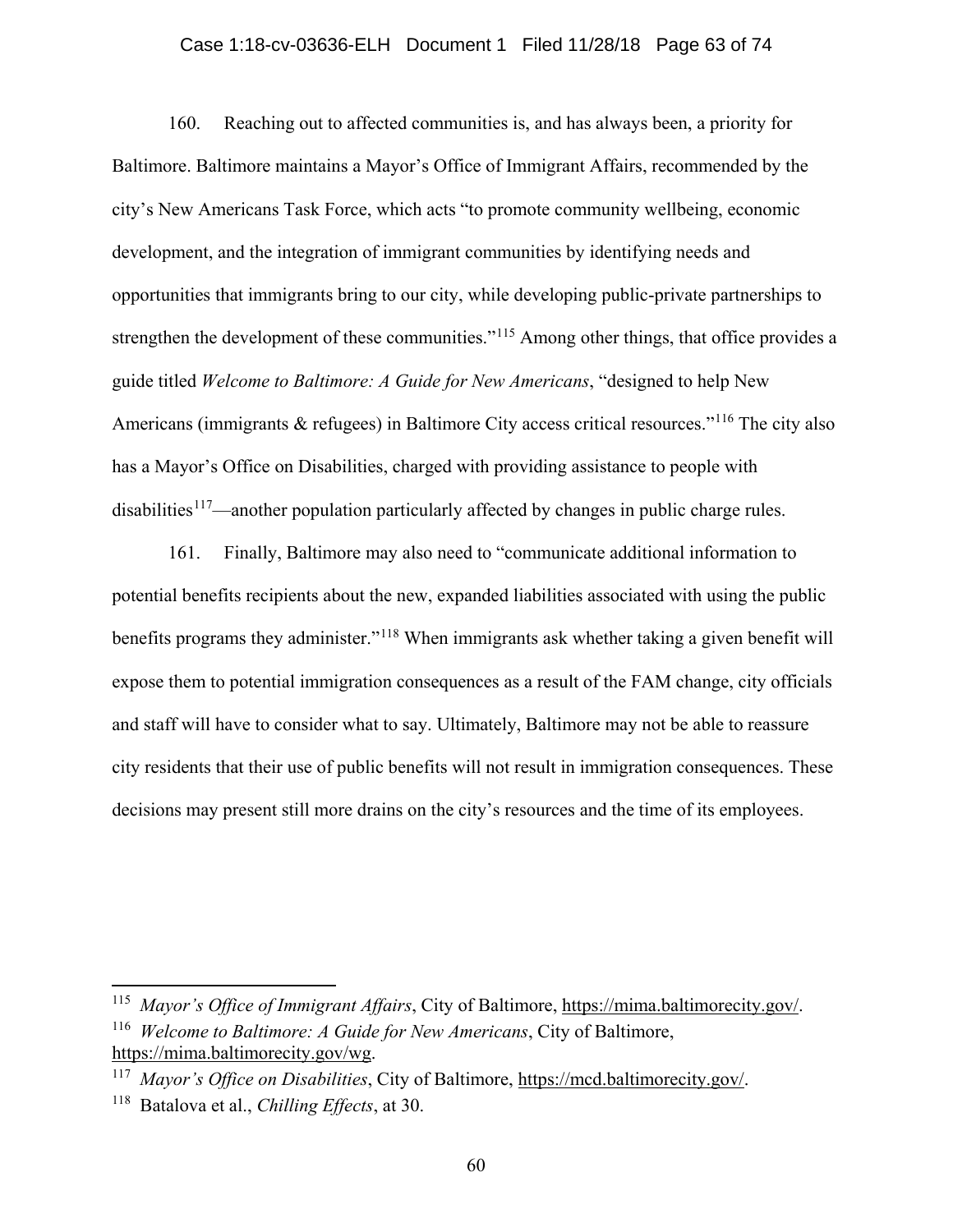160. Reaching out to affected communities is, and has always been, a priority for Baltimore. Baltimore maintains a Mayor's Office of Immigrant Affairs, recommended by the city's New Americans Task Force, which acts "to promote community wellbeing, economic development, and the integration of immigrant communities by identifying needs and opportunities that immigrants bring to our city, while developing public-private partnerships to strengthen the development of these communities."[115] Among other things, that office provides a guide titled *Welcome to Baltimore: A Guide for New Americans*, "designed to help New Americans (immigrants & refugees) in Baltimore City access critical resources."[116] The city also has a Mayor's Office on Disabilities, charged with providing assistance to people with disabilities[117]—another population particularly affected by changes in public charge rules.

161. Finally, Baltimore may also need to "communicate additional information to potential benefits recipients about the new, expanded liabilities associated with using the public benefits programs they administer."[118] When immigrants ask whether taking a given benefit will expose them to potential immigration consequences as a result of the FAM change, city officials and staff will have to consider what to say. Ultimately, Baltimore may not be able to reassure city residents that their use of public benefits will not result in immigration consequences. These decisions may present still more drains on the city's resources and the time of its employees.

---

[115] *Mayor's Office of Immigrant Affairs*, City of Baltimore, https://mima.baltimorecity.gov/.

[116] *Welcome to Baltimore: A Guide for New Americans*, City of Baltimore, https://mima.baltimorecity.gov/wg.

[117] *Mayor's Office on Disabilities*, City of Baltimore, https://mcd.baltimorecity.gov/.

[118] Batalova et al., *Chilling Effects*, at 30.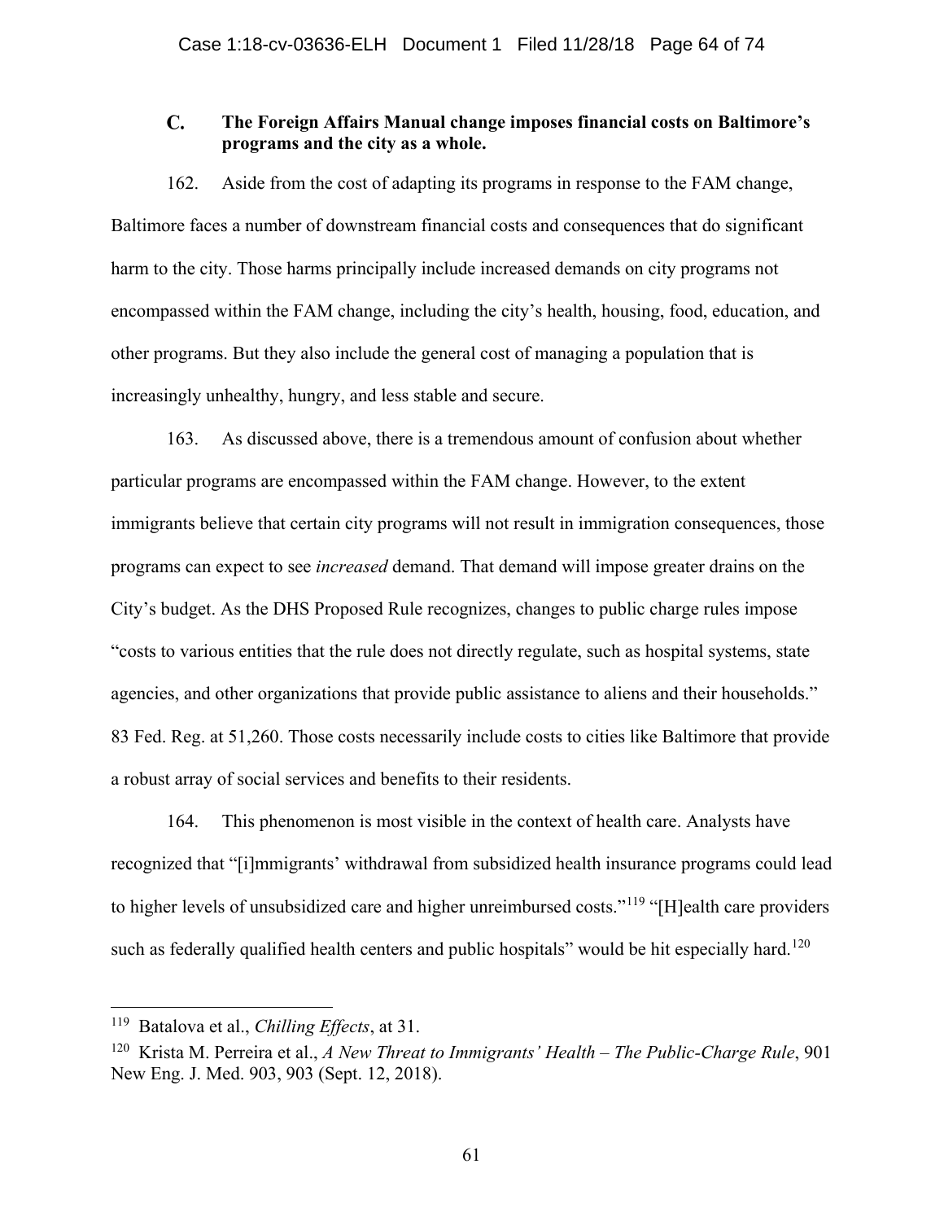### C. The Foreign Affairs Manual change imposes financial costs on Baltimore's programs and the city as a whole.

162. Aside from the cost of adapting its programs in response to the FAM change, Baltimore faces a number of downstream financial costs and consequences that do significant harm to the city. Those harms principally include increased demands on city programs not encompassed within the FAM change, including the city's health, housing, food, education, and other programs. But they also include the general cost of managing a population that is increasingly unhealthy, hungry, and less stable and secure.

163. As discussed above, there is a tremendous amount of confusion about whether particular programs are encompassed within the FAM change. However, to the extent immigrants believe that certain city programs will not result in immigration consequences, those programs can expect to see *increased* demand. That demand will impose greater drains on the City's budget. As the DHS Proposed Rule recognizes, changes to public charge rules impose "costs to various entities that the rule does not directly regulate, such as hospital systems, state agencies, and other organizations that provide public assistance to aliens and their households." 83 Fed. Reg. at 51,260. Those costs necessarily include costs to cities like Baltimore that provide a robust array of social services and benefits to their residents.

164. This phenomenon is most visible in the context of health care. Analysts have recognized that "[i]mmigrants' withdrawal from subsidized health insurance programs could lead to higher levels of unsubsidized care and higher unreimbursed costs."[119] "[H]ealth care providers such as federally qualified health centers and public hospitals" would be hit especially hard.[120]

---

[119] Batalova et al., *Chilling Effects*, at 31.

[120] Krista M. Perreira et al., *A New Threat to Immigrants' Health – The Public-Charge Rule*, 901 New Eng. J. Med. 903, 903 (Sept. 12, 2018).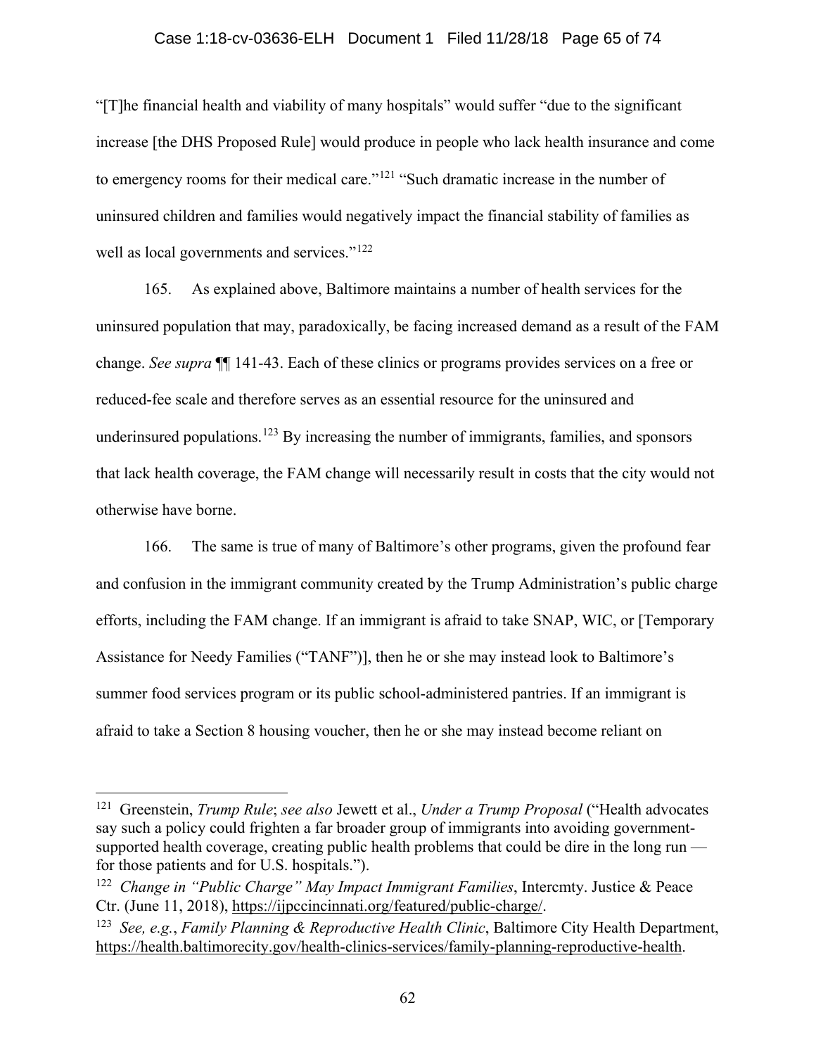"[T]he financial health and viability of many hospitals" would suffer "due to the significant increase [the DHS Proposed Rule] would produce in people who lack health insurance and come to emergency rooms for their medical care."[121] "Such dramatic increase in the number of uninsured children and families would negatively impact the financial stability of families as well as local governments and services."[122]

165. As explained above, Baltimore maintains a number of health services for the uninsured population that may, paradoxically, be facing increased demand as a result of the FAM change. *See supra* ¶¶ 141-43. Each of these clinics or programs provides services on a free or reduced-fee scale and therefore serves as an essential resource for the uninsured and underinsured populations.[123] By increasing the number of immigrants, families, and sponsors that lack health coverage, the FAM change will necessarily result in costs that the city would not otherwise have borne.

166. The same is true of many of Baltimore's other programs, given the profound fear and confusion in the immigrant community created by the Trump Administration's public charge efforts, including the FAM change. If an immigrant is afraid to take SNAP, WIC, or [Temporary Assistance for Needy Families ("TANF")], then he or she may instead look to Baltimore's summer food services program or its public school-administered pantries. If an immigrant is afraid to take a Section 8 housing voucher, then he or she may instead become reliant on

---

[121] Greenstein, *Trump Rule*; *see also* Jewett et al., *Under a Trump Proposal* ("Health advocates say such a policy could frighten a far broader group of immigrants into avoiding government-supported health coverage, creating public health problems that could be dire in the long run — for those patients and for U.S. hospitals.").

[122] *Change in "Public Charge" May Impact Immigrant Families*, Intercmty. Justice & Peace Ctr. (June 11, 2018), https://ijpccincinnati.org/featured/public-charge/.

[123] *See, e.g.*, *Family Planning & Reproductive Health Clinic*, Baltimore City Health Department, https://health.baltimorecity.gov/health-clinics-services/family-planning-reproductive-health.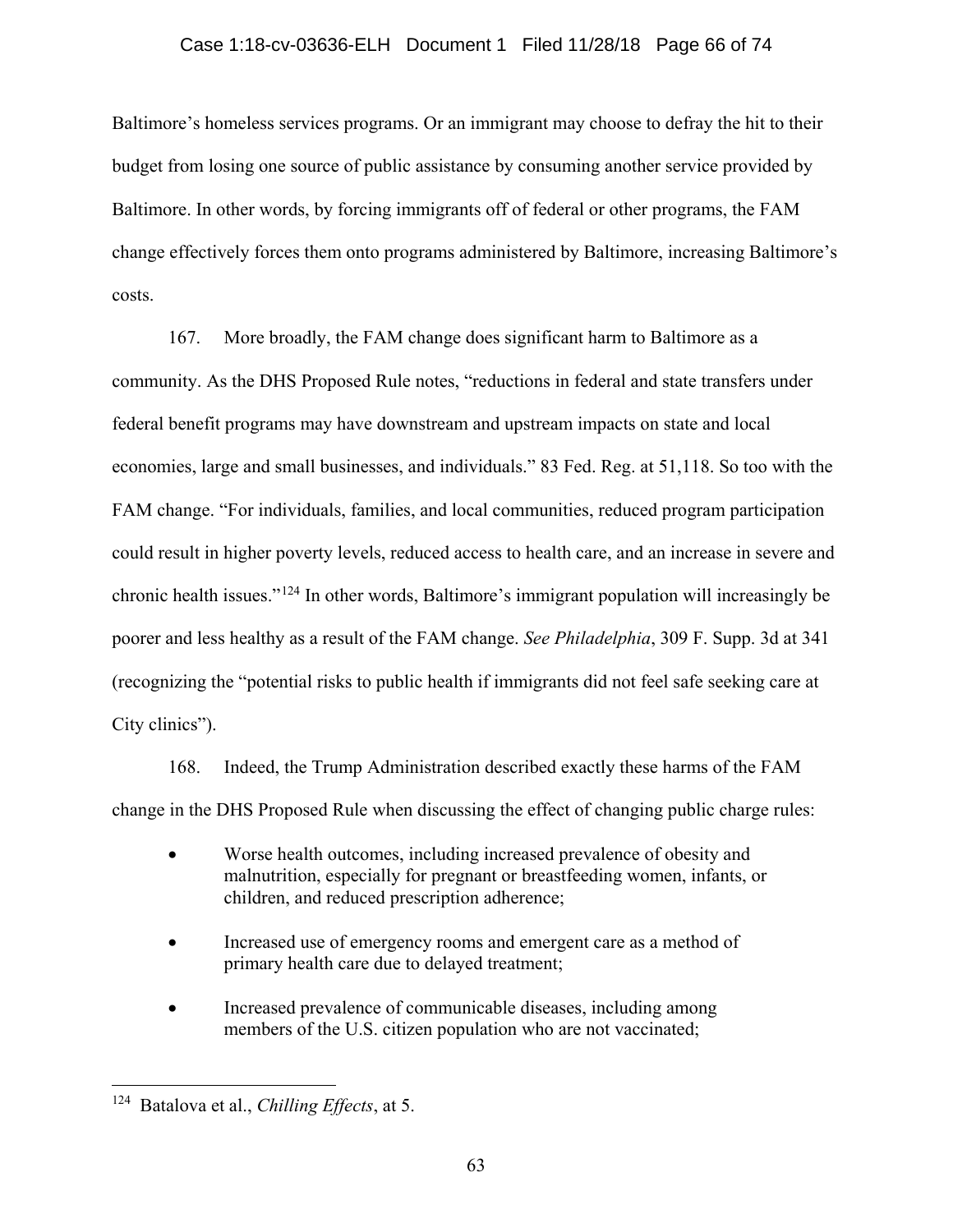Baltimore's homeless services programs. Or an immigrant may choose to defray the hit to their budget from losing one source of public assistance by consuming another service provided by Baltimore. In other words, by forcing immigrants off of federal or other programs, the FAM change effectively forces them onto programs administered by Baltimore, increasing Baltimore's costs.

167. More broadly, the FAM change does significant harm to Baltimore as a community. As the DHS Proposed Rule notes, "reductions in federal and state transfers under federal benefit programs may have downstream and upstream impacts on state and local economies, large and small businesses, and individuals." 83 Fed. Reg. at 51,118. So too with the FAM change. "For individuals, families, and local communities, reduced program participation could result in higher poverty levels, reduced access to health care, and an increase in severe and chronic health issues."[124] In other words, Baltimore's immigrant population will increasingly be poorer and less healthy as a result of the FAM change. *See Philadelphia*, 309 F. Supp. 3d at 341 (recognizing the "potential risks to public health if immigrants did not feel safe seeking care at City clinics").

168. Indeed, the Trump Administration described exactly these harms of the FAM change in the DHS Proposed Rule when discussing the effect of changing public charge rules:

- Worse health outcomes, including increased prevalence of obesity and malnutrition, especially for pregnant or breastfeeding women, infants, or children, and reduced prescription adherence;
- Increased use of emergency rooms and emergent care as a method of primary health care due to delayed treatment;
- Increased prevalence of communicable diseases, including among members of the U.S. citizen population who are not vaccinated;

[124] Batalova et al., *Chilling Effects*, at 5.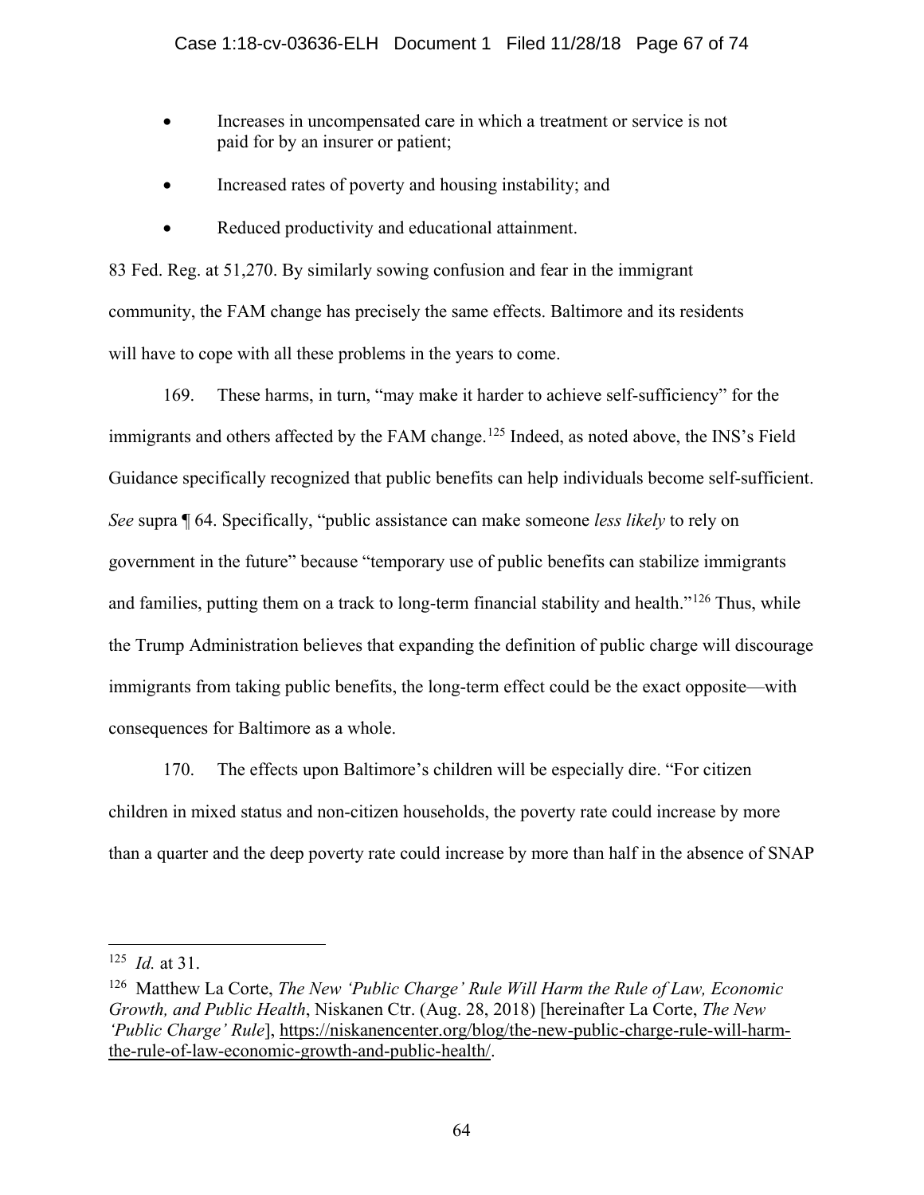- Increases in uncompensated care in which a treatment or service is not paid for by an insurer or patient;
- Increased rates of poverty and housing instability; and
- Reduced productivity and educational attainment.

83 Fed. Reg. at 51,270. By similarly sowing confusion and fear in the immigrant community, the FAM change has precisely the same effects. Baltimore and its residents will have to cope with all these problems in the years to come.

169. These harms, in turn, "may make it harder to achieve self-sufficiency" for the immigrants and others affected by the FAM change.[125] Indeed, as noted above, the INS's Field Guidance specifically recognized that public benefits can help individuals become self-sufficient. *See* supra ¶ 64. Specifically, "public assistance can make someone *less likely* to rely on government in the future" because "temporary use of public benefits can stabilize immigrants and families, putting them on a track to long-term financial stability and health."[126] Thus, while the Trump Administration believes that expanding the definition of public charge will discourage immigrants from taking public benefits, the long-term effect could be the exact opposite—with consequences for Baltimore as a whole.

170. The effects upon Baltimore's children will be especially dire. "For citizen children in mixed status and non-citizen households, the poverty rate could increase by more than a quarter and the deep poverty rate could increase by more than half in the absence of SNAP

---

[125] *Id.* at 31.

[126] Matthew La Corte, *The New 'Public Charge' Rule Will Harm the Rule of Law, Economic Growth, and Public Health*, Niskanen Ctr. (Aug. 28, 2018) [hereinafter La Corte, *The New 'Public Charge' Rule*], https://niskanencenter.org/blog/the-new-public-charge-rule-will-harm-the-rule-of-law-economic-growth-and-public-health/.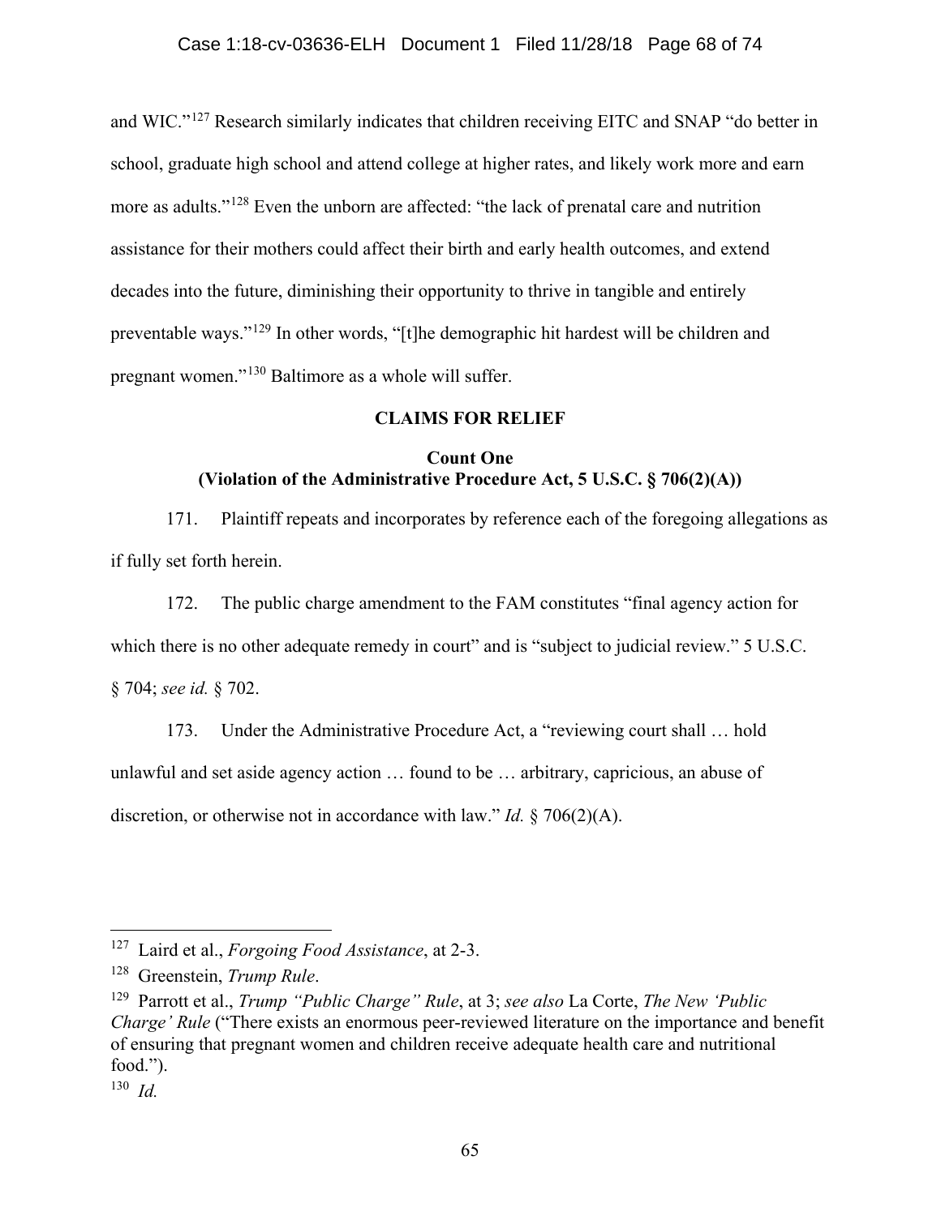and WIC."[127] Research similarly indicates that children receiving EITC and SNAP "do better in school, graduate high school and attend college at higher rates, and likely work more and earn more as adults."[128] Even the unborn are affected: "the lack of prenatal care and nutrition assistance for their mothers could affect their birth and early health outcomes, and extend decades into the future, diminishing their opportunity to thrive in tangible and entirely preventable ways."[129] In other words, "[t]he demographic hit hardest will be children and pregnant women."[130] Baltimore as a whole will suffer.

## CLAIMS FOR RELIEF

### Count One
### (Violation of the Administrative Procedure Act, 5 U.S.C. § 706(2)(A))

171. Plaintiff repeats and incorporates by reference each of the foregoing allegations as if fully set forth herein.

172. The public charge amendment to the FAM constitutes "final agency action for which there is no other adequate remedy in court" and is "subject to judicial review." 5 U.S.C. § 704; *see id.* § 702.

173. Under the Administrative Procedure Act, a "reviewing court shall … hold unlawful and set aside agency action … found to be … arbitrary, capricious, an abuse of discretion, or otherwise not in accordance with law." *Id.* § 706(2)(A).

---

[127] Laird et al., *Forgoing Food Assistance*, at 2-3.

[128] Greenstein, *Trump Rule*.

[129] Parrott et al., *Trump "Public Charge" Rule*, at 3; *see also* La Corte, *The New 'Public Charge' Rule* ("There exists an enormous peer-reviewed literature on the importance and benefit of ensuring that pregnant women and children receive adequate health care and nutritional food.").

[130] *Id.*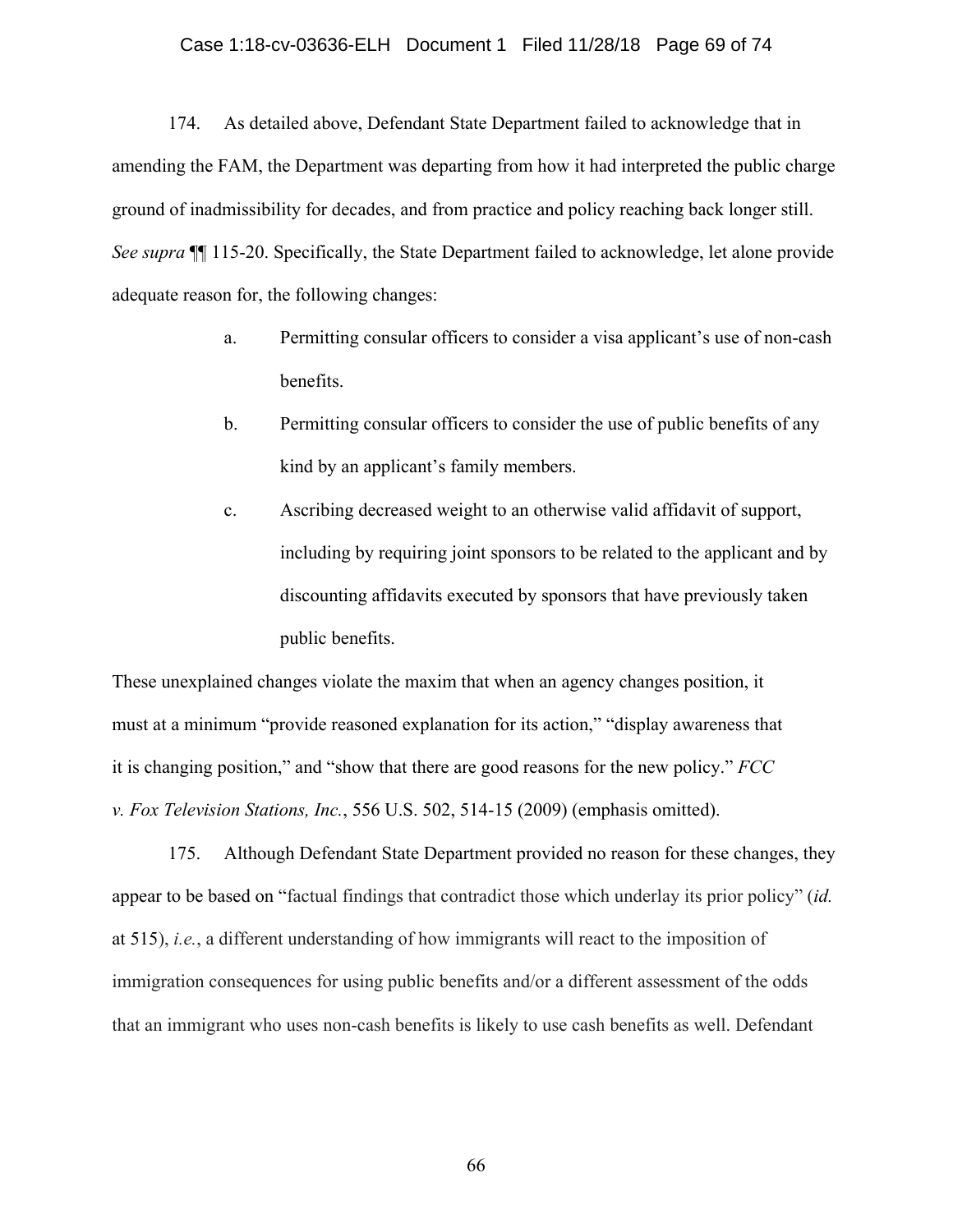174. As detailed above, Defendant State Department failed to acknowledge that in amending the FAM, the Department was departing from how it had interpreted the public charge ground of inadmissibility for decades, and from practice and policy reaching back longer still. *See supra* ¶¶ 115-20. Specifically, the State Department failed to acknowledge, let alone provide adequate reason for, the following changes:

a. Permitting consular officers to consider a visa applicant's use of non-cash benefits.

b. Permitting consular officers to consider the use of public benefits of any kind by an applicant's family members.

c. Ascribing decreased weight to an otherwise valid affidavit of support, including by requiring joint sponsors to be related to the applicant and by discounting affidavits executed by sponsors that have previously taken public benefits.

These unexplained changes violate the maxim that when an agency changes position, it must at a minimum "provide reasoned explanation for its action," "display awareness that it is changing position," and "show that there are good reasons for the new policy." *FCC v. Fox Television Stations, Inc.*, 556 U.S. 502, 514-15 (2009) (emphasis omitted).

175. Although Defendant State Department provided no reason for these changes, they appear to be based on "factual findings that contradict those which underlay its prior policy" (*id.* at 515), *i.e.*, a different understanding of how immigrants will react to the imposition of immigration consequences for using public benefits and/or a different assessment of the odds that an immigrant who uses non-cash benefits is likely to use cash benefits as well. Defendant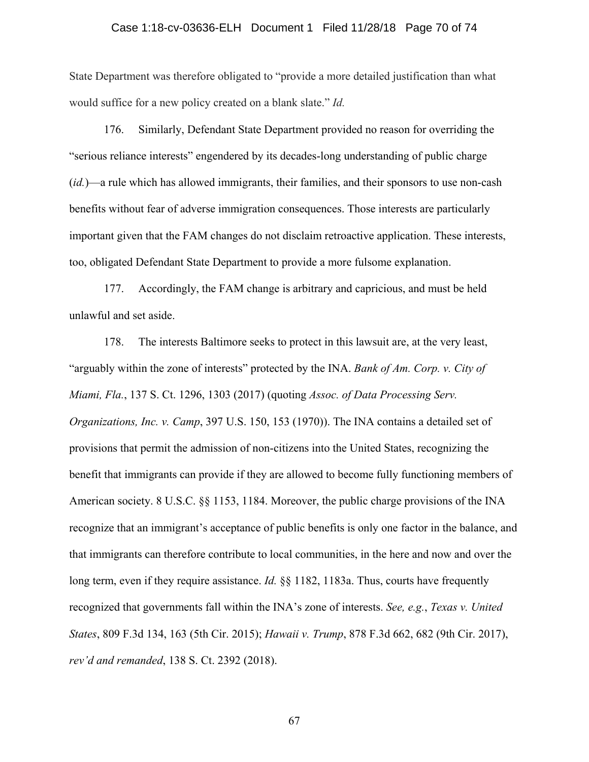State Department was therefore obligated to "provide a more detailed justification than what would suffice for a new policy created on a blank slate." *Id.*

176. Similarly, Defendant State Department provided no reason for overriding the "serious reliance interests" engendered by its decades-long understanding of public charge (*id.*)—a rule which has allowed immigrants, their families, and their sponsors to use non-cash benefits without fear of adverse immigration consequences. Those interests are particularly important given that the FAM changes do not disclaim retroactive application. These interests, too, obligated Defendant State Department to provide a more fulsome explanation.

177. Accordingly, the FAM change is arbitrary and capricious, and must be held unlawful and set aside.

178. The interests Baltimore seeks to protect in this lawsuit are, at the very least, "arguably within the zone of interests" protected by the INA. *Bank of Am. Corp. v. City of Miami, Fla.*, 137 S. Ct. 1296, 1303 (2017) (quoting *Assoc. of Data Processing Serv. Organizations, Inc. v. Camp*, 397 U.S. 150, 153 (1970)). The INA contains a detailed set of provisions that permit the admission of non-citizens into the United States, recognizing the benefit that immigrants can provide if they are allowed to become fully functioning members of American society. 8 U.S.C. §§ 1153, 1184. Moreover, the public charge provisions of the INA recognize that an immigrant's acceptance of public benefits is only one factor in the balance, and that immigrants can therefore contribute to local communities, in the here and now and over the long term, even if they require assistance. *Id.* §§ 1182, 1183a. Thus, courts have frequently recognized that governments fall within the INA's zone of interests. *See, e.g.*, *Texas v. United States*, 809 F.3d 134, 163 (5th Cir. 2015); *Hawaii v. Trump*, 878 F.3d 662, 682 (9th Cir. 2017), *rev'd and remanded*, 138 S. Ct. 2392 (2018).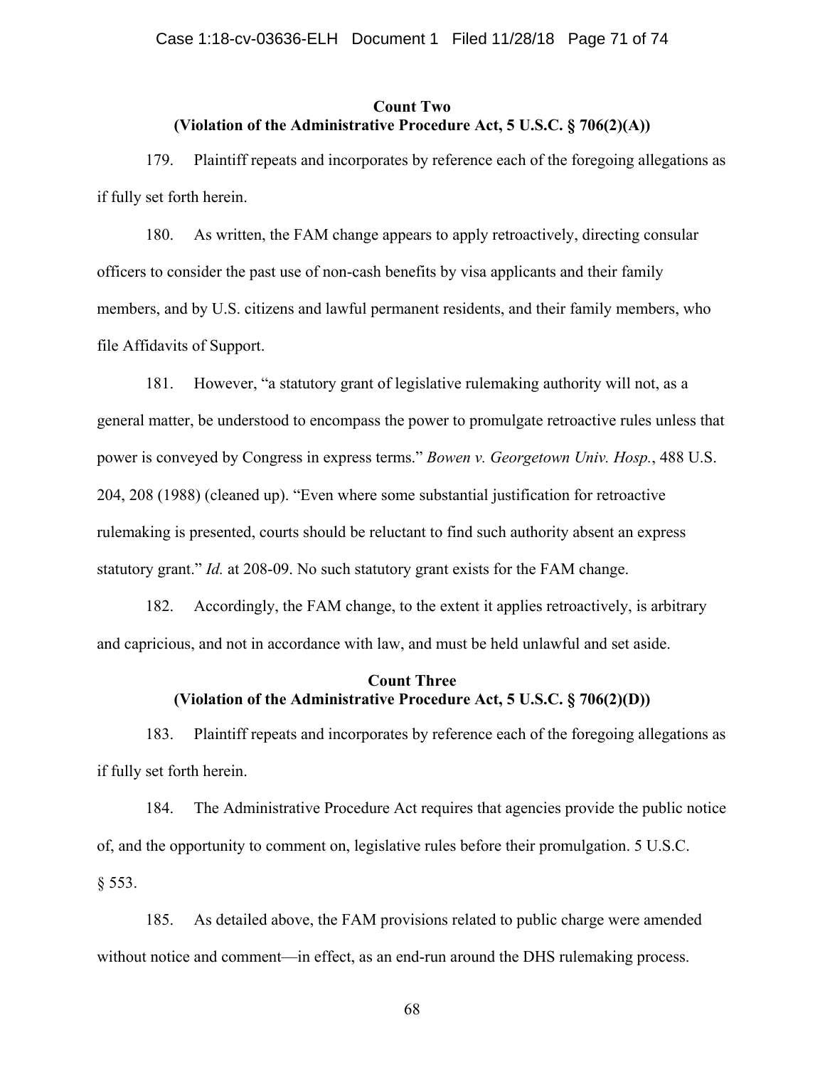**Count Two**
**(Violation of the Administrative Procedure Act, 5 U.S.C. § 706(2)(A))**

179. Plaintiff repeats and incorporates by reference each of the foregoing allegations as if fully set forth herein.

180. As written, the FAM change appears to apply retroactively, directing consular officers to consider the past use of non-cash benefits by visa applicants and their family members, and by U.S. citizens and lawful permanent residents, and their family members, who file Affidavits of Support.

181. However, "a statutory grant of legislative rulemaking authority will not, as a general matter, be understood to encompass the power to promulgate retroactive rules unless that power is conveyed by Congress in express terms." *Bowen v. Georgetown Univ. Hosp.*, 488 U.S. 204, 208 (1988) (cleaned up). "Even where some substantial justification for retroactive rulemaking is presented, courts should be reluctant to find such authority absent an express statutory grant." *Id.* at 208-09. No such statutory grant exists for the FAM change.

182. Accordingly, the FAM change, to the extent it applies retroactively, is arbitrary and capricious, and not in accordance with law, and must be held unlawful and set aside.

**Count Three**
**(Violation of the Administrative Procedure Act, 5 U.S.C. § 706(2)(D))**

183. Plaintiff repeats and incorporates by reference each of the foregoing allegations as if fully set forth herein.

184. The Administrative Procedure Act requires that agencies provide the public notice of, and the opportunity to comment on, legislative rules before their promulgation. 5 U.S.C. § 553.

185. As detailed above, the FAM provisions related to public charge were amended without notice and comment—in effect, as an end-run around the DHS rulemaking process.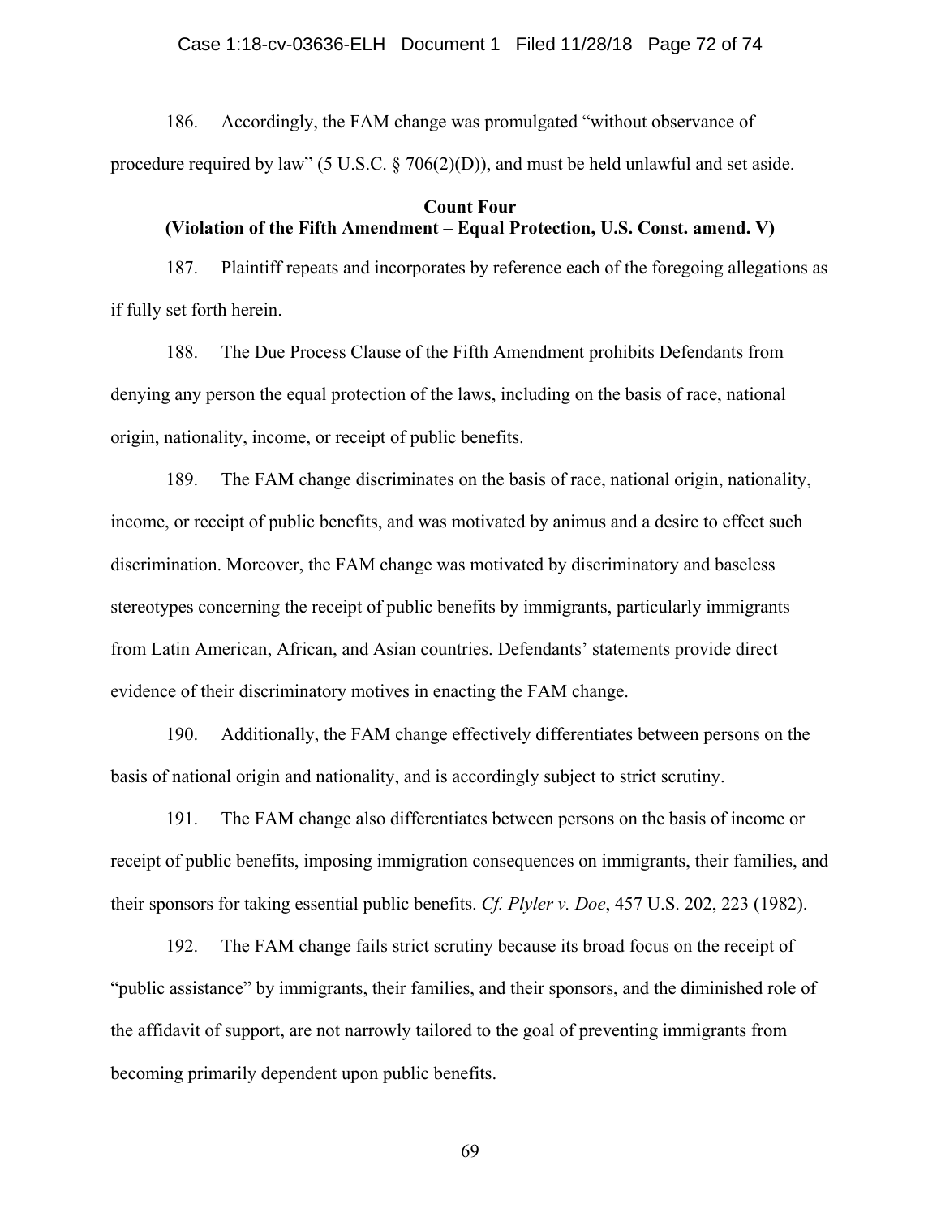186. Accordingly, the FAM change was promulgated "without observance of procedure required by law" (5 U.S.C. § 706(2)(D)), and must be held unlawful and set aside.

**Count Four**
**(Violation of the Fifth Amendment – Equal Protection, U.S. Const. amend. V)**

187. Plaintiff repeats and incorporates by reference each of the foregoing allegations as if fully set forth herein.

188. The Due Process Clause of the Fifth Amendment prohibits Defendants from denying any person the equal protection of the laws, including on the basis of race, national origin, nationality, income, or receipt of public benefits.

189. The FAM change discriminates on the basis of race, national origin, nationality, income, or receipt of public benefits, and was motivated by animus and a desire to effect such discrimination. Moreover, the FAM change was motivated by discriminatory and baseless stereotypes concerning the receipt of public benefits by immigrants, particularly immigrants from Latin American, African, and Asian countries. Defendants' statements provide direct evidence of their discriminatory motives in enacting the FAM change.

190. Additionally, the FAM change effectively differentiates between persons on the basis of national origin and nationality, and is accordingly subject to strict scrutiny.

191. The FAM change also differentiates between persons on the basis of income or receipt of public benefits, imposing immigration consequences on immigrants, their families, and their sponsors for taking essential public benefits. *Cf. Plyler v. Doe*, 457 U.S. 202, 223 (1982).

192. The FAM change fails strict scrutiny because its broad focus on the receipt of "public assistance" by immigrants, their families, and their sponsors, and the diminished role of the affidavit of support, are not narrowly tailored to the goal of preventing immigrants from becoming primarily dependent upon public benefits.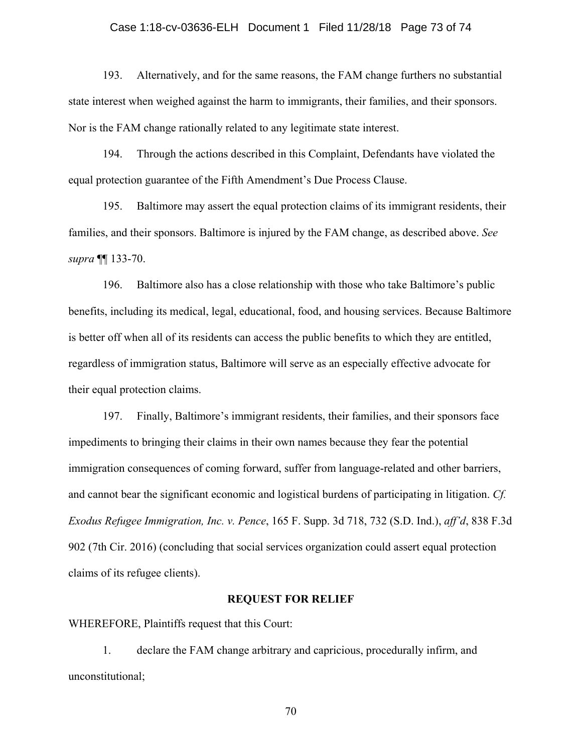193. Alternatively, and for the same reasons, the FAM change furthers no substantial state interest when weighed against the harm to immigrants, their families, and their sponsors. Nor is the FAM change rationally related to any legitimate state interest.

194. Through the actions described in this Complaint, Defendants have violated the equal protection guarantee of the Fifth Amendment's Due Process Clause.

195. Baltimore may assert the equal protection claims of its immigrant residents, their families, and their sponsors. Baltimore is injured by the FAM change, as described above. *See supra* ¶¶ 133-70.

196. Baltimore also has a close relationship with those who take Baltimore's public benefits, including its medical, legal, educational, food, and housing services. Because Baltimore is better off when all of its residents can access the public benefits to which they are entitled, regardless of immigration status, Baltimore will serve as an especially effective advocate for their equal protection claims.

197. Finally, Baltimore's immigrant residents, their families, and their sponsors face impediments to bringing their claims in their own names because they fear the potential immigration consequences of coming forward, suffer from language-related and other barriers, and cannot bear the significant economic and logistical burdens of participating in litigation. *Cf. Exodus Refugee Immigration, Inc. v. Pence*, 165 F. Supp. 3d 718, 732 (S.D. Ind.), *aff'd*, 838 F.3d 902 (7th Cir. 2016) (concluding that social services organization could assert equal protection claims of its refugee clients).

**REQUEST FOR RELIEF**

WHEREFORE, Plaintiffs request that this Court:

1. declare the FAM change arbitrary and capricious, procedurally infirm, and unconstitutional;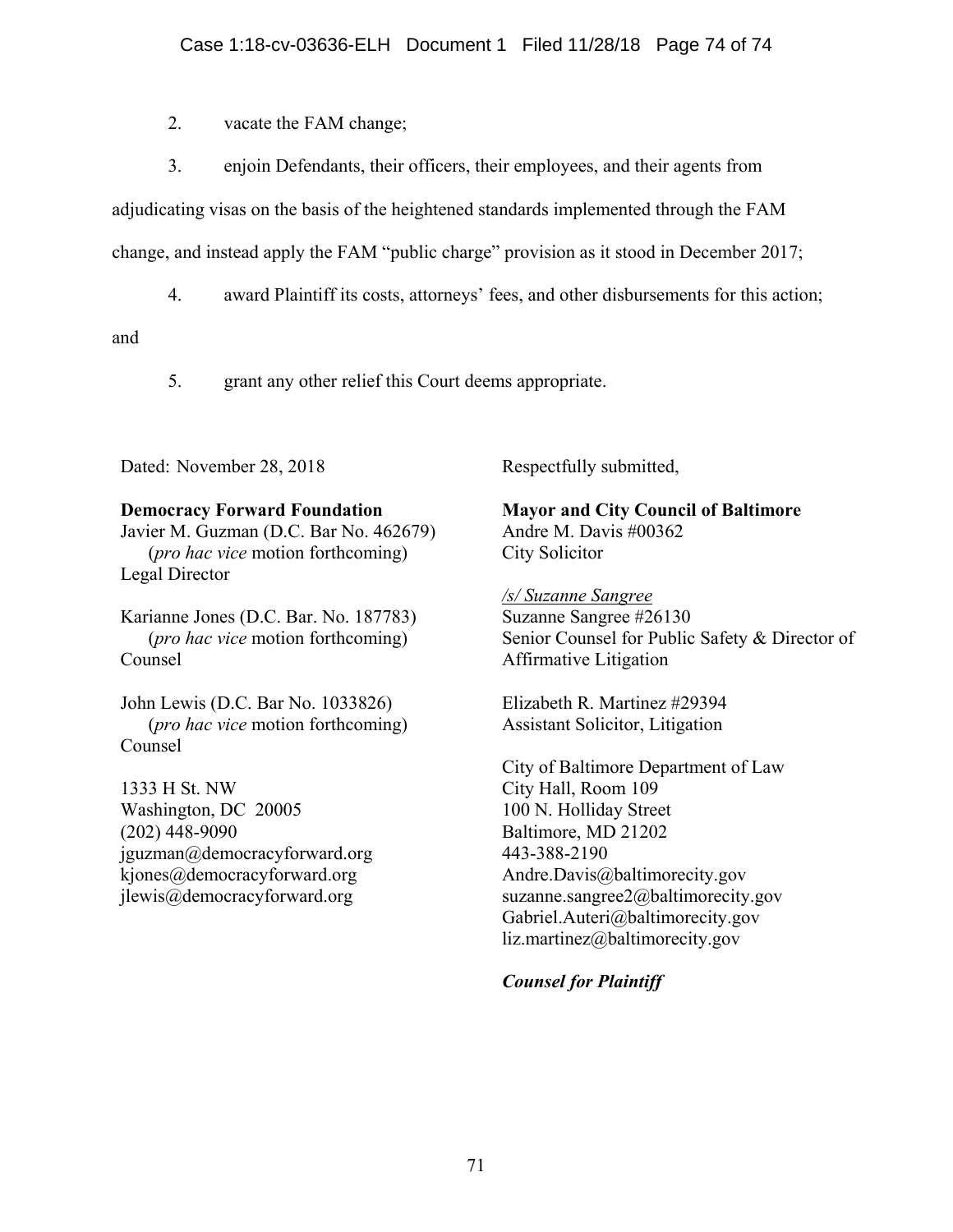2. vacate the FAM change;

3. enjoin Defendants, their officers, their employees, and their agents from adjudicating visas on the basis of the heightened standards implemented through the FAM change, and instead apply the FAM "public charge" provision as it stood in December 2017;

4. award Plaintiff its costs, attorneys' fees, and other disbursements for this action; and

5. grant any other relief this Court deems appropriate.

Dated: November 28, 2018

Respectfully submitted,

**Democracy Forward Foundation**
Javier M. Guzman (D.C. Bar No. 462679)
(*pro hac vice* motion forthcoming)
Legal Director

Karianne Jones (D.C. Bar. No. 187783)
(*pro hac vice* motion forthcoming)
Counsel

John Lewis (D.C. Bar No. 1033826)
(*pro hac vice* motion forthcoming)
Counsel

1333 H St. NW
Washington, DC 20005
(202) 448-9090
jguzman@democracyforward.org
kjones@democracyforward.org
jlewis@democracyforward.org

**Mayor and City Council of Baltimore**
Andre M. Davis #00362
City Solicitor

*/s/ Suzanne Sangree*
Suzanne Sangree #26130
Senior Counsel for Public Safety & Director of Affirmative Litigation

Elizabeth R. Martinez #29394
Assistant Solicitor, Litigation

City of Baltimore Department of Law
City Hall, Room 109
100 N. Holliday Street
Baltimore, MD 21202
443-388-2190
Andre.Davis@baltimorecity.gov
suzanne.sangree2@baltimorecity.gov
Gabriel.Auteri@baltimorecity.gov
liz.martinez@baltimorecity.gov

***Counsel for Plaintiff***